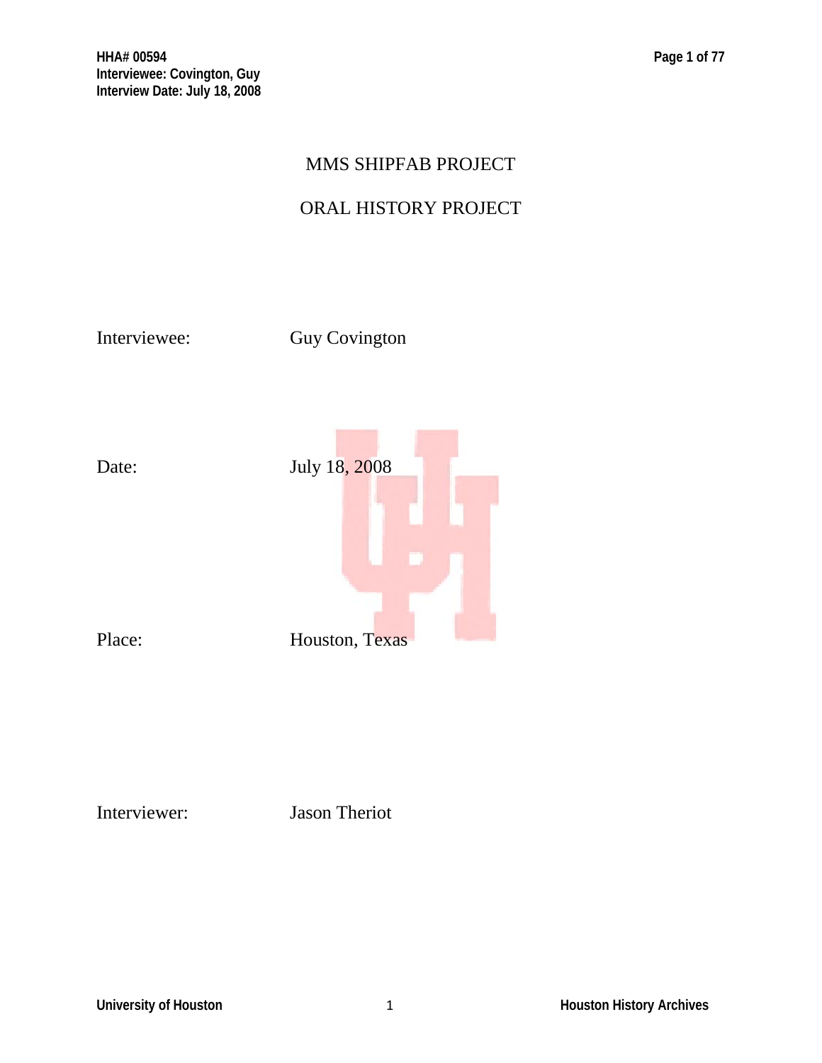# MMS SHIPFAB PROJECT

# ORAL HISTORY PROJECT

Interviewee: Guy Covington

Date: July 18, 2008

Place: Houston, Texas

Interviewer: Jason Theriot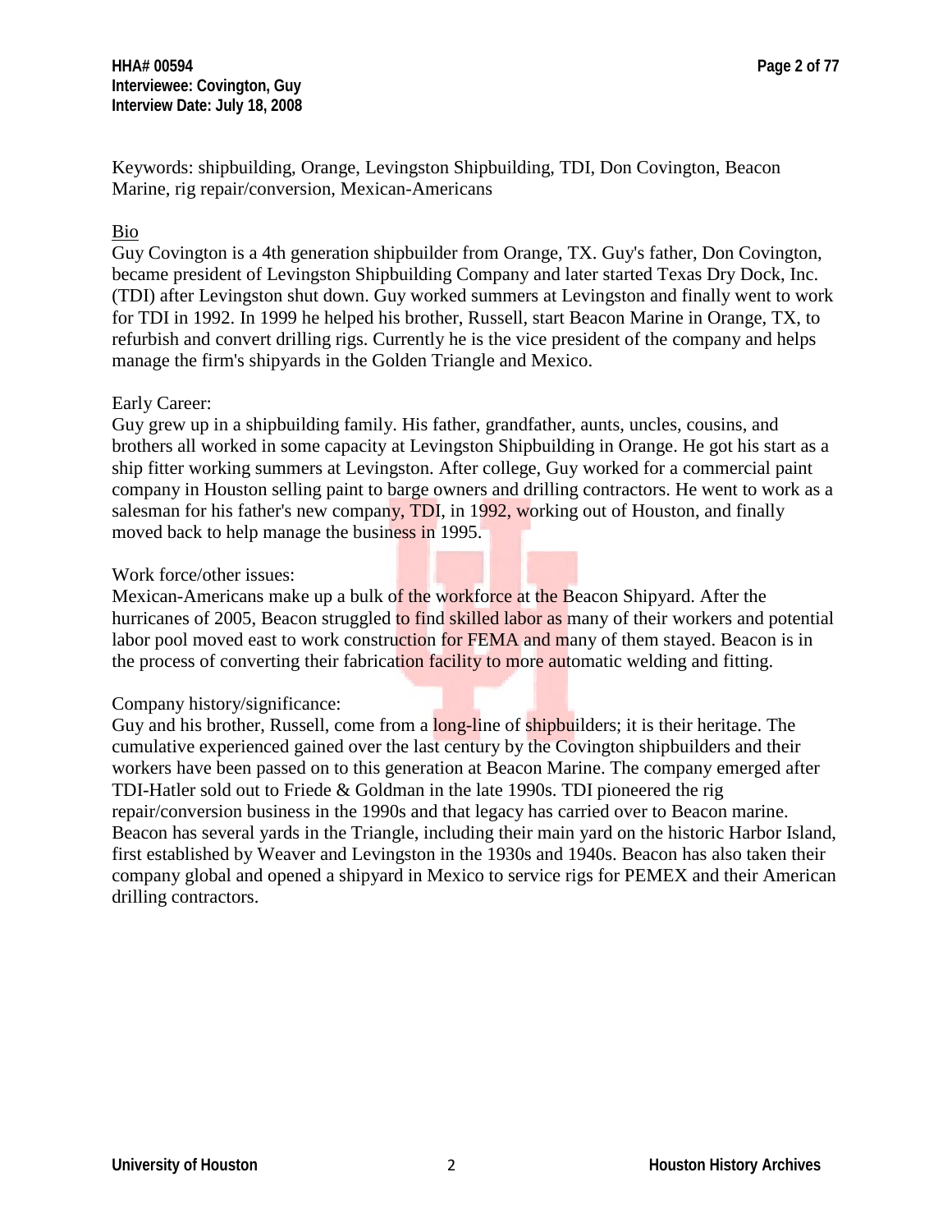Keywords: shipbuilding, Orange, Levingston Shipbuilding, TDI, Don Covington, Beacon Marine, rig repair/conversion, Mexican-Americans

## Bio

Guy Covington is a 4th generation shipbuilder from Orange, TX. Guy's father, Don Covington, became president of Levingston Shipbuilding Company and later started Texas Dry Dock, Inc. (TDI) after Levingston shut down. Guy worked summers at Levingston and finally went to work for TDI in 1992. In 1999 he helped his brother, Russell, start Beacon Marine in Orange, TX, to refurbish and convert drilling rigs. Currently he is the vice president of the company and helps manage the firm's shipyards in the Golden Triangle and Mexico.

Early Career:

Guy grew up in a shipbuilding family. His father, grandfather, aunts, uncles, cousins, and brothers all worked in some capacity at Levingston Shipbuilding in Orange. He got his start as a ship fitter working summers at Levingston. After college, Guy worked for a commercial paint company in Houston selling paint to barge owners and drilling contractors. He went to work as a salesman for his father's new company, TDI, in 1992, working out of Houston, and finally moved back to help manage the business in 1995.

Work force/other issues:

Mexican-Americans make up a bulk of the workforce at the Beacon Shipyard. After the hurricanes of 2005, Beacon struggled to find skilled labor as many of their workers and potential labor pool moved east to work construction for FEMA and many of them stayed. Beacon is in the process of converting their fabrication facility to more automatic welding and fitting.

Company history/significance:

Guy and his brother, Russell, come from a long-line of shipbuilders; it is their heritage. The cumulative experienced gained over the last century by the Covington shipbuilders and their workers have been passed on to this generation at Beacon Marine. The company emerged after TDI-Hatler sold out to Friede & Goldman in the late 1990s. TDI pioneered the rig repair/conversion business in the 1990s and that legacy has carried over to Beacon marine. Beacon has several yards in the Triangle, including their main yard on the historic Harbor Island, first established by Weaver and Levingston in the 1930s and 1940s. Beacon has also taken their company global and opened a shipyard in Mexico to service rigs for PEMEX and their American drilling contractors.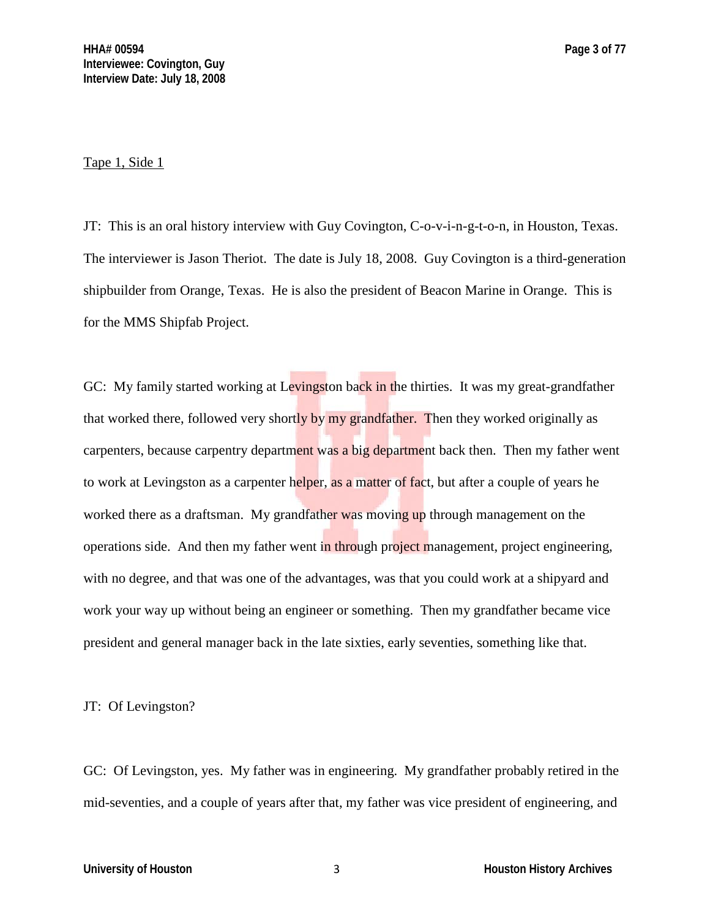Tape 1, Side 1

JT: This is an oral history interview with Guy Covington, C-o-v-i-n-g-t-o-n, in Houston, Texas. The interviewer is Jason Theriot. The date is July 18, 2008. Guy Covington is a third-generation shipbuilder from Orange, Texas. He is also the president of Beacon Marine in Orange. This is for the MMS Shipfab Project.

GC: My family started working at Levingston back in the thirties. It was my great-grandfather that worked there, followed very shortly by my grandfather. Then they worked originally as carpenters, because carpentry department was a big department back then. Then my father went to work at Levingston as a carpenter helper, as a matter of fact, but after a couple of years he worked there as a draftsman. My grandfather was moving up through management on the operations side. And then my father went in through project management, project engineering, with no degree, and that was one of the advantages, was that you could work at a shipyard and work your way up without being an engineer or something. Then my grandfather became vice president and general manager back in the late sixties, early seventies, something like that.

JT: Of Levingston?

GC: Of Levingston, yes. My father was in engineering. My grandfather probably retired in the mid-seventies, and a couple of years after that, my father was vice president of engineering, and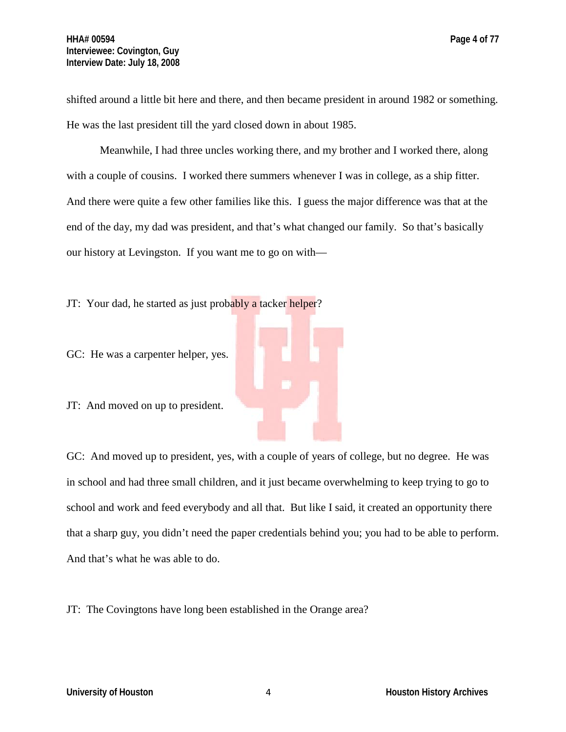shifted around a little bit here and there, and then became president in around 1982 or something. He was the last president till the yard closed down in about 1985.

Meanwhile, I had three uncles working there, and my brother and I worked there, along with a couple of cousins. I worked there summers whenever I was in college, as a ship fitter. And there were quite a few other families like this. I guess the major difference was that at the end of the day, my dad was president, and that's what changed our family. So that's basically our history at Levingston. If you want me to go on with—

JT: Your dad, he started as just probably a tacker helper?

GC: He was a carpenter helper, yes.

JT: And moved on up to president.

GC: And moved up to president, yes, with a couple of years of college, but no degree. He was in school and had three small children, and it just became overwhelming to keep trying to go to school and work and feed everybody and all that. But like I said, it created an opportunity there that a sharp guy, you didn't need the paper credentials behind you; you had to be able to perform. And that's what he was able to do.

JT: The Covingtons have long been established in the Orange area?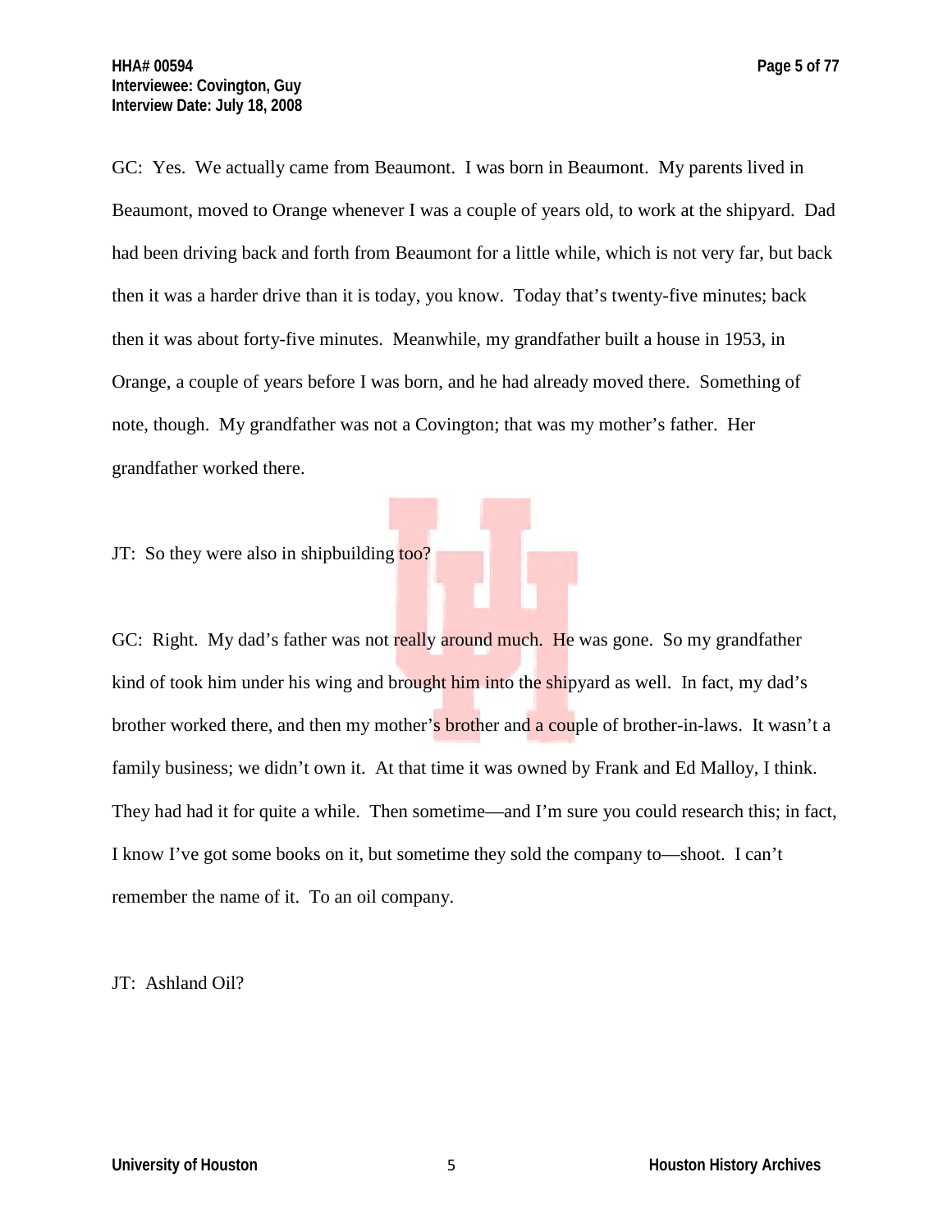GC: Yes. We actually came from Beaumont. I was born in Beaumont. My parents lived in Beaumont, moved to Orange whenever I was a couple of years old, to work at the shipyard. Dad had been driving back and forth from Beaumont for a little while, which is not very far, but back then it was a harder drive than it is today, you know. Today that's twenty-five minutes; back then it was about forty-five minutes. Meanwhile, my grandfather built a house in 1953, in Orange, a couple of years before I was born, and he had already moved there. Something of note, though. My grandfather was not a Covington; that was my mother's father. Her grandfather worked there.

JT: So they were also in shipbuilding too?

GC: Right. My dad's father was not really around much. He was gone. So my grandfather kind of took him under his wing and brought him into the shipyard as well. In fact, my dad's brother worked there, and then my mother's brother and a couple of brother-in-laws. It wasn't a family business; we didn't own it. At that time it was owned by Frank and Ed Malloy, I think. They had had it for quite a while. Then sometime—and I'm sure you could research this; in fact, I know I've got some books on it, but sometime they sold the company to—shoot. I can't remember the name of it. To an oil company.

JT: Ashland Oil?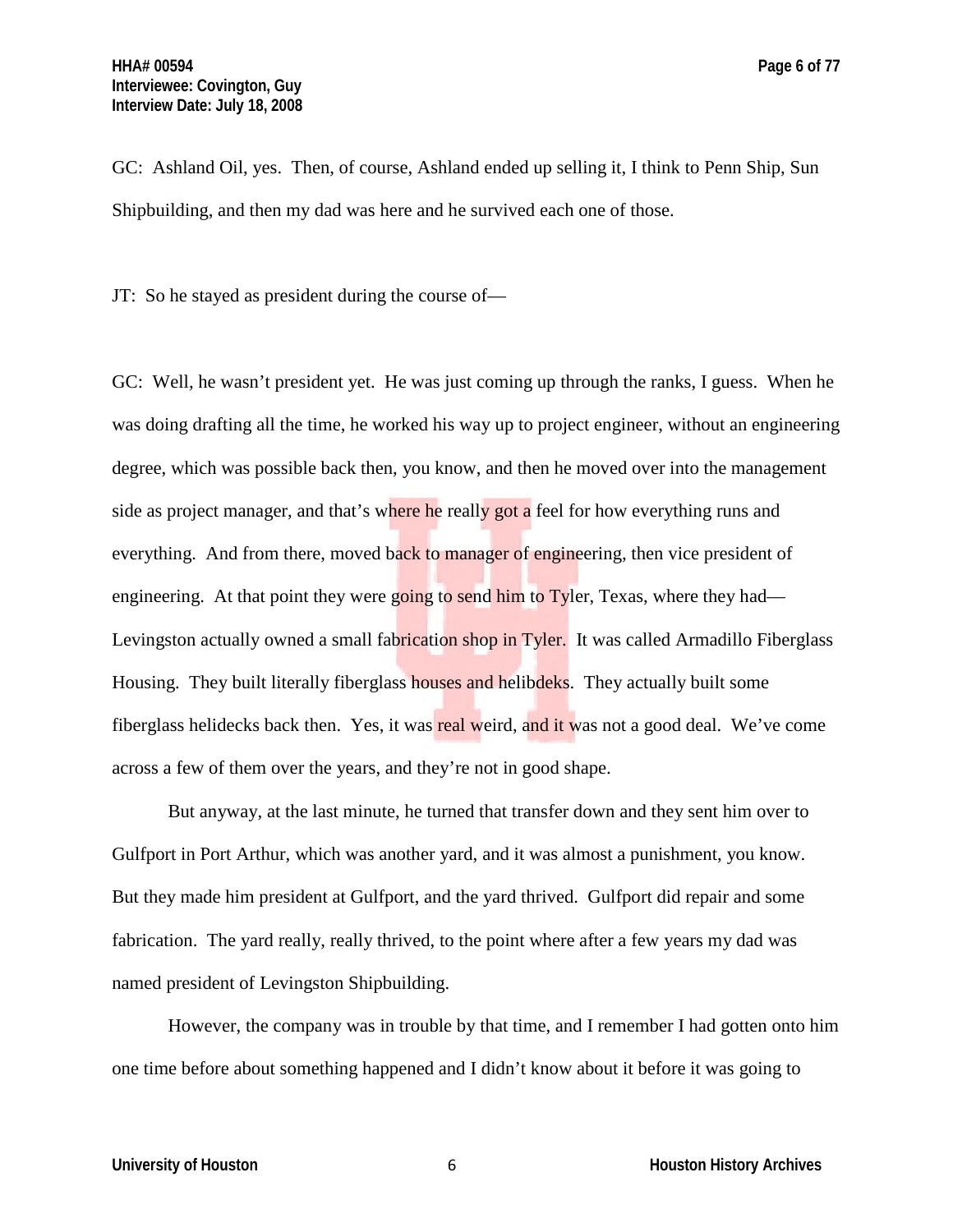GC: Ashland Oil, yes. Then, of course, Ashland ended up selling it, I think to Penn Ship, Sun Shipbuilding, and then my dad was here and he survived each one of those.

JT: So he stayed as president during the course of—

GC: Well, he wasn't president yet. He was just coming up through the ranks, I guess. When he was doing drafting all the time, he worked his way up to project engineer, without an engineering degree, which was possible back then, you know, and then he moved over into the management side as project manager, and that's where he really got a feel for how everything runs and everything. And from there, moved back to manager of engineering, then vice president of engineering. At that point they were going to send him to Tyler, Texas, where they had—Levingston actually owned a small fabrication shop in Tyler. It was called Armadillo Fiberglass Housing. They built literally fiberglass houses and helibdeks. They actually built some fiberglass helidecks back then. Yes, it was real weird, and it was not a good deal. We've come across a few of them over the years, and they're not in good shape.

But anyway, at the last minute, he turned that transfer down and they sent him over to Gulfport in Port Arthur, which was another yard, and it was almost a punishment, you know. But they made him president at Gulfport, and the yard thrived. Gulfport did repair and some fabrication. The yard really, really thrived, to the point where after a few years my dad was named president of Levingston Shipbuilding.

However, the company was in trouble by that time, and I remember I had gotten onto him one time before about something happened and I didn't know about it before it was going to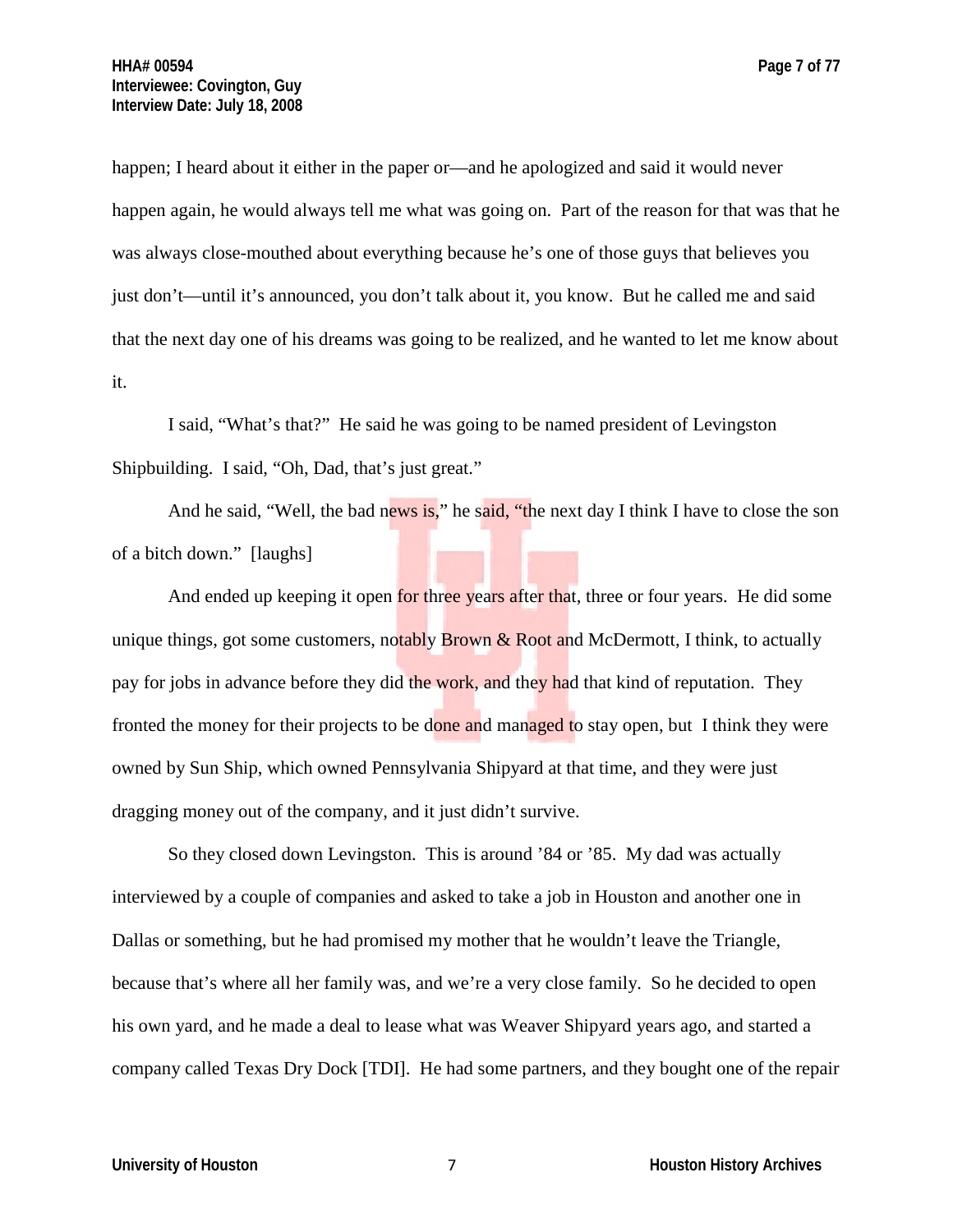happen; I heard about it either in the paper or—and he apologized and said it would never happen again, he would always tell me what was going on. Part of the reason for that was that he was always close-mouthed about everything because he's one of those guys that believes you just don't—until it's announced, you don't talk about it, you know. But he called me and said that the next day one of his dreams was going to be realized, and he wanted to let me know about it.

I said, "What's that?" He said he was going to be named president of Levingston Shipbuilding. I said, "Oh, Dad, that's just great."

And he said, "Well, the bad news is," he said, "the next day I think I have to close the son of a bitch down." [laughs]

And ended up keeping it open for three years after that, three or four years. He did some unique things, got some customers, notably Brown & Root and McDermott, I think, to actually pay for jobs in advance before they did the work, and they had that kind of reputation. They fronted the money for their projects to be done and managed to stay open, but I think they were owned by Sun Ship, which owned Pennsylvania Shipyard at that time, and they were just dragging money out of the company, and it just didn't survive.

So they closed down Levingston. This is around '84 or '85. My dad was actually interviewed by a couple of companies and asked to take a job in Houston and another one in Dallas or something, but he had promised my mother that he wouldn't leave the Triangle, because that's where all her family was, and we're a very close family. So he decided to open his own yard, and he made a deal to lease what was Weaver Shipyard years ago, and started a company called Texas Dry Dock [TDI]. He had some partners, and they bought one of the repair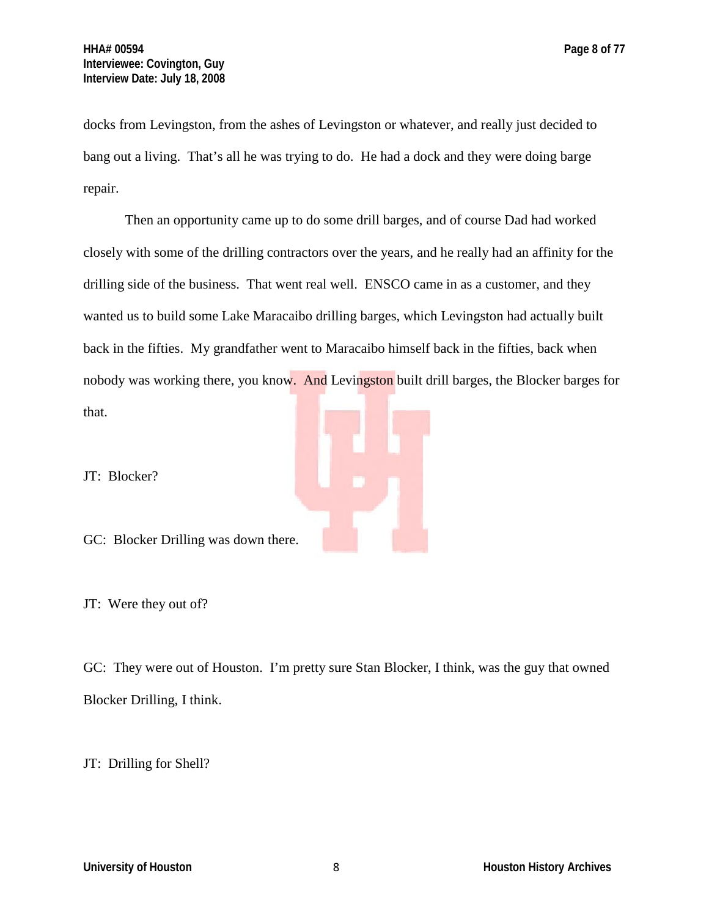docks from Levingston, from the ashes of Levingston or whatever, and really just decided to bang out a living. That's all he was trying to do. He had a dock and they were doing barge repair.

Then an opportunity came up to do some drill barges, and of course Dad had worked closely with some of the drilling contractors over the years, and he really had an affinity for the drilling side of the business. That went real well. ENSCO came in as a customer, and they wanted us to build some Lake Maracaibo drilling barges, which Levingston had actually built back in the fifties. My grandfather went to Maracaibo himself back in the fifties, back when nobody was working there, you know. And Levingston built drill barges, the Blocker barges for that.

JT: Blocker?

GC: Blocker Drilling was down there.

JT: Were they out of?

GC: They were out of Houston. I'm pretty sure Stan Blocker, I think, was the guy that owned Blocker Drilling, I think.

JT: Drilling for Shell?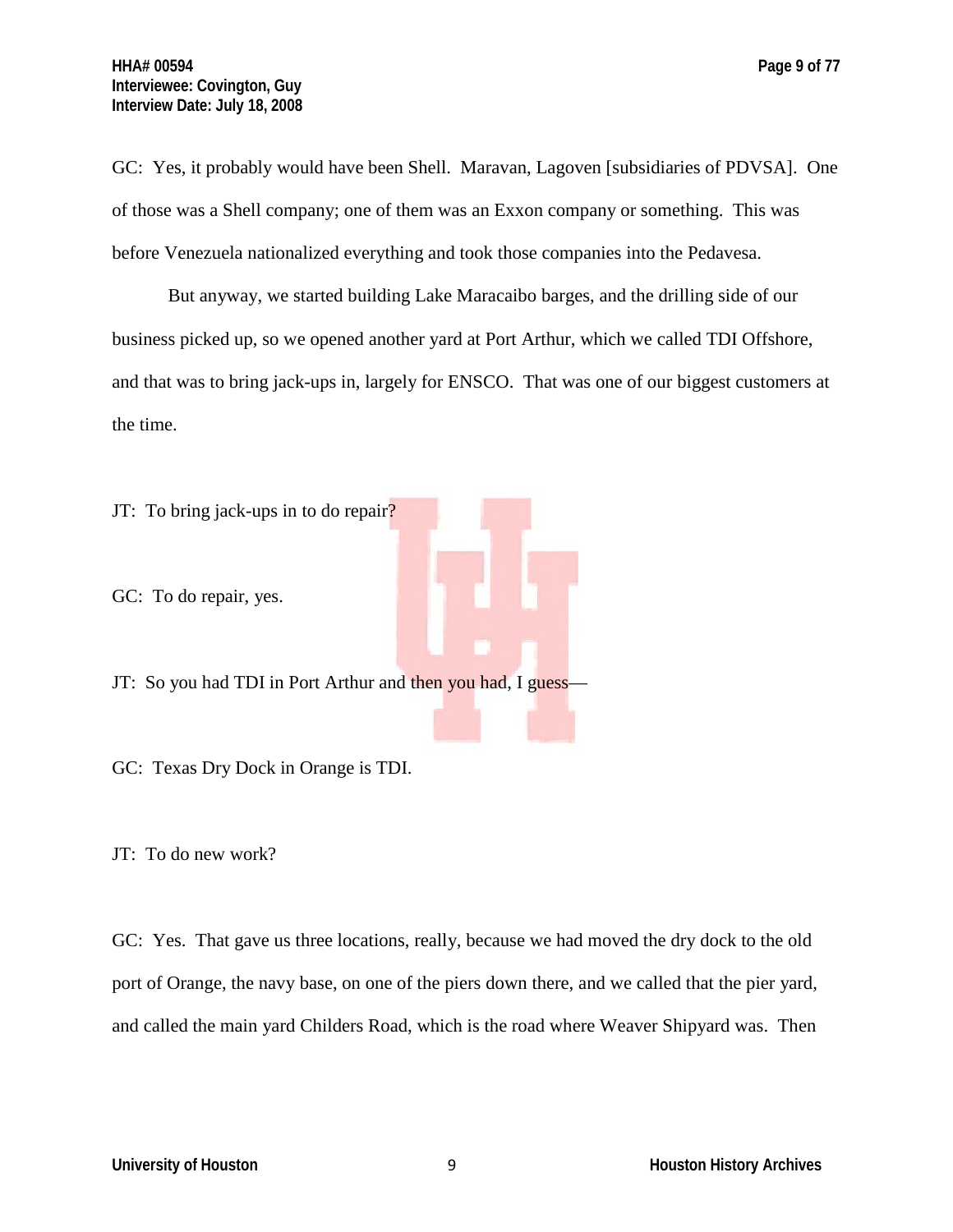GC: Yes, it probably would have been Shell. Maravan, Lagoven [subsidiaries of PDVSA]. One of those was a Shell company; one of them was an Exxon company or something. This was before Venezuela nationalized everything and took those companies into the Pedavesa.

But anyway, we started building Lake Maracaibo barges, and the drilling side of our business picked up, so we opened another yard at Port Arthur, which we called TDI Offshore, and that was to bring jack-ups in, largely for ENSCO. That was one of our biggest customers at the time.

JT: To bring jack-ups in to do repair?

GC: To do repair, yes.

JT: So you had TDI in Port Arthur and then you had, I guess—

GC: Texas Dry Dock in Orange is TDI.

JT: To do new work?

GC: Yes. That gave us three locations, really, because we had moved the dry dock to the old port of Orange, the navy base, on one of the piers down there, and we called that the pier yard, and called the main yard Childers Road, which is the road where Weaver Shipyard was. Then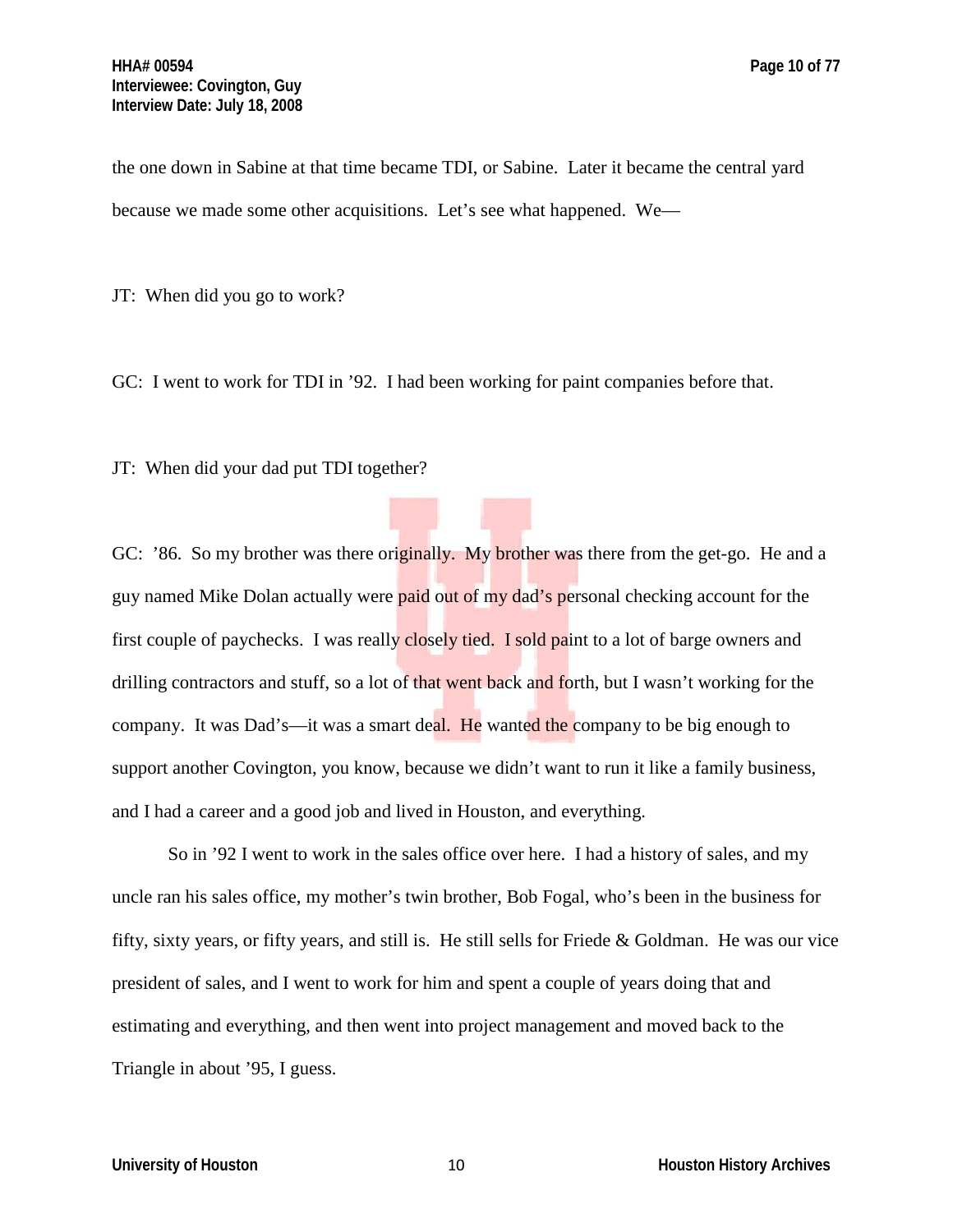the one down in Sabine at that time became TDI, or Sabine. Later it became the central yard because we made some other acquisitions. Let's see what happened. We—

JT: When did you go to work?

GC: I went to work for TDI in '92. I had been working for paint companies before that.

JT: When did your dad put TDI together?

GC: '86. So my brother was there originally. My brother was there from the get-go. He and a guy named Mike Dolan actually were paid out of my dad's personal checking account for the first couple of paychecks. I was really closely tied. I sold paint to a lot of barge owners and drilling contractors and stuff, so a lot of that went back and forth, but I wasn't working for the company. It was Dad's—it was a smart deal. He wanted the company to be big enough to support another Covington, you know, because we didn't want to run it like a family business, and I had a career and a good job and lived in Houston, and everything.

So in '92 I went to work in the sales office over here. I had a history of sales, and my uncle ran his sales office, my mother's twin brother, Bob Fogal, who's been in the business for fifty, sixty years, or fifty years, and still is. He still sells for Friede & Goldman. He was our vice president of sales, and I went to work for him and spent a couple of years doing that and estimating and everything, and then went into project management and moved back to the Triangle in about '95, I guess.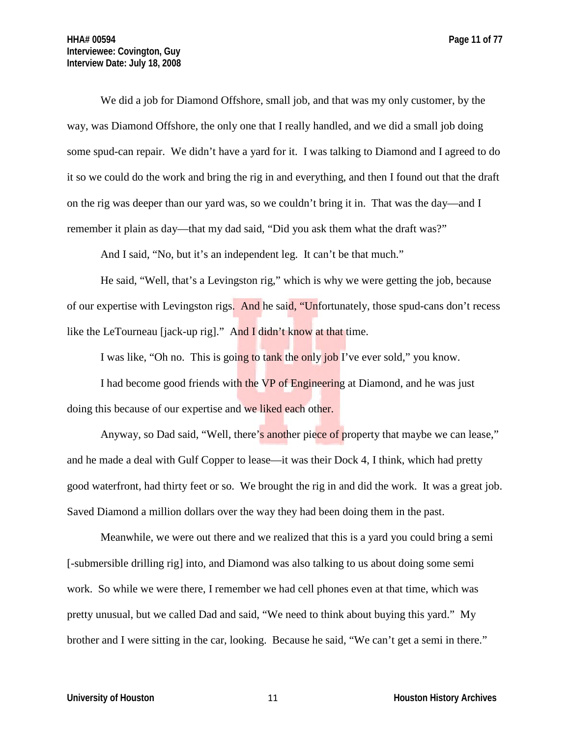We did a job for Diamond Offshore, small job, and that was my only customer, by the way, was Diamond Offshore, the only one that I really handled, and we did a small job doing some spud-can repair. We didn't have a yard for it. I was talking to Diamond and I agreed to do it so we could do the work and bring the rig in and everything, and then I found out that the draft on the rig was deeper than our yard was, so we couldn't bring it in. That was the day—and I remember it plain as day—that my dad said, "Did you ask them what the draft was?"

And I said, "No, but it's an independent leg. It can't be that much."

He said, "Well, that's a Levingston rig," which is why we were getting the job, because of our expertise with Levingston rigs. And he said, "Unfortunately, those spud-cans don't recess like the LeTourneau [jack-up rig]." And I didn't know at that time.

I was like, "Oh no. This is going to tank the only job I've ever sold," you know.

I had become good friends with the VP of Engineering at Diamond, and he was just doing this because of our expertise and we liked each other.

Anyway, so Dad said, "Well, there's another piece of property that maybe we can lease," and he made a deal with Gulf Copper to lease—it was their Dock 4, I think, which had pretty good waterfront, had thirty feet or so. We brought the rig in and did the work. It was a great job. Saved Diamond a million dollars over the way they had been doing them in the past.

Meanwhile, we were out there and we realized that this is a yard you could bring a semi [-submersible drilling rig] into, and Diamond was also talking to us about doing some semi work. So while we were there, I remember we had cell phones even at that time, which was pretty unusual, but we called Dad and said, "We need to think about buying this yard." My brother and I were sitting in the car, looking. Because he said, "We can't get a semi in there."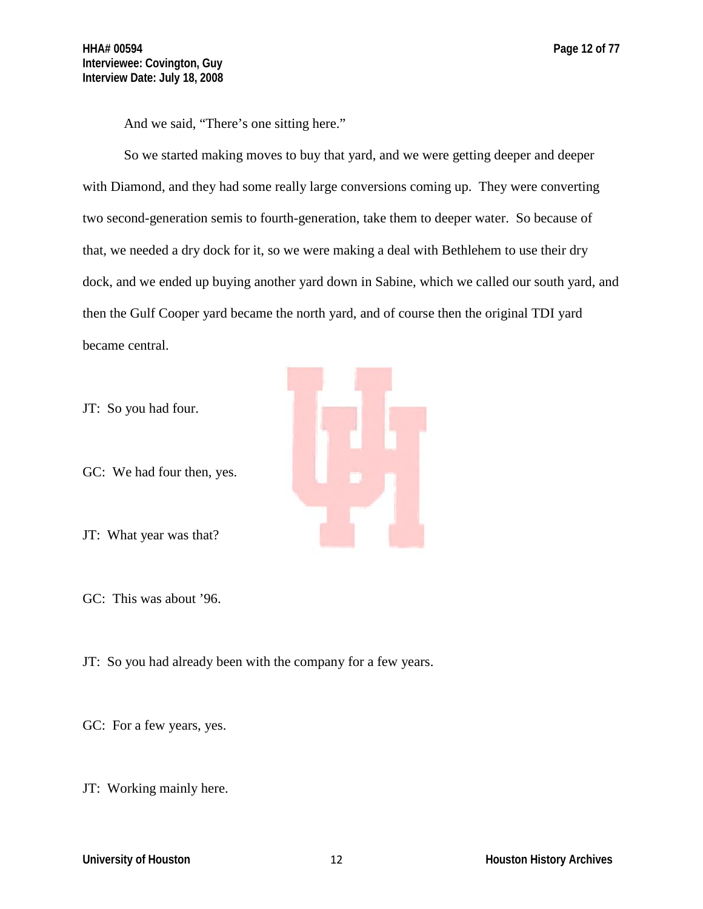And we said, "There's one sitting here."

So we started making moves to buy that yard, and we were getting deeper and deeper with Diamond, and they had some really large conversions coming up. They were converting two second-generation semis to fourth-generation, take them to deeper water. So because of that, we needed a dry dock for it, so we were making a deal with Bethlehem to use their dry dock, and we ended up buying another yard down in Sabine, which we called our south yard, and then the Gulf Cooper yard became the north yard, and of course then the original TDI yard became central.

JT: So you had four.

GC: We had four then, yes.

JT: What year was that?

GC: This was about '96.

JT: So you had already been with the company for a few years.

GC: For a few years, yes.

JT: Working mainly here.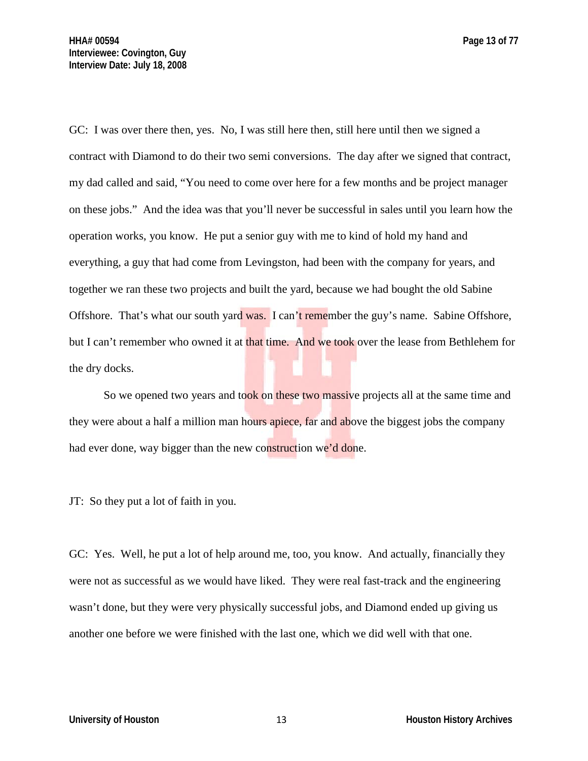GC: I was over there then, yes. No, I was still here then, still here until then we signed a contract with Diamond to do their two semi conversions. The day after we signed that contract, my dad called and said, “You need to come over here for a few months and be project manager on these jobs.” And the idea was that you’ll never be successful in sales until you learn how the operation works, you know. He put a senior guy with me to kind of hold my hand and everything, a guy that had come from Levingston, had been with the company for years, and together we ran these two projects and built the yard, because we had bought the old Sabine Offshore. That’s what our south yard was. I can’t remember the guy’s name. Sabine Offshore, but I can’t remember who owned it at that time. And we took over the lease from Bethlehem for the dry docks.

So we opened two years and took on these two massive projects all at the same time and they were about a half a million man hours apiece, far and above the biggest jobs the company had ever done, way bigger than the new construction we’d done.

JT: So they put a lot of faith in you.

GC: Yes. Well, he put a lot of help around me, too, you know. And actually, financially they were not as successful as we would have liked. They were real fast-track and the engineering wasn’t done, but they were very physically successful jobs, and Diamond ended up giving us another one before we were finished with the last one, which we did well with that one.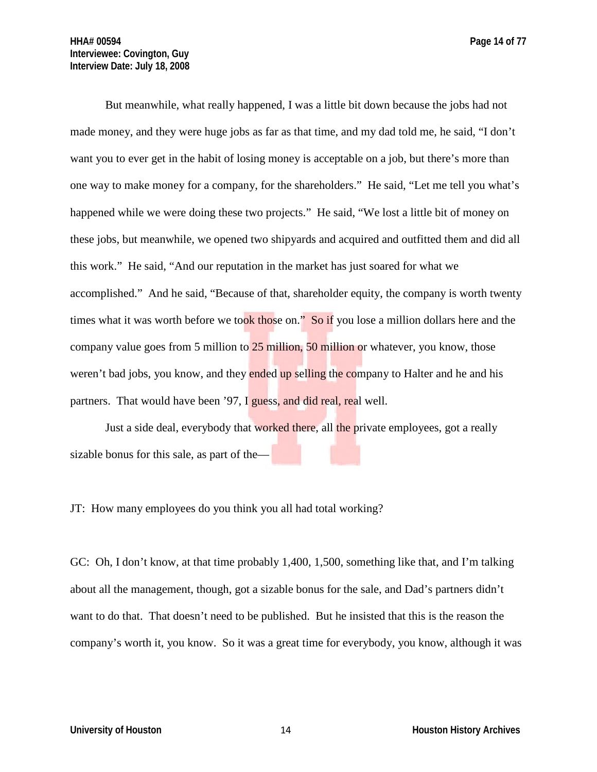But meanwhile, what really happened, I was a little bit down because the jobs had not made money, and they were huge jobs as far as that time, and my dad told me, he said, "I don't want you to ever get in the habit of losing money is acceptable on a job, but there's more than one way to make money for a company, for the shareholders." He said, "Let me tell you what's happened while we were doing these two projects." He said, "We lost a little bit of money on these jobs, but meanwhile, we opened two shipyards and acquired and outfitted them and did all this work." He said, "And our reputation in the market has just soared for what we accomplished." And he said, "Because of that, shareholder equity, the company is worth twenty times what it was worth before we took those on." So if you lose a million dollars here and the company value goes from 5 million to 25 million, 50 million or whatever, you know, those weren't bad jobs, you know, and they ended up selling the company to Halter and he and his partners. That would have been '97, I guess, and did real, real well.

Just a side deal, everybody that worked there, all the private employees, got a really sizable bonus for this sale, as part of the—

JT: How many employees do you think you all had total working?

GC: Oh, I don't know, at that time probably 1,400, 1,500, something like that, and I'm talking about all the management, though, got a sizable bonus for the sale, and Dad's partners didn't want to do that. That doesn't need to be published. But he insisted that this is the reason the company's worth it, you know. So it was a great time for everybody, you know, although it was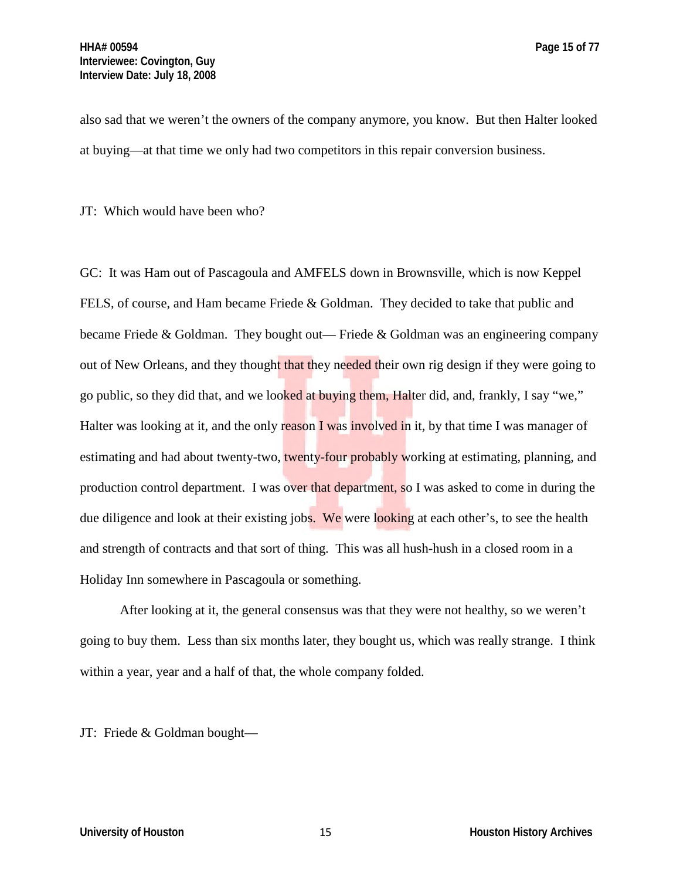also sad that we weren't the owners of the company anymore, you know. But then Halter looked at buying—at that time we only had two competitors in this repair conversion business.

JT: Which would have been who?

GC: It was Ham out of Pascagoula and AMFELS down in Brownsville, which is now Keppel FELS, of course, and Ham became Friede & Goldman. They decided to take that public and became Friede & Goldman. They bought out— Friede & Goldman was an engineering company out of New Orleans, and they thought that they needed their own rig design if they were going to go public, so they did that, and we looked at buying them, Halter did, and, frankly, I say "we," Halter was looking at it, and the only reason I was involved in it, by that time I was manager of estimating and had about twenty-two, twenty-four probably working at estimating, planning, and production control department. I was over that department, so I was asked to come in during the due diligence and look at their existing jobs. We were looking at each other's, to see the health and strength of contracts and that sort of thing. This was all hush-hush in a closed room in a Holiday Inn somewhere in Pascagoula or something.

After looking at it, the general consensus was that they were not healthy, so we weren't going to buy them. Less than six months later, they bought us, which was really strange. I think within a year, year and a half of that, the whole company folded.

JT: Friede & Goldman bought—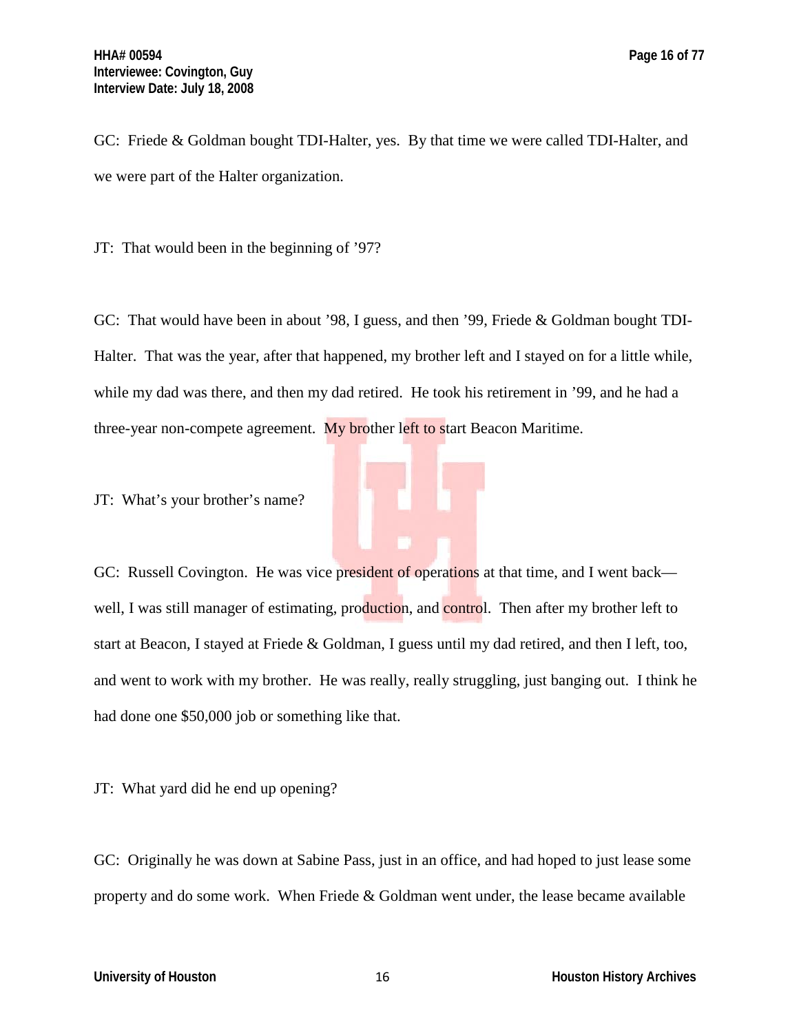GC: Friede & Goldman bought TDI-Halter, yes. By that time we were called TDI-Halter, and we were part of the Halter organization.

JT: That would been in the beginning of ’97?

GC: That would have been in about ’98, I guess, and then ’99, Friede & Goldman bought TDI-Halter. That was the year, after that happened, my brother left and I stayed on for a little while, while my dad was there, and then my dad retired. He took his retirement in ’99, and he had a three-year non-compete agreement. My brother left to start Beacon Maritime.

JT: What’s your brother’s name?

GC: Russell Covington. He was vice president of operations at that time, and I went back—well, I was still manager of estimating, production, and control. Then after my brother left to start at Beacon, I stayed at Friede & Goldman, I guess until my dad retired, and then I left, too, and went to work with my brother. He was really, really struggling, just banging out. I think he had done one $50,000 job or something like that.

JT: What yard did he end up opening?

GC: Originally he was down at Sabine Pass, just in an office, and had hoped to just lease some property and do some work. When Friede & Goldman went under, the lease became available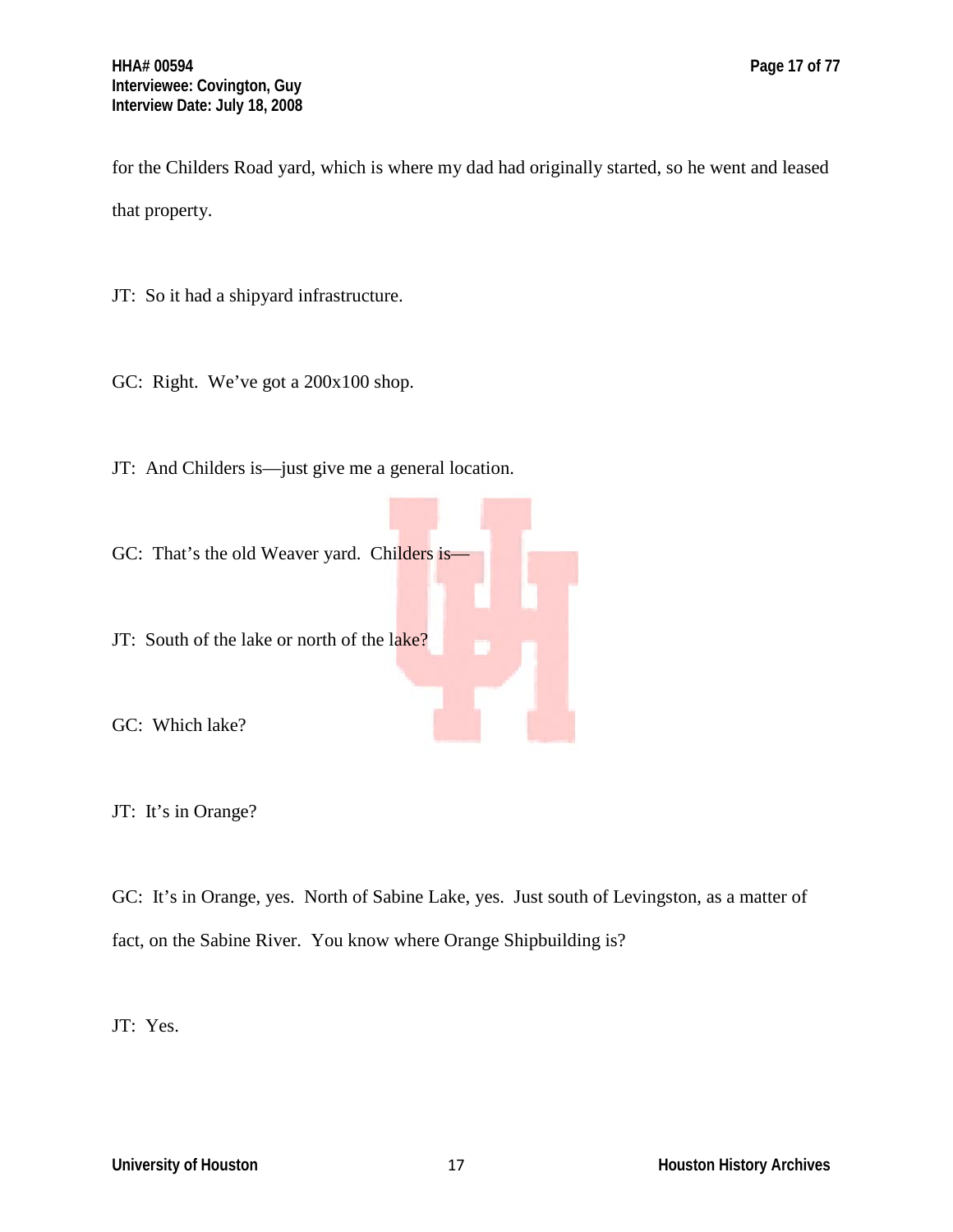for the Childers Road yard, which is where my dad had originally started, so he went and leased that property.

JT: So it had a shipyard infrastructure.

GC: Right. We've got a 200x100 shop.

JT: And Childers is—just give me a general location.

GC: That's the old Weaver yard. Childers is—

JT: South of the lake or north of the lake?

GC: Which lake?

JT: It's in Orange?

GC: It's in Orange, yes. North of Sabine Lake, yes. Just south of Levingston, as a matter of fact, on the Sabine River. You know where Orange Shipbuilding is?

JT: Yes.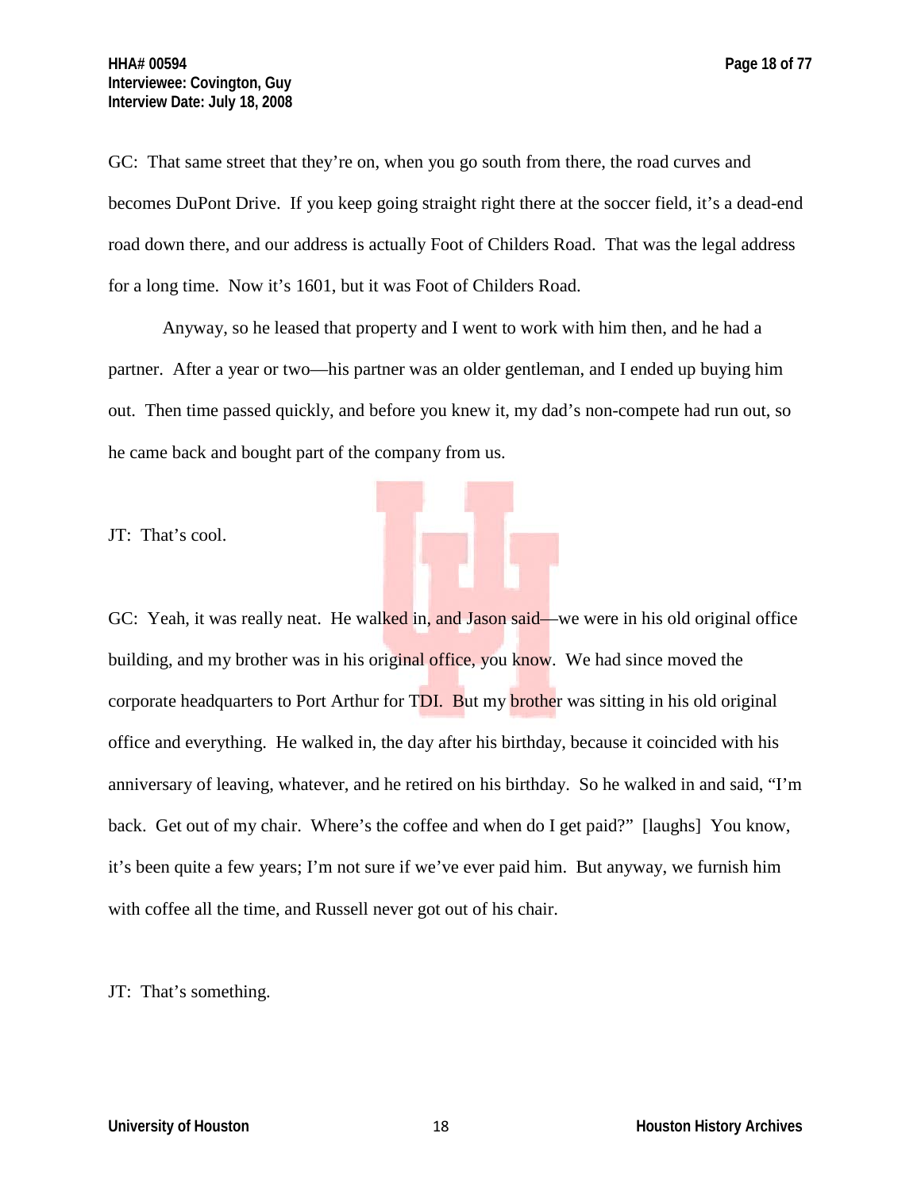GC: That same street that they're on, when you go south from there, the road curves and becomes DuPont Drive. If you keep going straight right there at the soccer field, it's a dead-end road down there, and our address is actually Foot of Childers Road. That was the legal address for a long time. Now it's 1601, but it was Foot of Childers Road.

Anyway, so he leased that property and I went to work with him then, and he had a partner. After a year or two—his partner was an older gentleman, and I ended up buying him out. Then time passed quickly, and before you knew it, my dad's non-compete had run out, so he came back and bought part of the company from us.

JT: That's cool.

GC: Yeah, it was really neat. He walked in, and Jason said—we were in his old original office building, and my brother was in his original office, you know. We had since moved the corporate headquarters to Port Arthur for TDI. But my brother was sitting in his old original office and everything. He walked in, the day after his birthday, because it coincided with his anniversary of leaving, whatever, and he retired on his birthday. So he walked in and said, "I'm back. Get out of my chair. Where's the coffee and when do I get paid?" [laughs] You know, it's been quite a few years; I'm not sure if we've ever paid him. But anyway, we furnish him with coffee all the time, and Russell never got out of his chair.

JT: That's something.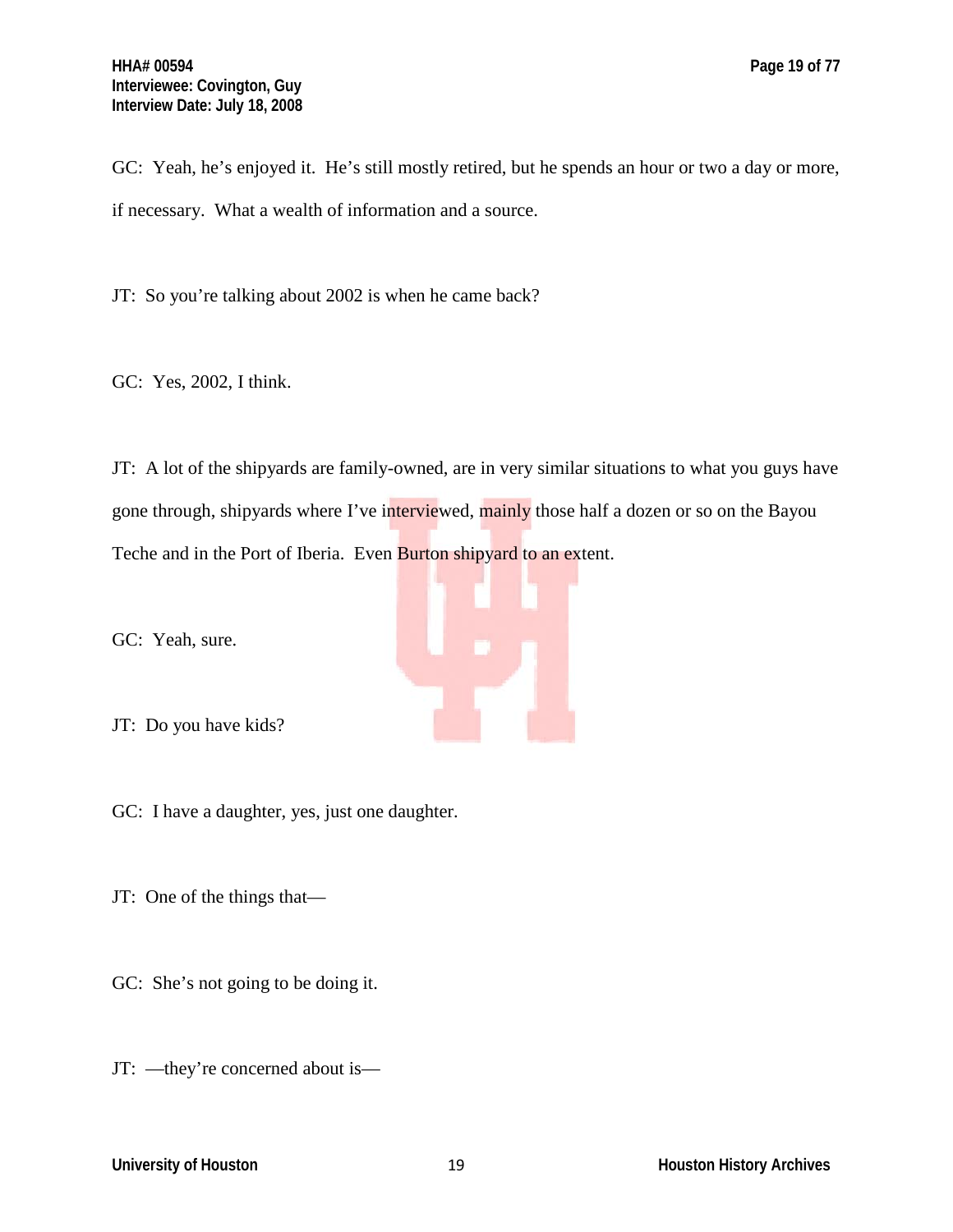GC: Yeah, he's enjoyed it. He's still mostly retired, but he spends an hour or two a day or more, if necessary. What a wealth of information and a source.

JT: So you're talking about 2002 is when he came back?

GC: Yes, 2002, I think.

JT: A lot of the shipyards are family-owned, are in very similar situations to what you guys have gone through, shipyards where I've interviewed, mainly those half a dozen or so on the Bayou Teche and in the Port of Iberia. Even Burton shipyard to an extent.

GC: Yeah, sure.

JT: Do you have kids?

GC: I have a daughter, yes, just one daughter.

JT: One of the things that—

GC: She's not going to be doing it.

JT: —they're concerned about is—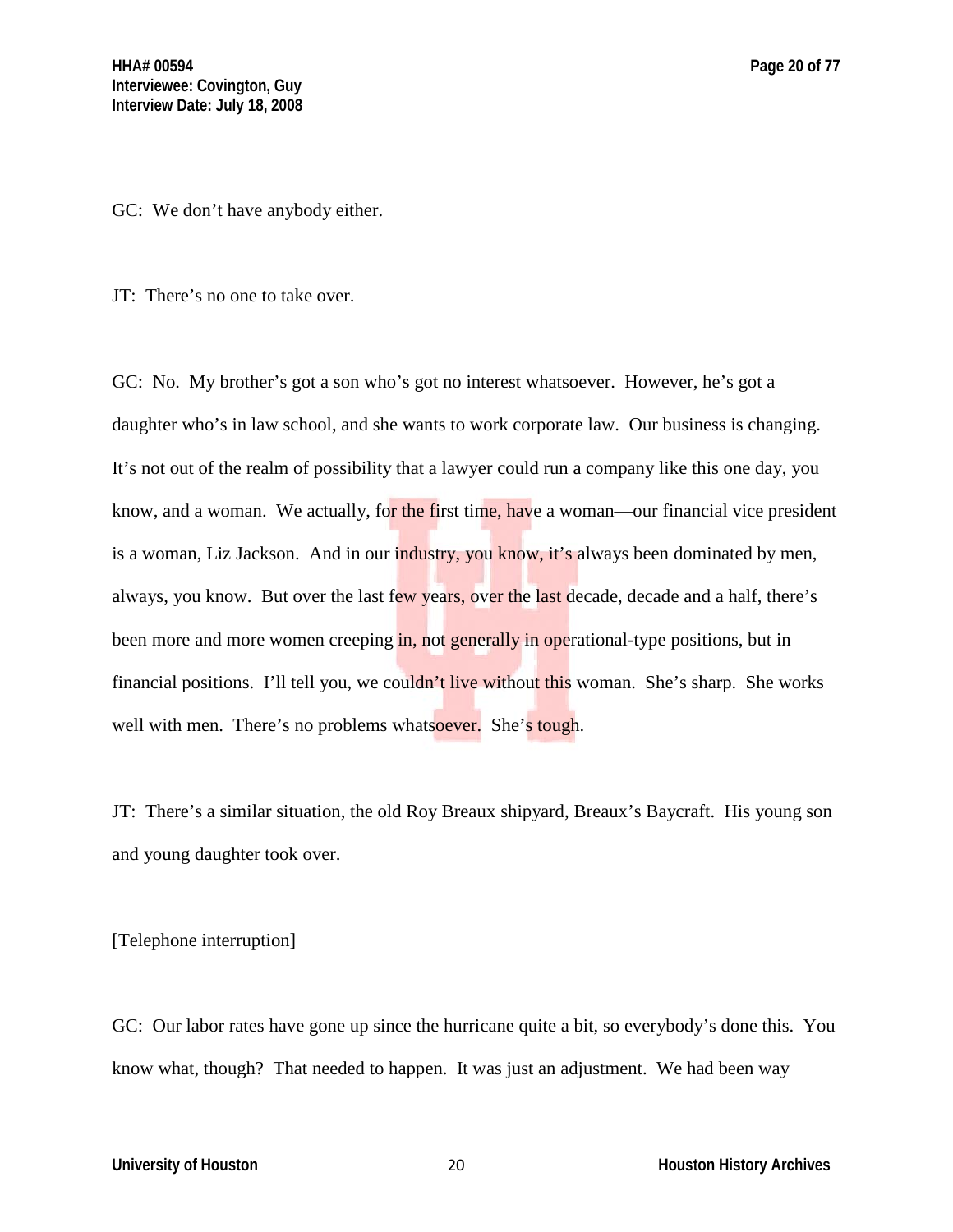GC: We don't have anybody either.

JT: There's no one to take over.

GC: No. My brother's got a son who's got no interest whatsoever. However, he's got a daughter who's in law school, and she wants to work corporate law. Our business is changing. It's not out of the realm of possibility that a lawyer could run a company like this one day, you know, and a woman. We actually, for the first time, have a woman—our financial vice president is a woman, Liz Jackson. And in our industry, you know, it's always been dominated by men, always, you know. But over the last few years, over the last decade, decade and a half, there's been more and more women creeping in, not generally in operational-type positions, but in financial positions. I'll tell you, we couldn't live without this woman. She's sharp. She works well with men. There's no problems whatsoever. She's tough.

JT: There's a similar situation, the old Roy Breaux shipyard, Breaux's Baycraft. His young son and young daughter took over.

[Telephone interruption]

GC: Our labor rates have gone up since the hurricane quite a bit, so everybody's done this. You know what, though? That needed to happen. It was just an adjustment. We had been way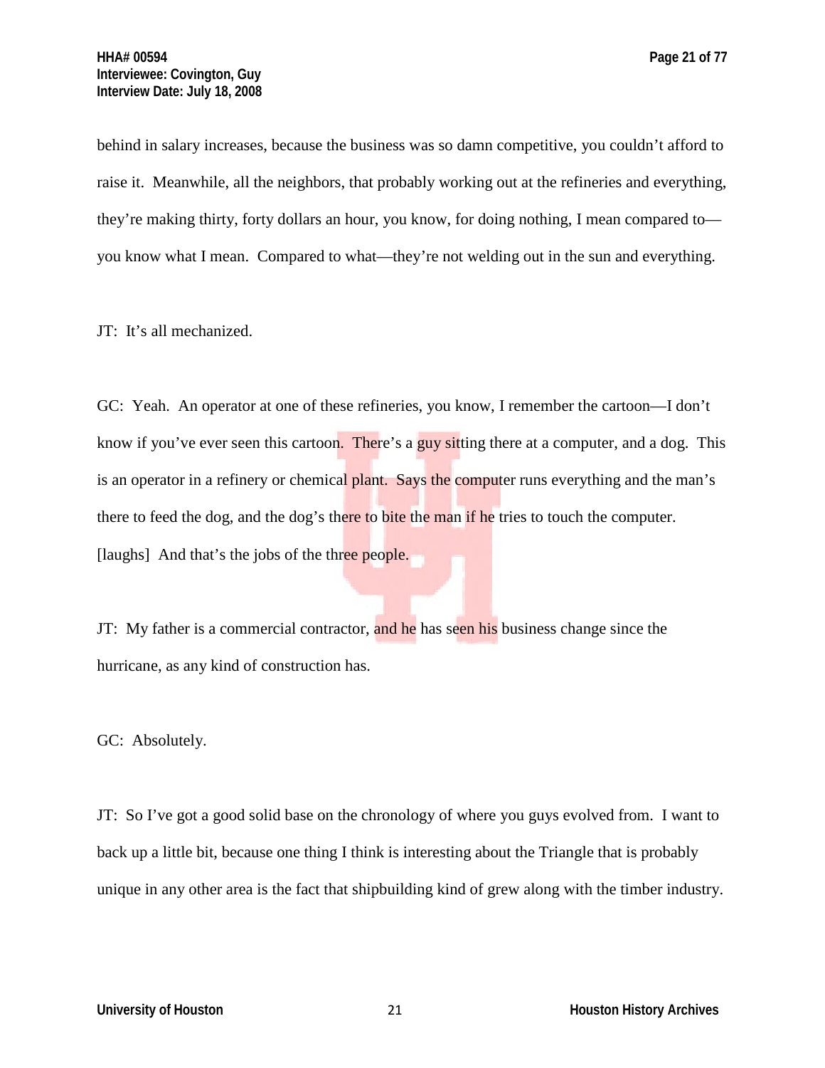behind in salary increases, because the business was so damn competitive, you couldn't afford to raise it. Meanwhile, all the neighbors, that probably working out at the refineries and everything, they're making thirty, forty dollars an hour, you know, for doing nothing, I mean compared to—you know what I mean. Compared to what—they're not welding out in the sun and everything.

JT: It's all mechanized.

GC: Yeah. An operator at one of these refineries, you know, I remember the cartoon—I don't know if you've ever seen this cartoon. There's a guy sitting there at a computer, and a dog. This is an operator in a refinery or chemical plant. Says the computer runs everything and the man's there to feed the dog, and the dog's there to bite the man if he tries to touch the computer. [laughs] And that's the jobs of the three people.

JT: My father is a commercial contractor, and he has seen his business change since the hurricane, as any kind of construction has.

GC: Absolutely.

JT: So I've got a good solid base on the chronology of where you guys evolved from. I want to back up a little bit, because one thing I think is interesting about the Triangle that is probably unique in any other area is the fact that shipbuilding kind of grew along with the timber industry.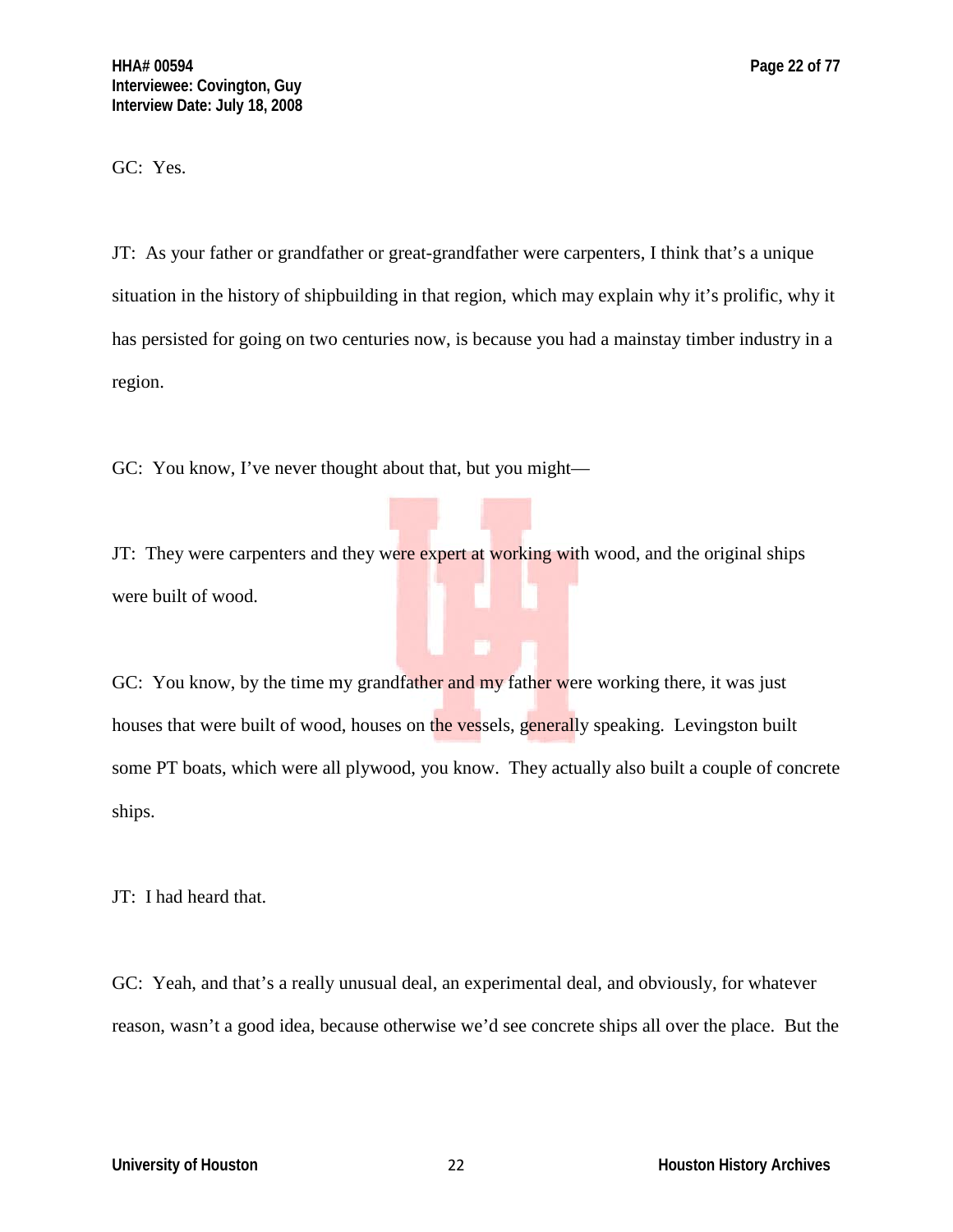GC: Yes.

JT: As your father or grandfather or great-grandfather were carpenters, I think that's a unique situation in the history of shipbuilding in that region, which may explain why it's prolific, why it has persisted for going on two centuries now, is because you had a mainstay timber industry in a region.

GC: You know, I've never thought about that, but you might—

JT: They were carpenters and they were expert at working with wood, and the original ships were built of wood.

GC: You know, by the time my grandfather and my father were working there, it was just houses that were built of wood, houses on the vessels, generally speaking. Levingston built some PT boats, which were all plywood, you know. They actually also built a couple of concrete ships.

JT: I had heard that.

GC: Yeah, and that's a really unusual deal, an experimental deal, and obviously, for whatever reason, wasn't a good idea, because otherwise we'd see concrete ships all over the place. But the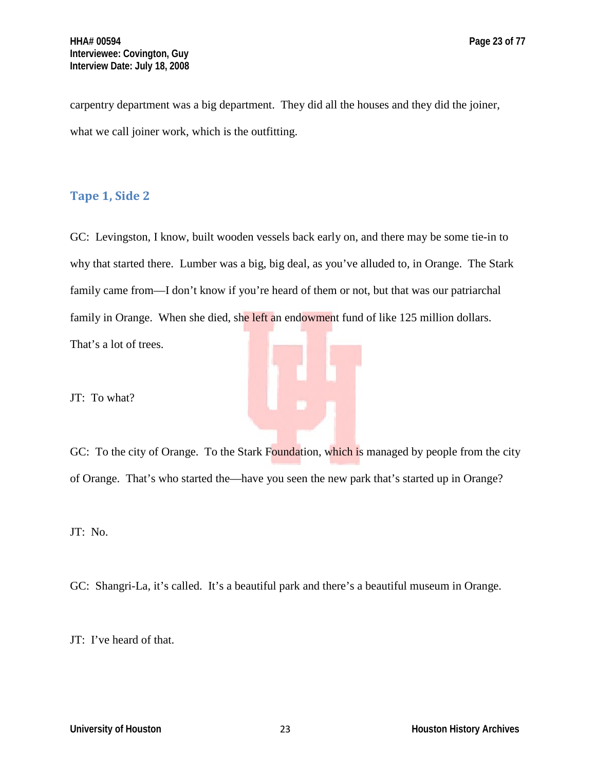carpentry department was a big department. They did all the houses and they did the joiner, what we call joiner work, which is the outfitting.

## Tape 1, Side 2

GC: Levingston, I know, built wooden vessels back early on, and there may be some tie-in to why that started there. Lumber was a big, big deal, as you've alluded to, in Orange. The Stark family came from—I don't know if you're heard of them or not, but that was our patriarchal family in Orange. When she died, she left an endowment fund of like 125 million dollars. That's a lot of trees.

JT: To what?

GC: To the city of Orange. To the Stark Foundation, which is managed by people from the city of Orange. That's who started the—have you seen the new park that's started up in Orange?

JT: No.

GC: Shangri-La, it's called. It's a beautiful park and there's a beautiful museum in Orange.

JT: I've heard of that.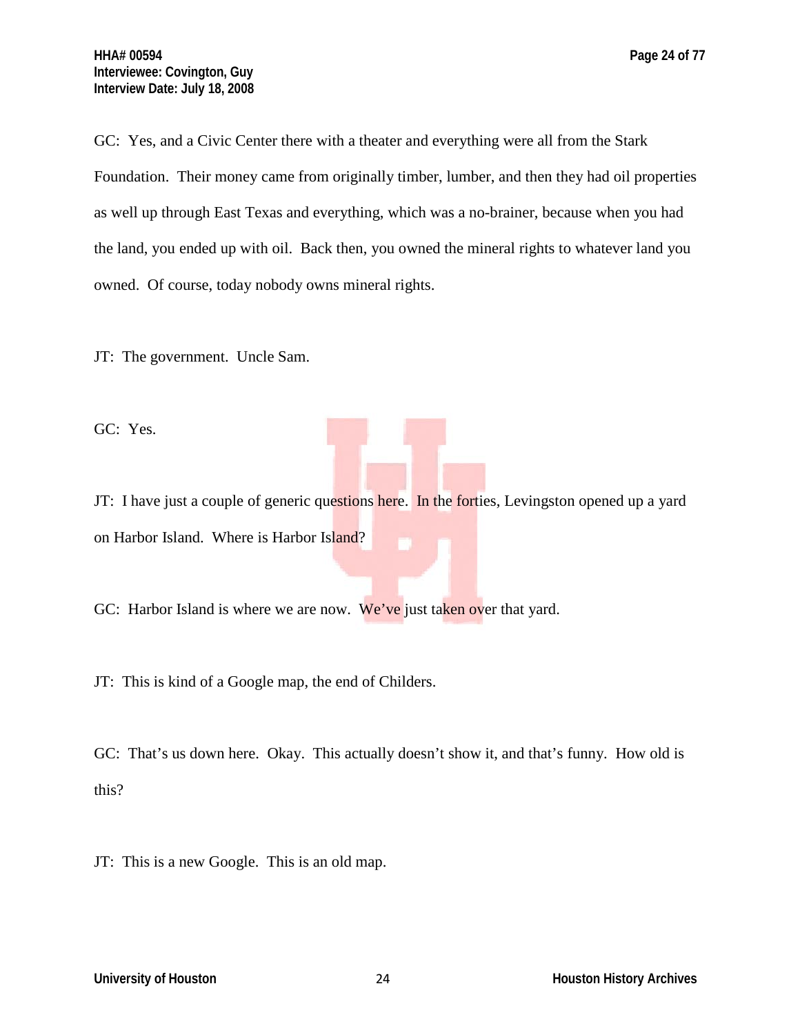GC: Yes, and a Civic Center there with a theater and everything were all from the Stark Foundation. Their money came from originally timber, lumber, and then they had oil properties as well up through East Texas and everything, which was a no-brainer, because when you had the land, you ended up with oil. Back then, you owned the mineral rights to whatever land you owned. Of course, today nobody owns mineral rights.

JT: The government. Uncle Sam.

GC: Yes.

JT: I have just a couple of generic questions here. In the forties, Levingston opened up a yard on Harbor Island. Where is Harbor Island?

GC: Harbor Island is where we are now. We've just taken over that yard.

JT: This is kind of a Google map, the end of Childers.

GC: That's us down here. Okay. This actually doesn't show it, and that's funny. How old is this?

JT: This is a new Google. This is an old map.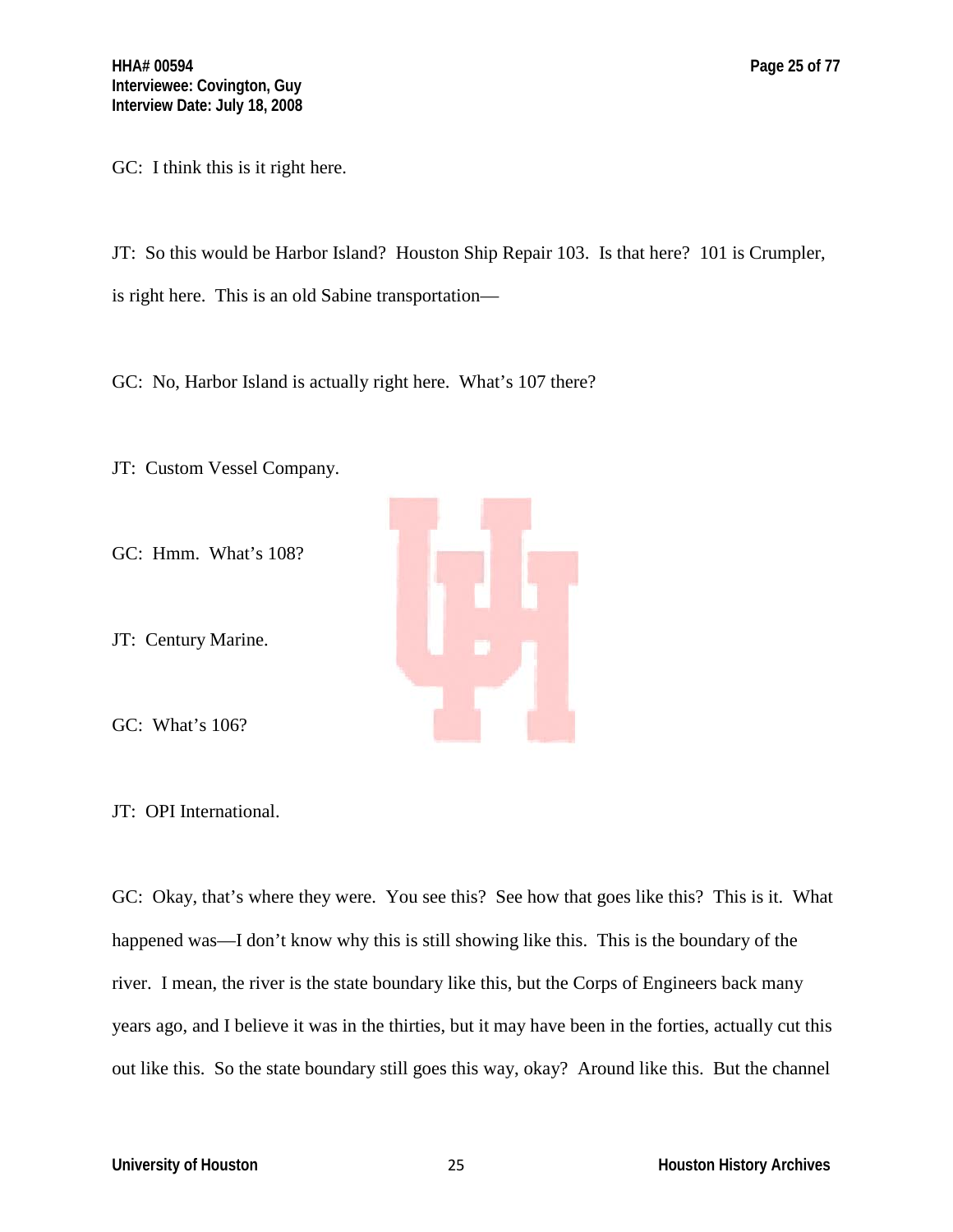GC: I think this is it right here.

JT: So this would be Harbor Island? Houston Ship Repair 103. Is that here? 101 is Crumpler, is right here. This is an old Sabine transportation—

GC: No, Harbor Island is actually right here. What's 107 there?

JT: Custom Vessel Company.

GC: Hmm. What's 108?

JT: Century Marine.

GC: What's 106?

JT: OPI International.

GC: Okay, that's where they were. You see this? See how that goes like this? This is it. What happened was—I don't know why this is still showing like this. This is the boundary of the river. I mean, the river is the state boundary like this, but the Corps of Engineers back many years ago, and I believe it was in the thirties, but it may have been in the forties, actually cut this out like this. So the state boundary still goes this way, okay? Around like this. But the channel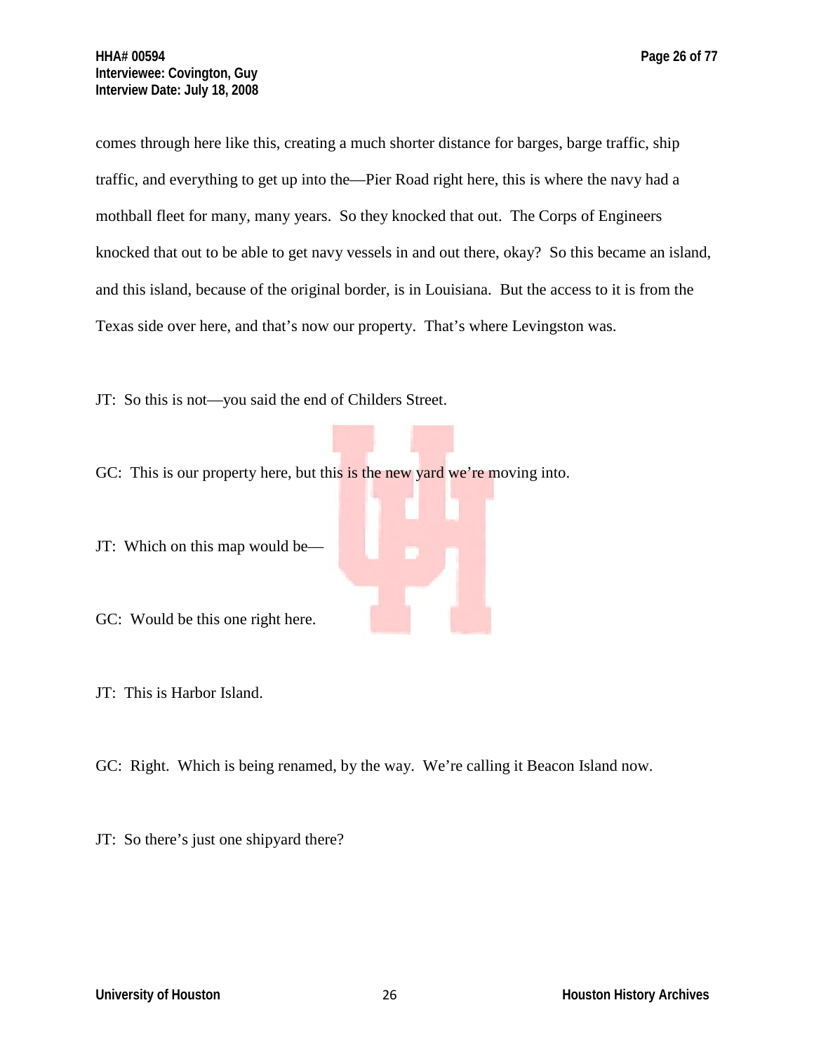comes through here like this, creating a much shorter distance for barges, barge traffic, ship traffic, and everything to get up into the—Pier Road right here, this is where the navy had a mothball fleet for many, many years. So they knocked that out. The Corps of Engineers knocked that out to be able to get navy vessels in and out there, okay? So this became an island, and this island, because of the original border, is in Louisiana. But the access to it is from the Texas side over here, and that's now our property. That's where Levingston was.

JT: So this is not—you said the end of Childers Street.

GC: This is our property here, but this is the new yard we're moving into.

JT: Which on this map would be—

GC: Would be this one right here.

JT: This is Harbor Island.

GC: Right. Which is being renamed, by the way. We're calling it Beacon Island now.

JT: So there's just one shipyard there?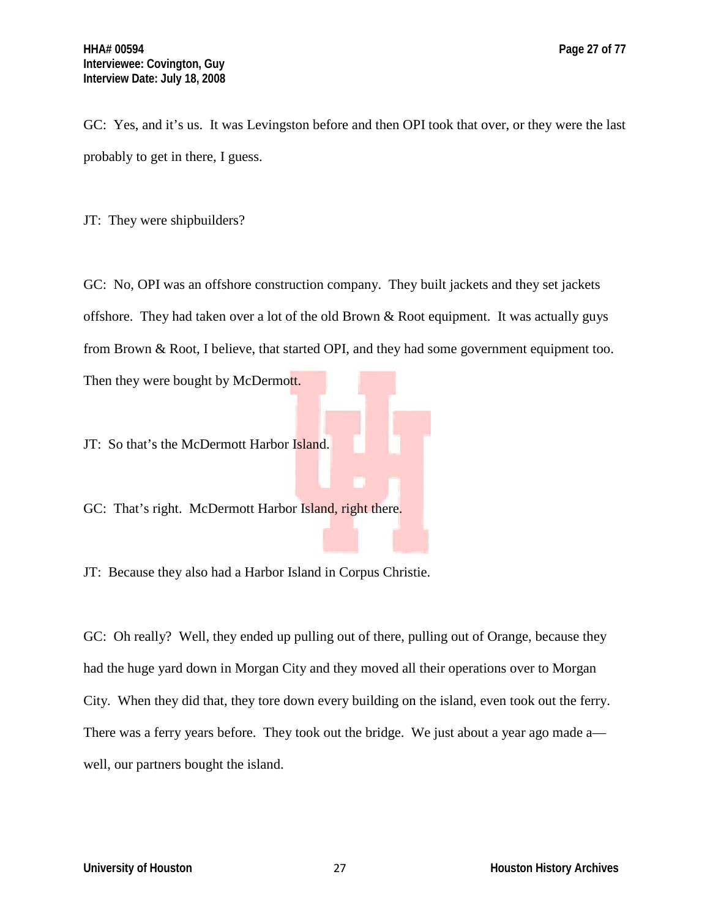GC: Yes, and it's us. It was Levingston before and then OPI took that over, or they were the last probably to get in there, I guess.

JT: They were shipbuilders?

GC: No, OPI was an offshore construction company. They built jackets and they set jackets offshore. They had taken over a lot of the old Brown & Root equipment. It was actually guys from Brown & Root, I believe, that started OPI, and they had some government equipment too. Then they were bought by McDermott.

JT: So that's the McDermott Harbor Island.

GC: That's right. McDermott Harbor Island, right there.

JT: Because they also had a Harbor Island in Corpus Christie.

GC: Oh really? Well, they ended up pulling out of there, pulling out of Orange, because they had the huge yard down in Morgan City and they moved all their operations over to Morgan City. When they did that, they tore down every building on the island, even took out the ferry. There was a ferry years before. They took out the bridge. We just about a year ago made a—well, our partners bought the island.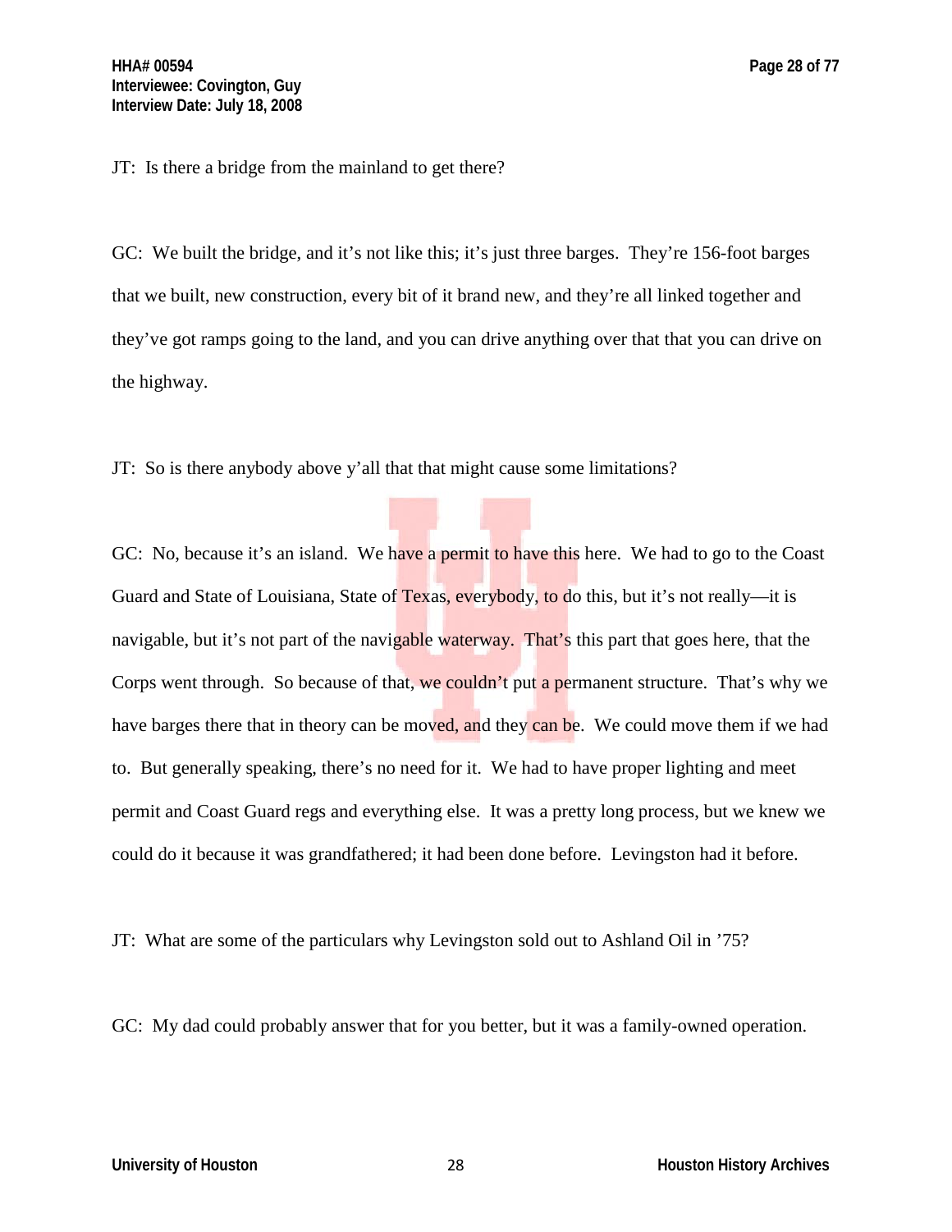JT: Is there a bridge from the mainland to get there?

GC: We built the bridge, and it's not like this; it's just three barges. They're 156-foot barges that we built, new construction, every bit of it brand new, and they're all linked together and they've got ramps going to the land, and you can drive anything over that that you can drive on the highway.

JT: So is there anybody above y'all that that might cause some limitations?

GC: No, because it's an island. We have a permit to have this here. We had to go to the Coast Guard and State of Louisiana, State of Texas, everybody, to do this, but it's not really—it is navigable, but it's not part of the navigable waterway. That's this part that goes here, that the Corps went through. So because of that, we couldn't put a permanent structure. That's why we have barges there that in theory can be moved, and they can be. We could move them if we had to. But generally speaking, there's no need for it. We had to have proper lighting and meet permit and Coast Guard regs and everything else. It was a pretty long process, but we knew we could do it because it was grandfathered; it had been done before. Levingston had it before.

JT: What are some of the particulars why Levingston sold out to Ashland Oil in '75?

GC: My dad could probably answer that for you better, but it was a family-owned operation.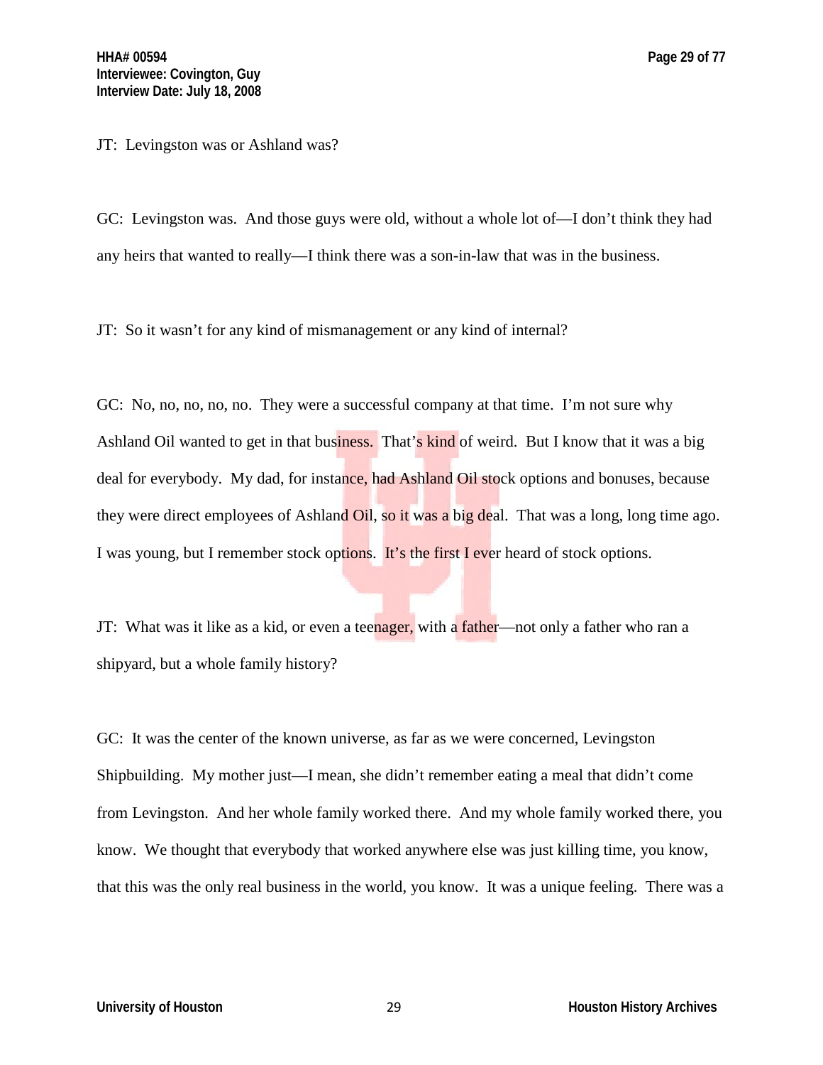JT: Levingston was or Ashland was?

GC: Levingston was. And those guys were old, without a whole lot of—I don't think they had any heirs that wanted to really—I think there was a son-in-law that was in the business.

JT: So it wasn't for any kind of mismanagement or any kind of internal?

GC: No, no, no, no, no. They were a successful company at that time. I'm not sure why Ashland Oil wanted to get in that business. That's kind of weird. But I know that it was a big deal for everybody. My dad, for instance, had Ashland Oil stock options and bonuses, because they were direct employees of Ashland Oil, so it was a big deal. That was a long, long time ago. I was young, but I remember stock options. It's the first I ever heard of stock options.

JT: What was it like as a kid, or even a teenager, with a father—not only a father who ran a shipyard, but a whole family history?

GC: It was the center of the known universe, as far as we were concerned, Levingston Shipbuilding. My mother just—I mean, she didn't remember eating a meal that didn't come from Levingston. And her whole family worked there. And my whole family worked there, you know. We thought that everybody that worked anywhere else was just killing time, you know, that this was the only real business in the world, you know. It was a unique feeling. There was a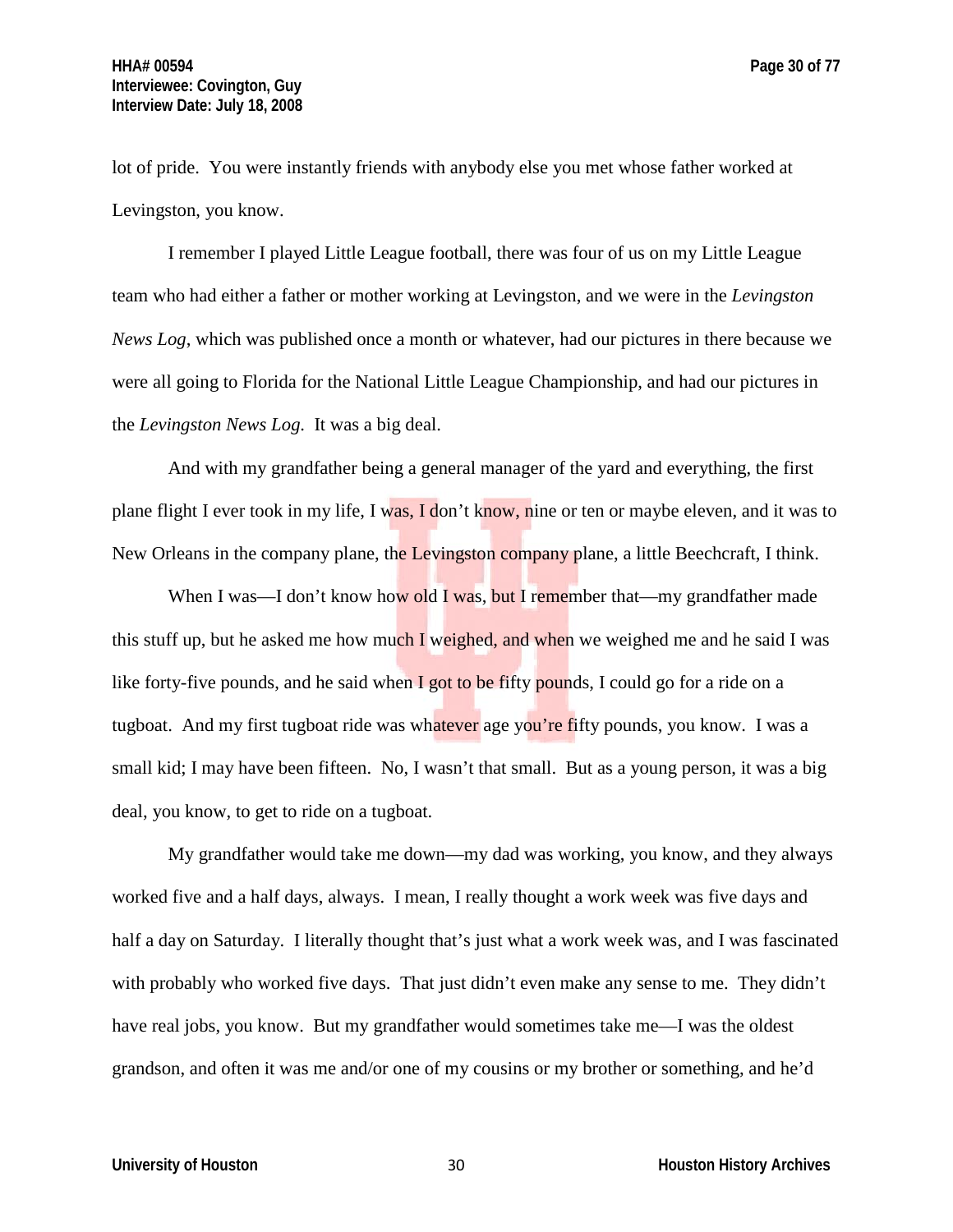lot of pride. You were instantly friends with anybody else you met whose father worked at Levingston, you know.

I remember I played Little League football, there was four of us on my Little League team who had either a father or mother working at Levingston, and we were in the *Levingston News Log*, which was published once a month or whatever, had our pictures in there because we were all going to Florida for the National Little League Championship, and had our pictures in the *Levingston News Log*. It was a big deal.

And with my grandfather being a general manager of the yard and everything, the first plane flight I ever took in my life, I was, I don't know, nine or ten or maybe eleven, and it was to New Orleans in the company plane, the Levingston company plane, a little Beechcraft, I think.

When I was—I don't know how old I was, but I remember that—my grandfather made this stuff up, but he asked me how much I weighed, and when we weighed me and he said I was like forty-five pounds, and he said when I got to be fifty pounds, I could go for a ride on a tugboat. And my first tugboat ride was whatever age you're fifty pounds, you know. I was a small kid; I may have been fifteen. No, I wasn't that small. But as a young person, it was a big deal, you know, to get to ride on a tugboat.

My grandfather would take me down—my dad was working, you know, and they always worked five and a half days, always. I mean, I really thought a work week was five days and half a day on Saturday. I literally thought that's just what a work week was, and I was fascinated with probably who worked five days. That just didn't even make any sense to me. They didn't have real jobs, you know. But my grandfather would sometimes take me—I was the oldest grandson, and often it was me and/or one of my cousins or my brother or something, and he'd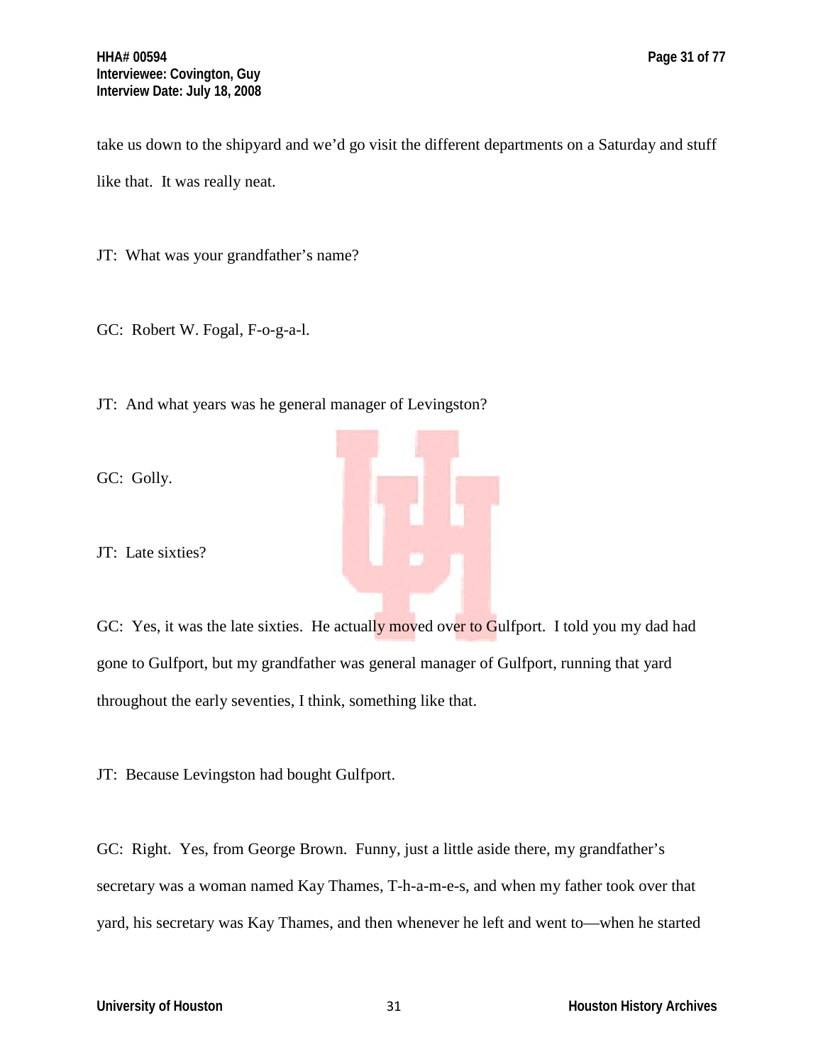take us down to the shipyard and we'd go visit the different departments on a Saturday and stuff like that. It was really neat.

JT: What was your grandfather's name?

GC: Robert W. Fogal, F-o-g-a-l.

JT: And what years was he general manager of Levingston?

GC: Golly.

JT: Late sixties?

GC: Yes, it was the late sixties. He actually moved over to Gulfport. I told you my dad had gone to Gulfport, but my grandfather was general manager of Gulfport, running that yard throughout the early seventies, I think, something like that.

JT: Because Levingston had bought Gulfport.

GC: Right. Yes, from George Brown. Funny, just a little aside there, my grandfather's secretary was a woman named Kay Thames, T-h-a-m-e-s, and when my father took over that yard, his secretary was Kay Thames, and then whenever he left and went to—when he started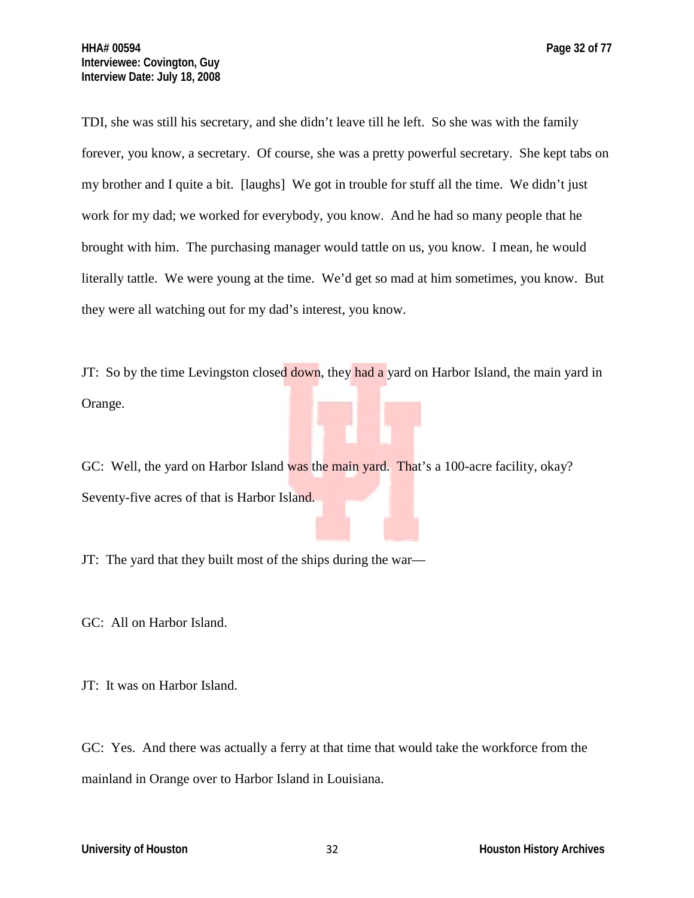TDI, she was still his secretary, and she didn't leave till he left. So she was with the family forever, you know, a secretary. Of course, she was a pretty powerful secretary. She kept tabs on my brother and I quite a bit. [laughs] We got in trouble for stuff all the time. We didn't just work for my dad; we worked for everybody, you know. And he had so many people that he brought with him. The purchasing manager would tattle on us, you know. I mean, he would literally tattle. We were young at the time. We'd get so mad at him sometimes, you know. But they were all watching out for my dad's interest, you know.

JT: So by the time Levingston closed down, they had a yard on Harbor Island, the main yard in Orange.

GC: Well, the yard on Harbor Island was the main yard. That's a 100-acre facility, okay? Seventy-five acres of that is Harbor Island.

JT: The yard that they built most of the ships during the war—

GC: All on Harbor Island.

JT: It was on Harbor Island.

GC: Yes. And there was actually a ferry at that time that would take the workforce from the mainland in Orange over to Harbor Island in Louisiana.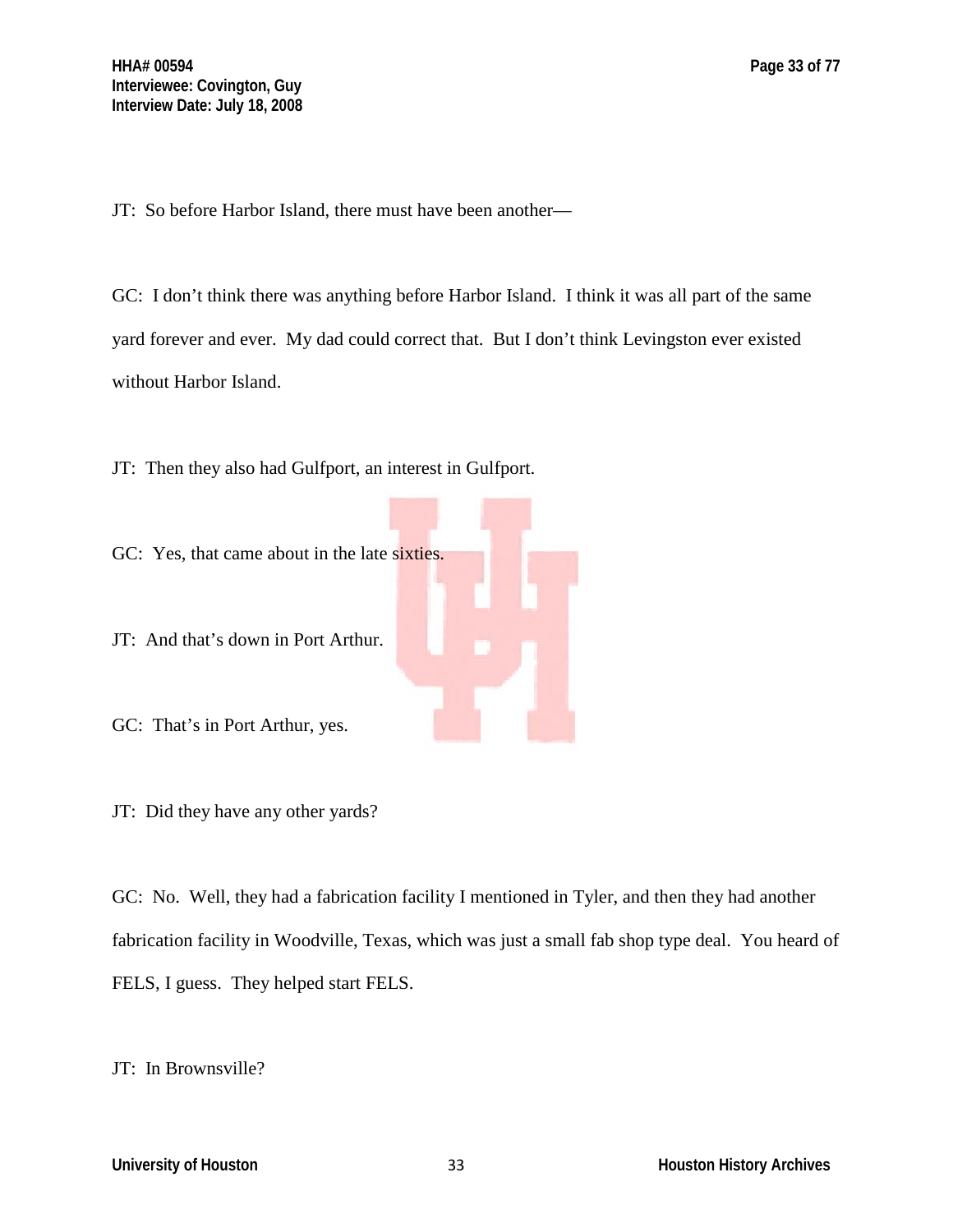JT: So before Harbor Island, there must have been another—

GC: I don't think there was anything before Harbor Island. I think it was all part of the same yard forever and ever. My dad could correct that. But I don't think Levingston ever existed without Harbor Island.

JT: Then they also had Gulfport, an interest in Gulfport.

GC: Yes, that came about in the late sixties.

JT: And that's down in Port Arthur.

GC: That's in Port Arthur, yes.

JT: Did they have any other yards?

GC: No. Well, they had a fabrication facility I mentioned in Tyler, and then they had another fabrication facility in Woodville, Texas, which was just a small fab shop type deal. You heard of FELS, I guess. They helped start FELS.

JT: In Brownsville?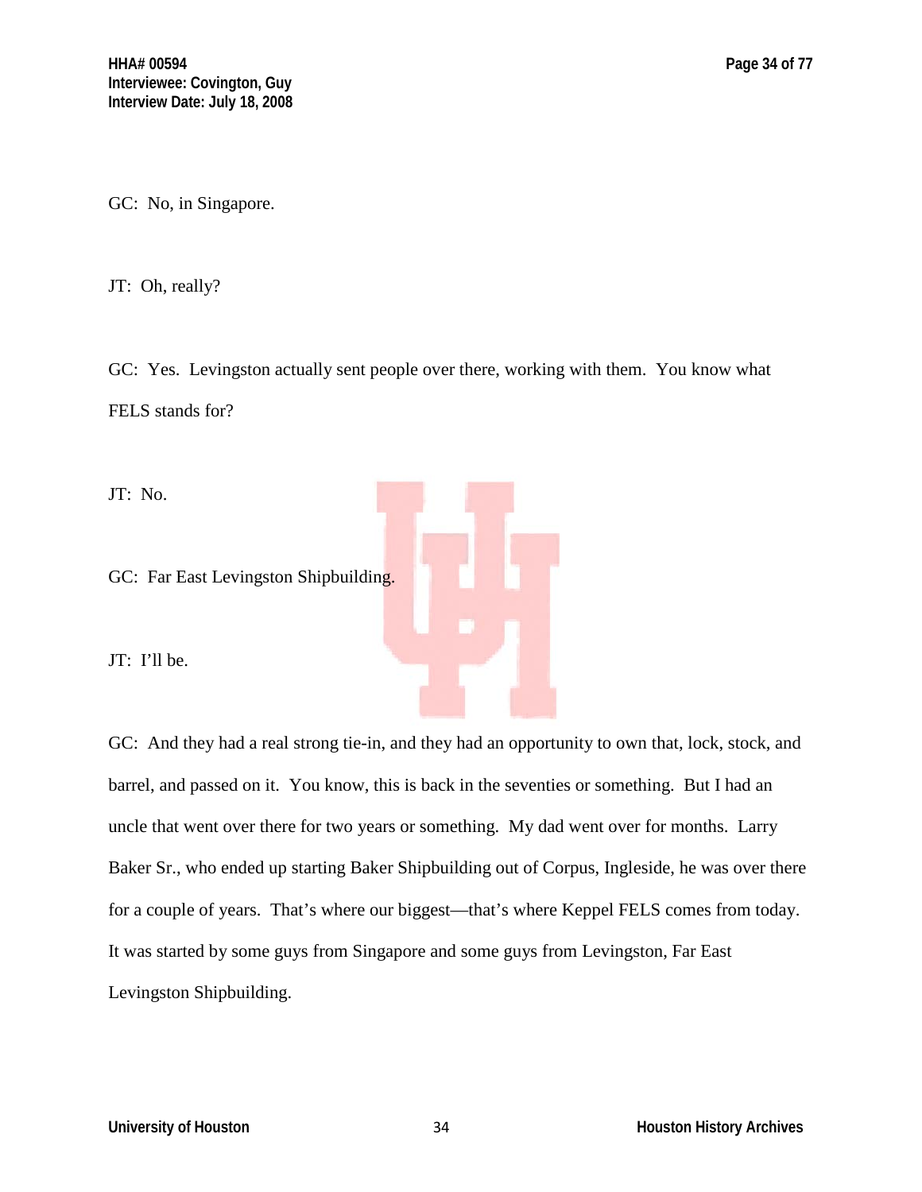GC: No, in Singapore.

JT: Oh, really?

GC: Yes. Levingston actually sent people over there, working with them. You know what FELS stands for?

JT: No.

GC: Far East Levingston Shipbuilding.

JT: I'll be.

GC: And they had a real strong tie-in, and they had an opportunity to own that, lock, stock, and barrel, and passed on it. You know, this is back in the seventies or something. But I had an uncle that went over there for two years or something. My dad went over for months. Larry Baker Sr., who ended up starting Baker Shipbuilding out of Corpus, Ingleside, he was over there for a couple of years. That's where our biggest—that's where Keppel FELS comes from today. It was started by some guys from Singapore and some guys from Levingston, Far East Levingston Shipbuilding.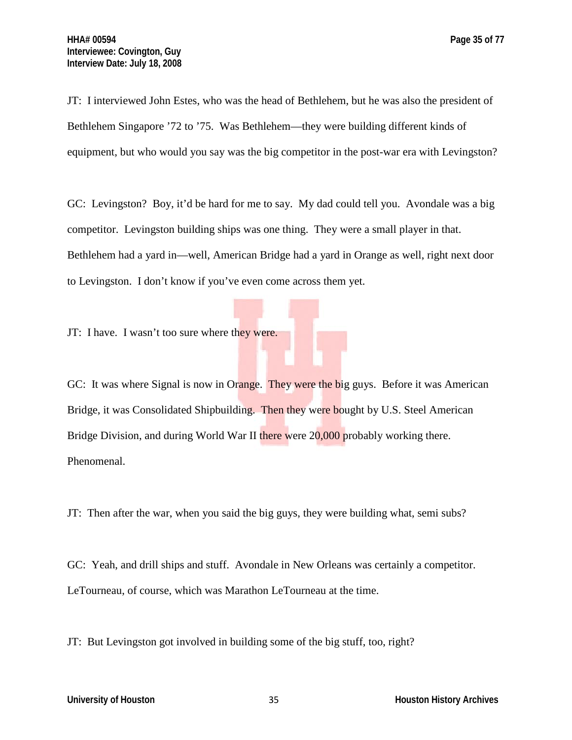JT: I interviewed John Estes, who was the head of Bethlehem, but he was also the president of Bethlehem Singapore ’72 to ’75. Was Bethlehem—they were building different kinds of equipment, but who would you say was the big competitor in the post-war era with Levingston?

GC: Levingston? Boy, it’d be hard for me to say. My dad could tell you. Avondale was a big competitor. Levingston building ships was one thing. They were a small player in that. Bethlehem had a yard in—well, American Bridge had a yard in Orange as well, right next door to Levingston. I don’t know if you’ve even come across them yet.

JT: I have. I wasn’t too sure where they were.

GC: It was where Signal is now in Orange. They were the big guys. Before it was American Bridge, it was Consolidated Shipbuilding. Then they were bought by U.S. Steel American Bridge Division, and during World War II there were 20,000 probably working there. Phenomenal.

JT: Then after the war, when you said the big guys, they were building what, semi subs?

GC: Yeah, and drill ships and stuff. Avondale in New Orleans was certainly a competitor. LeTourneau, of course, which was Marathon LeTourneau at the time.

JT: But Levingston got involved in building some of the big stuff, too, right?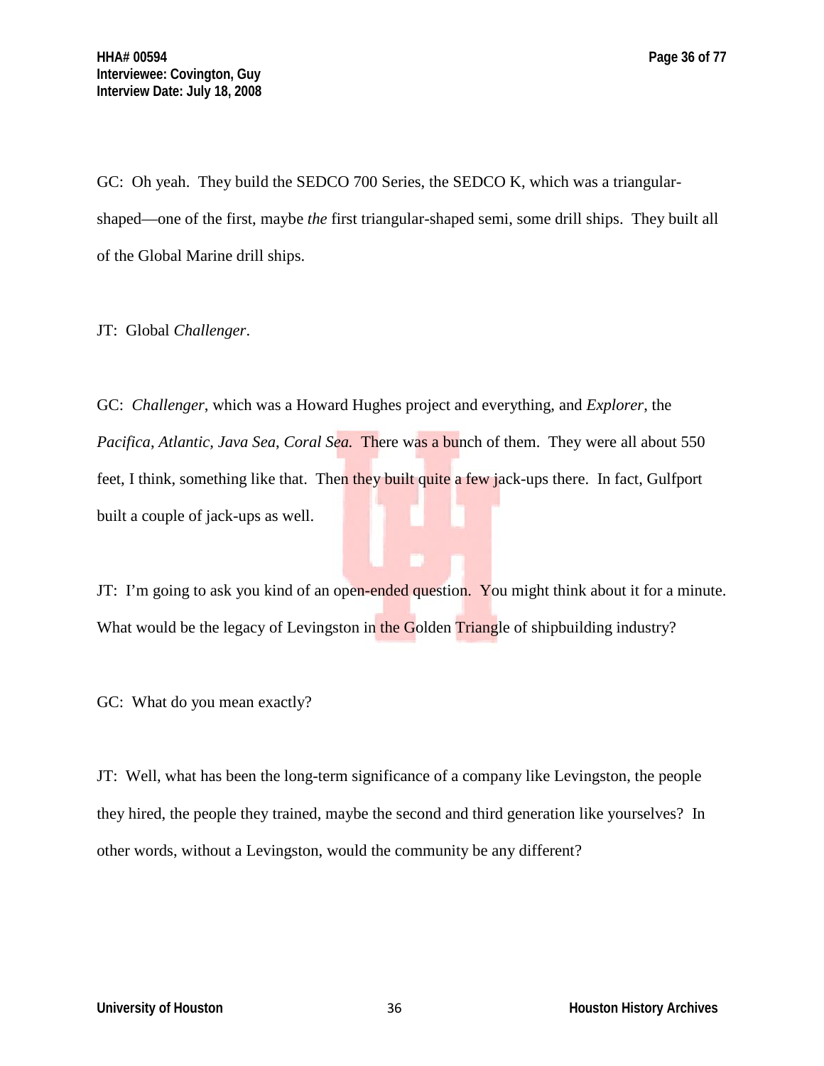GC: Oh yeah. They build the SEDCO 700 Series, the SEDCO K, which was a triangular-shaped—one of the first, maybe *the* first triangular-shaped semi, some drill ships. They built all of the Global Marine drill ships.

JT: Global *Challenger*.

GC: *Challenger*, which was a Howard Hughes project and everything, and *Explorer*, the *Pacifica*, *Atlantic*, *Java Sea*, *Coral Sea.* There was a bunch of them. They were all about 550 feet, I think, something like that. Then they built quite a few jack-ups there. In fact, Gulfport built a couple of jack-ups as well.

JT: I'm going to ask you kind of an open-ended question. You might think about it for a minute. What would be the legacy of Levingston in the Golden Triangle of shipbuilding industry?

GC: What do you mean exactly?

JT: Well, what has been the long-term significance of a company like Levingston, the people they hired, the people they trained, maybe the second and third generation like yourselves? In other words, without a Levingston, would the community be any different?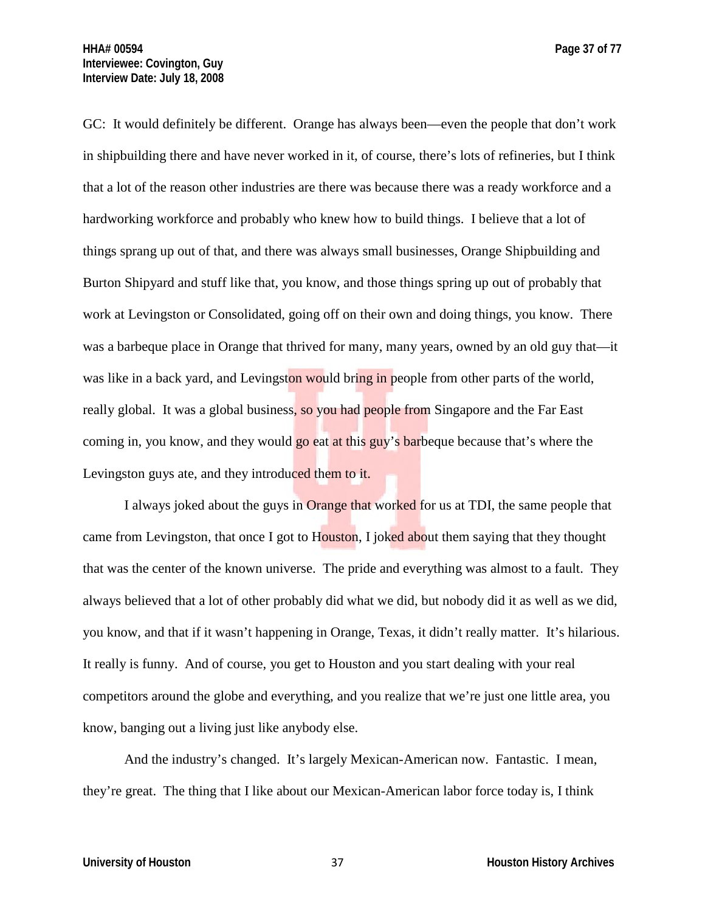GC: It would definitely be different. Orange has always been—even the people that don't work in shipbuilding there and have never worked in it, of course, there's lots of refineries, but I think that a lot of the reason other industries are there was because there was a ready workforce and a hardworking workforce and probably who knew how to build things. I believe that a lot of things sprang up out of that, and there was always small businesses, Orange Shipbuilding and Burton Shipyard and stuff like that, you know, and those things spring up out of probably that work at Levingston or Consolidated, going off on their own and doing things, you know. There was a barbeque place in Orange that thrived for many, many years, owned by an old guy that—it was like in a back yard, and Levingston would bring in people from other parts of the world, really global. It was a global business, so you had people from Singapore and the Far East coming in, you know, and they would go eat at this guy's barbeque because that's where the Levingston guys ate, and they introduced them to it.

I always joked about the guys in Orange that worked for us at TDI, the same people that came from Levingston, that once I got to Houston, I joked about them saying that they thought that was the center of the known universe. The pride and everything was almost to a fault. They always believed that a lot of other probably did what we did, but nobody did it as well as we did, you know, and that if it wasn't happening in Orange, Texas, it didn't really matter. It's hilarious. It really is funny. And of course, you get to Houston and you start dealing with your real competitors around the globe and everything, and you realize that we're just one little area, you know, banging out a living just like anybody else.

And the industry's changed. It's largely Mexican-American now. Fantastic. I mean, they're great. The thing that I like about our Mexican-American labor force today is, I think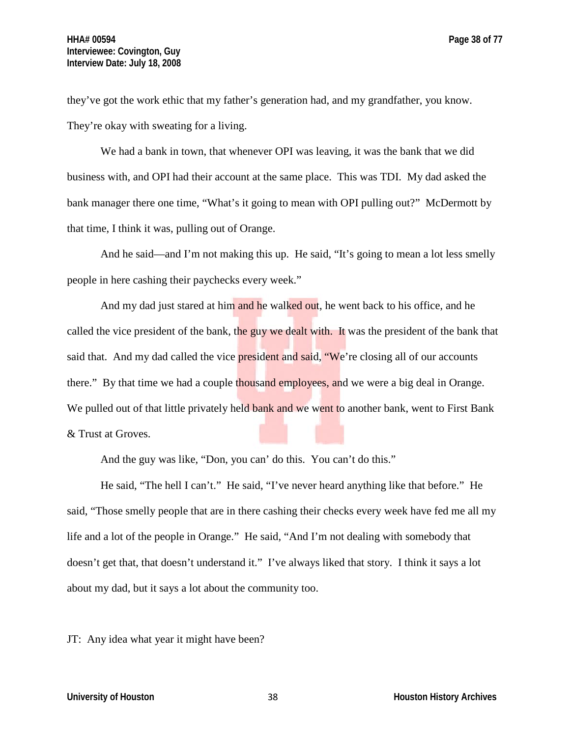they've got the work ethic that my father's generation had, and my grandfather, you know. They're okay with sweating for a living.

We had a bank in town, that whenever OPI was leaving, it was the bank that we did business with, and OPI had their account at the same place. This was TDI. My dad asked the bank manager there one time, "What's it going to mean with OPI pulling out?" McDermott by that time, I think it was, pulling out of Orange.

And he said—and I'm not making this up. He said, "It's going to mean a lot less smelly people in here cashing their paychecks every week."

And my dad just stared at him and he walked out, he went back to his office, and he called the vice president of the bank, the guy we dealt with. It was the president of the bank that said that. And my dad called the vice president and said, "We're closing all of our accounts there." By that time we had a couple thousand employees, and we were a big deal in Orange. We pulled out of that little privately held bank and we went to another bank, went to First Bank & Trust at Groves.

And the guy was like, "Don, you can' do this. You can't do this."

He said, "The hell I can't." He said, "I've never heard anything like that before." He said, "Those smelly people that are in there cashing their checks every week have fed me all my life and a lot of the people in Orange." He said, "And I'm not dealing with somebody that doesn't get that, that doesn't understand it." I've always liked that story. I think it says a lot about my dad, but it says a lot about the community too.

JT: Any idea what year it might have been?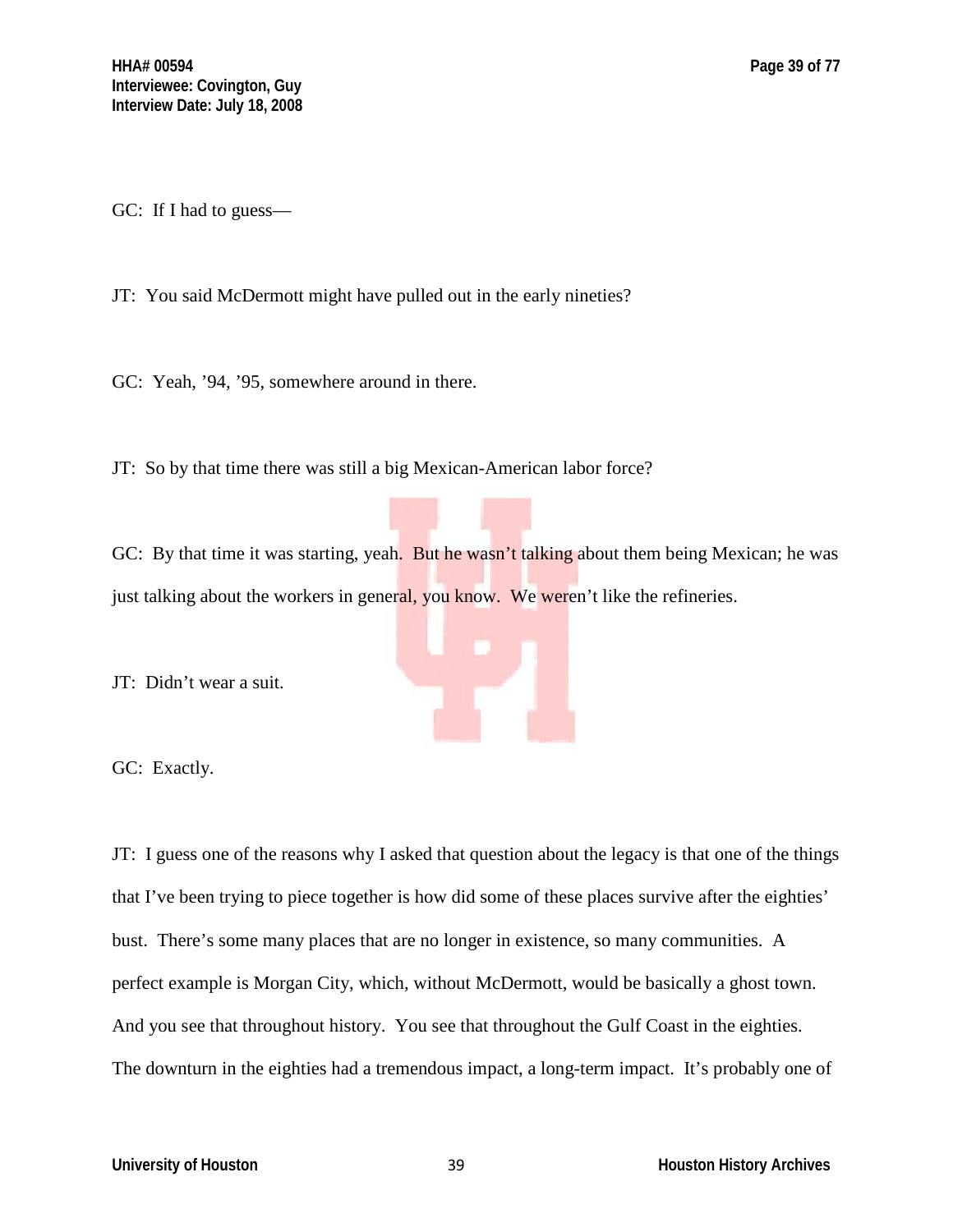GC: If I had to guess—

JT: You said McDermott might have pulled out in the early nineties?

GC: Yeah, ’94, ’95, somewhere around in there.

JT: So by that time there was still a big Mexican-American labor force?

GC: By that time it was starting, yeah. But he wasn’t talking about them being Mexican; he was just talking about the workers in general, you know. We weren’t like the refineries.

JT: Didn’t wear a suit.

GC: Exactly.

JT: I guess one of the reasons why I asked that question about the legacy is that one of the things that I’ve been trying to piece together is how did some of these places survive after the eighties’ bust. There’s some many places that are no longer in existence, so many communities. A perfect example is Morgan City, which, without McDermott, would be basically a ghost town. And you see that throughout history. You see that throughout the Gulf Coast in the eighties. The downturn in the eighties had a tremendous impact, a long-term impact. It’s probably one of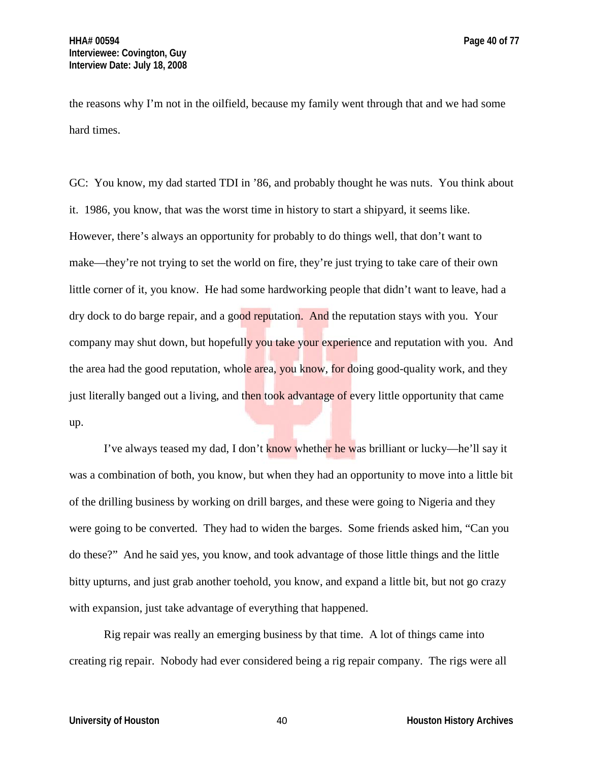the reasons why I'm not in the oilfield, because my family went through that and we had some hard times.

GC: You know, my dad started TDI in '86, and probably thought he was nuts. You think about it. 1986, you know, that was the worst time in history to start a shipyard, it seems like. However, there's always an opportunity for probably to do things well, that don't want to make—they're not trying to set the world on fire, they're just trying to take care of their own little corner of it, you know. He had some hardworking people that didn't want to leave, had a dry dock to do barge repair, and a good reputation. And the reputation stays with you. Your company may shut down, but hopefully you take your experience and reputation with you. And the area had the good reputation, whole area, you know, for doing good-quality work, and they just literally banged out a living, and then took advantage of every little opportunity that came up.

I've always teased my dad, I don't know whether he was brilliant or lucky—he'll say it was a combination of both, you know, but when they had an opportunity to move into a little bit of the drilling business by working on drill barges, and these were going to Nigeria and they were going to be converted. They had to widen the barges. Some friends asked him, "Can you do these?" And he said yes, you know, and took advantage of those little things and the little bitty upturns, and just grab another toehold, you know, and expand a little bit, but not go crazy with expansion, just take advantage of everything that happened.

Rig repair was really an emerging business by that time. A lot of things came into creating rig repair. Nobody had ever considered being a rig repair company. The rigs were all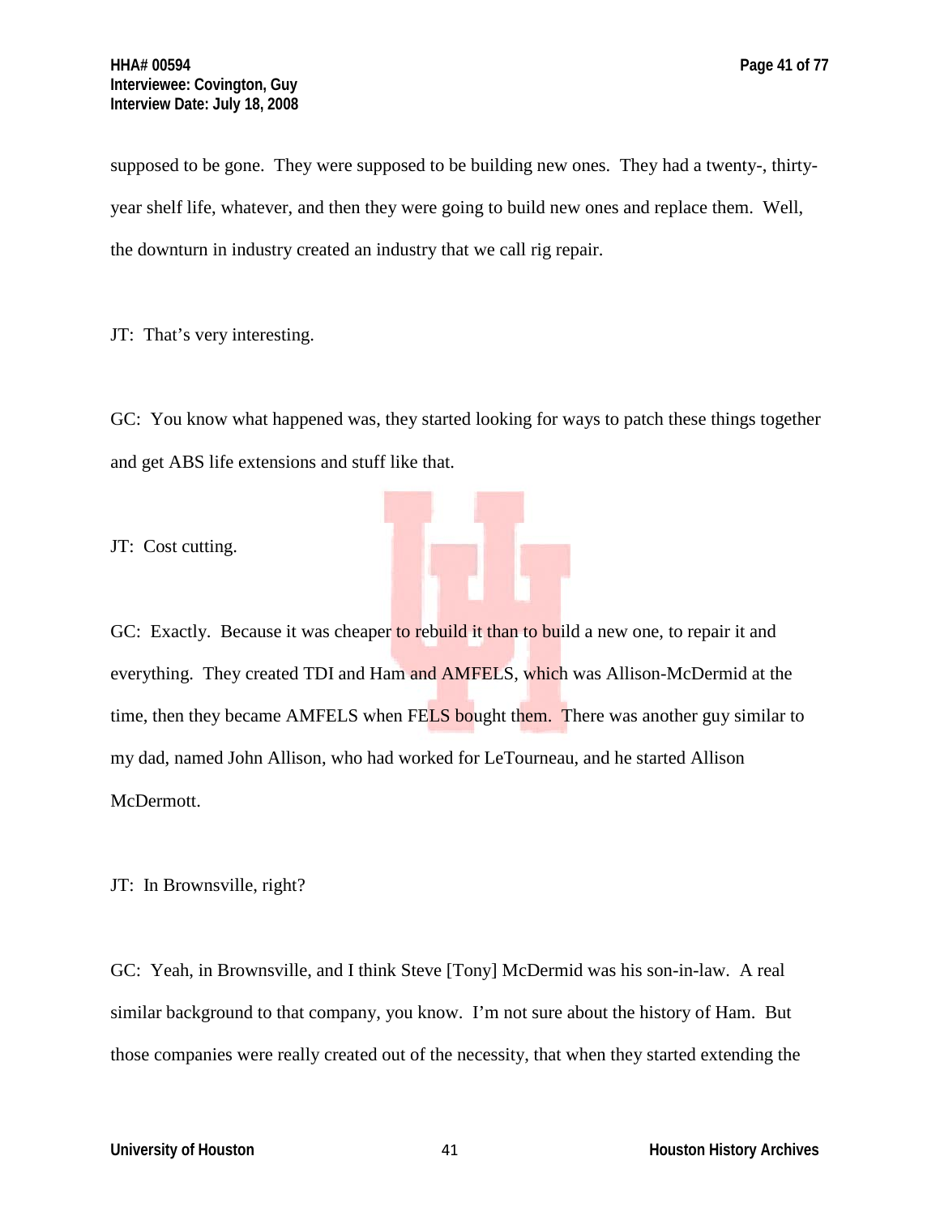supposed to be gone. They were supposed to be building new ones. They had a twenty-, thirty-year shelf life, whatever, and then they were going to build new ones and replace them. Well, the downturn in industry created an industry that we call rig repair.

JT: That's very interesting.

GC: You know what happened was, they started looking for ways to patch these things together and get ABS life extensions and stuff like that.

JT: Cost cutting.

GC: Exactly. Because it was cheaper to rebuild it than to build a new one, to repair it and everything. They created TDI and Ham and AMFELS, which was Allison-McDermid at the time, then they became AMFELS when FELS bought them. There was another guy similar to my dad, named John Allison, who had worked for LeTourneau, and he started Allison McDermott.

JT: In Brownsville, right?

GC: Yeah, in Brownsville, and I think Steve [Tony] McDermid was his son-in-law. A real similar background to that company, you know. I'm not sure about the history of Ham. But those companies were really created out of the necessity, that when they started extending the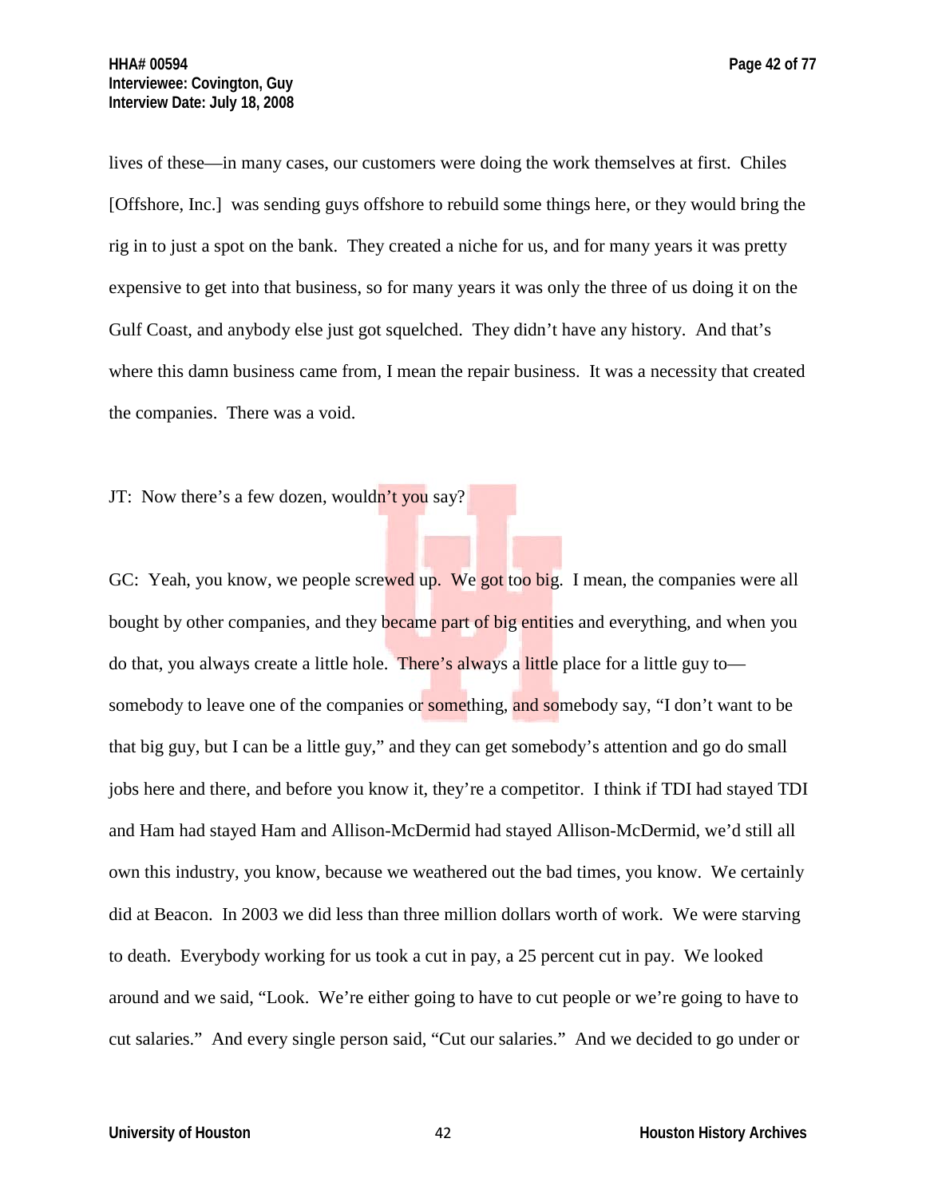lives of these—in many cases, our customers were doing the work themselves at first. Chiles [Offshore, Inc.] was sending guys offshore to rebuild some things here, or they would bring the rig in to just a spot on the bank. They created a niche for us, and for many years it was pretty expensive to get into that business, so for many years it was only the three of us doing it on the Gulf Coast, and anybody else just got squelched. They didn't have any history. And that's where this damn business came from, I mean the repair business. It was a necessity that created the companies. There was a void.

JT: Now there's a few dozen, wouldn't you say?

GC: Yeah, you know, we people screwed up. We got too big. I mean, the companies were all bought by other companies, and they became part of big entities and everything, and when you do that, you always create a little hole. There's always a little place for a little guy to—somebody to leave one of the companies or something, and somebody say, "I don't want to be that big guy, but I can be a little guy," and they can get somebody's attention and go do small jobs here and there, and before you know it, they're a competitor. I think if TDI had stayed TDI and Ham had stayed Ham and Allison-McDermid had stayed Allison-McDermid, we'd still all own this industry, you know, because we weathered out the bad times, you know. We certainly did at Beacon. In 2003 we did less than three million dollars worth of work. We were starving to death. Everybody working for us took a cut in pay, a 25 percent cut in pay. We looked around and we said, "Look. We're either going to have to cut people or we're going to have to cut salaries." And every single person said, "Cut our salaries." And we decided to go under or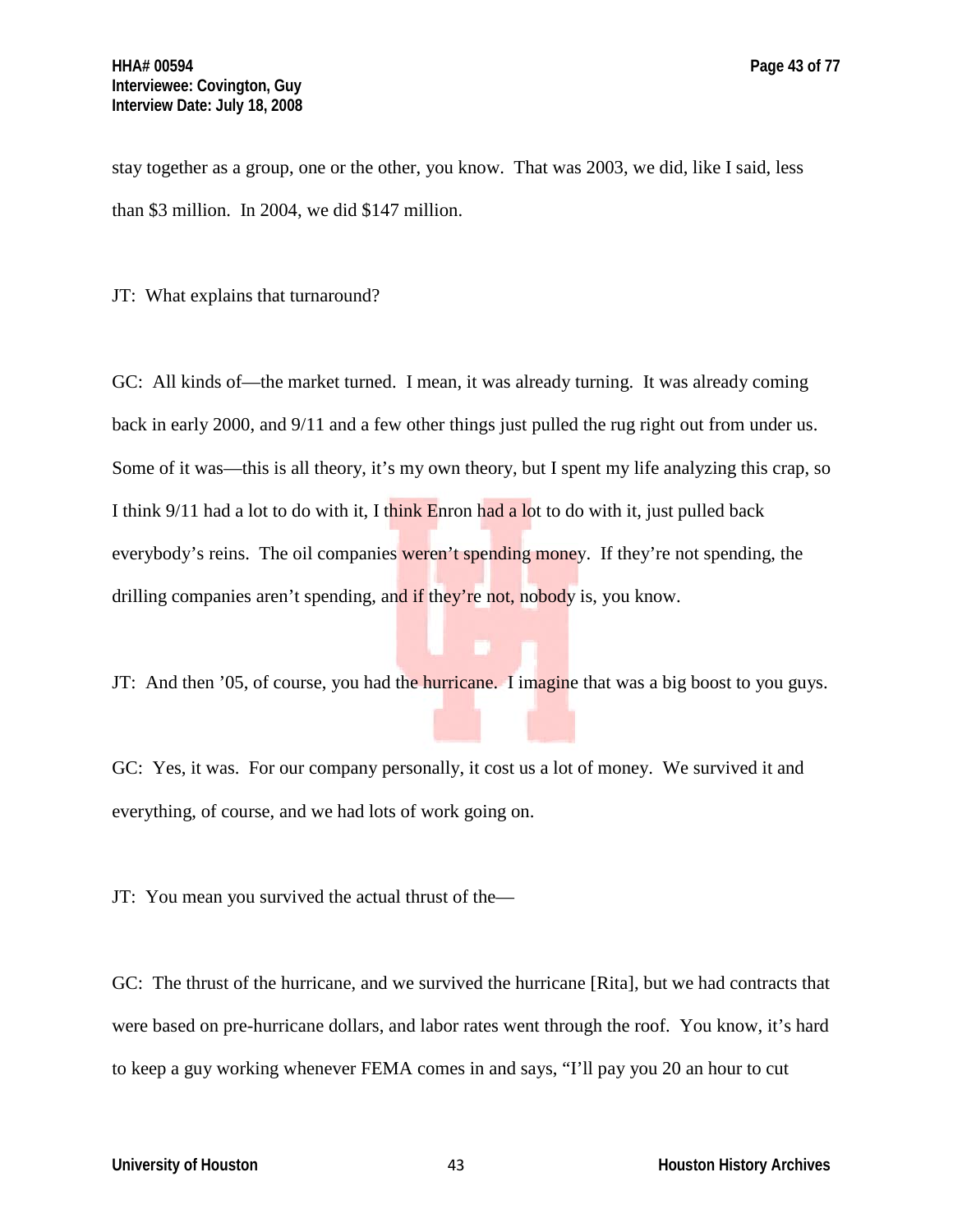stay together as a group, one or the other, you know. That was 2003, we did, like I said, less than $3 million. In 2004, we did $147 million.

JT: What explains that turnaround?

GC: All kinds of—the market turned. I mean, it was already turning. It was already coming back in early 2000, and 9/11 and a few other things just pulled the rug right out from under us. Some of it was—this is all theory, it's my own theory, but I spent my life analyzing this crap, so I think 9/11 had a lot to do with it, I think Enron had a lot to do with it, just pulled back everybody's reins. The oil companies weren't spending money. If they're not spending, the drilling companies aren't spending, and if they're not, nobody is, you know.

JT: And then '05, of course, you had the hurricane. I imagine that was a big boost to you guys.

GC: Yes, it was. For our company personally, it cost us a lot of money. We survived it and everything, of course, and we had lots of work going on.

JT: You mean you survived the actual thrust of the—

GC: The thrust of the hurricane, and we survived the hurricane [Rita], but we had contracts that were based on pre-hurricane dollars, and labor rates went through the roof. You know, it's hard to keep a guy working whenever FEMA comes in and says, "I'll pay you 20 an hour to cut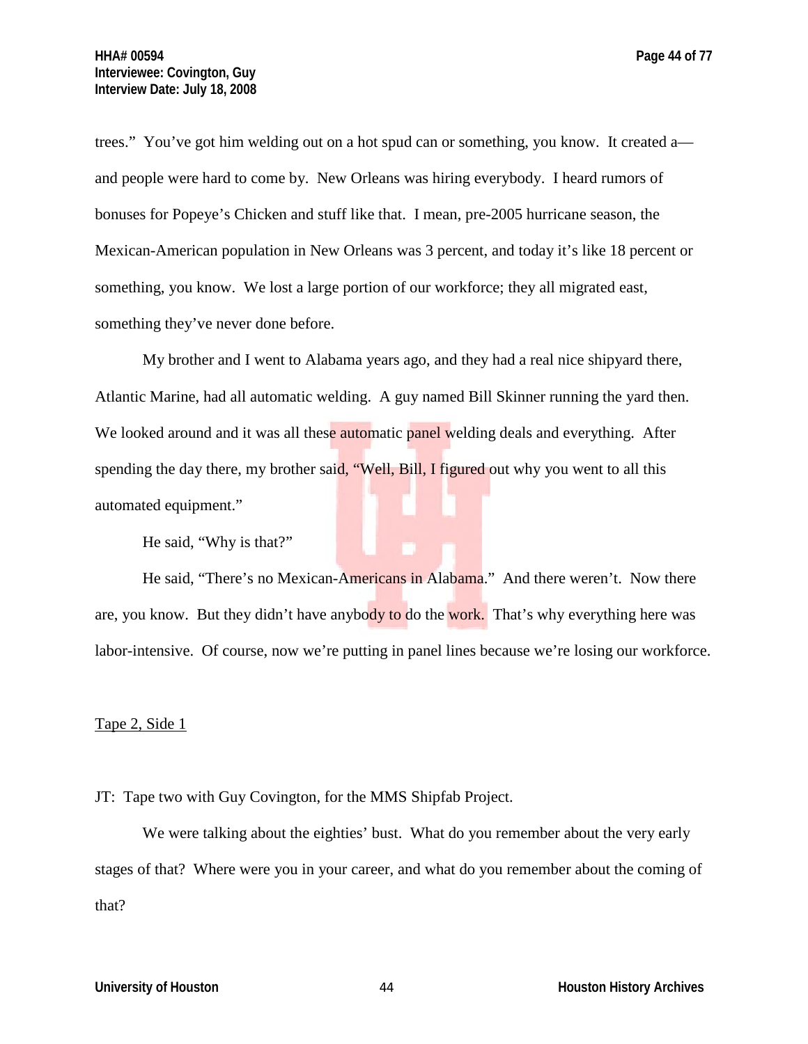trees." You've got him welding out on a hot spud can or something, you know. It created a— and people were hard to come by. New Orleans was hiring everybody. I heard rumors of bonuses for Popeye's Chicken and stuff like that. I mean, pre-2005 hurricane season, the Mexican-American population in New Orleans was 3 percent, and today it's like 18 percent or something, you know. We lost a large portion of our workforce; they all migrated east, something they've never done before.

My brother and I went to Alabama years ago, and they had a real nice shipyard there, Atlantic Marine, had all automatic welding. A guy named Bill Skinner running the yard then. We looked around and it was all these automatic panel welding deals and everything. After spending the day there, my brother said, "Well, Bill, I figured out why you went to all this automated equipment."

He said, "Why is that?"

He said, "There's no Mexican-Americans in Alabama." And there weren't. Now there are, you know. But they didn't have anybody to do the work. That's why everything here was labor-intensive. Of course, now we're putting in panel lines because we're losing our workforce.

Tape 2, Side 1

JT: Tape two with Guy Covington, for the MMS Shipfab Project.

We were talking about the eighties' bust. What do you remember about the very early stages of that? Where were you in your career, and what do you remember about the coming of that?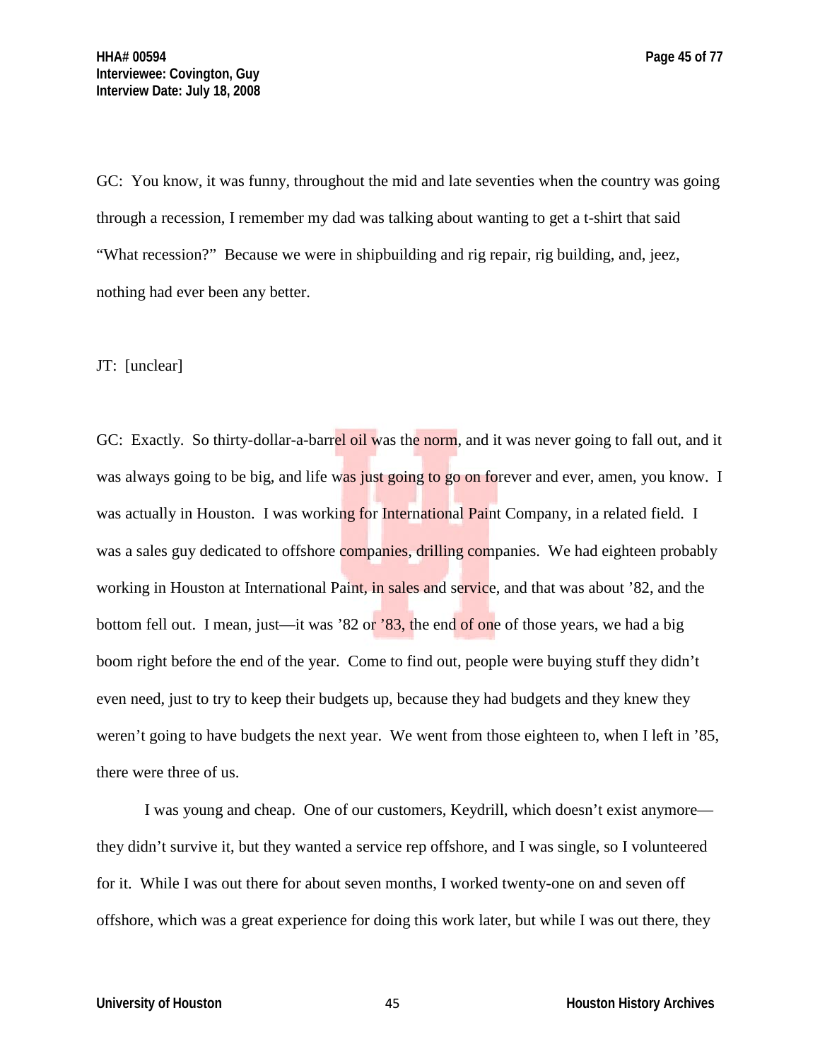GC: You know, it was funny, throughout the mid and late seventies when the country was going through a recession, I remember my dad was talking about wanting to get a t-shirt that said "What recession?" Because we were in shipbuilding and rig repair, rig building, and, jeez, nothing had ever been any better.

JT: [unclear]

GC: Exactly. So thirty-dollar-a-barrel oil was the norm, and it was never going to fall out, and it was always going to be big, and life was just going to go on forever and ever, amen, you know. I was actually in Houston. I was working for International Paint Company, in a related field. I was a sales guy dedicated to offshore companies, drilling companies. We had eighteen probably working in Houston at International Paint, in sales and service, and that was about '82, and the bottom fell out. I mean, just—it was '82 or '83, the end of one of those years, we had a big boom right before the end of the year. Come to find out, people were buying stuff they didn't even need, just to try to keep their budgets up, because they had budgets and they knew they weren't going to have budgets the next year. We went from those eighteen to, when I left in '85, there were three of us.

I was young and cheap. One of our customers, Keydrill, which doesn't exist anymore—they didn't survive it, but they wanted a service rep offshore, and I was single, so I volunteered for it. While I was out there for about seven months, I worked twenty-one on and seven off offshore, which was a great experience for doing this work later, but while I was out there, they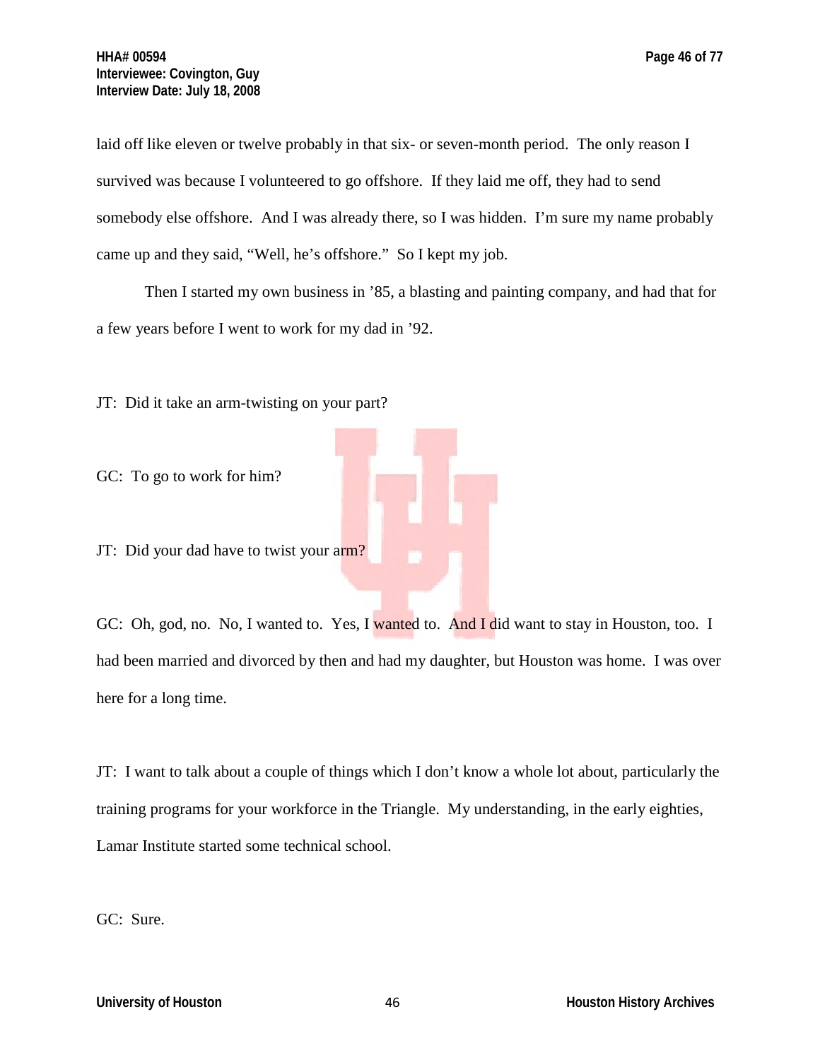laid off like eleven or twelve probably in that six- or seven-month period. The only reason I survived was because I volunteered to go offshore. If they laid me off, they had to send somebody else offshore. And I was already there, so I was hidden. I'm sure my name probably came up and they said, "Well, he's offshore." So I kept my job.

Then I started my own business in '85, a blasting and painting company, and had that for a few years before I went to work for my dad in '92.

JT: Did it take an arm-twisting on your part?

GC: To go to work for him?

JT: Did your dad have to twist your arm?

GC: Oh, god, no. No, I wanted to. Yes, I wanted to. And I did want to stay in Houston, too. I had been married and divorced by then and had my daughter, but Houston was home. I was over here for a long time.

JT: I want to talk about a couple of things which I don't know a whole lot about, particularly the training programs for your workforce in the Triangle. My understanding, in the early eighties, Lamar Institute started some technical school.

GC: Sure.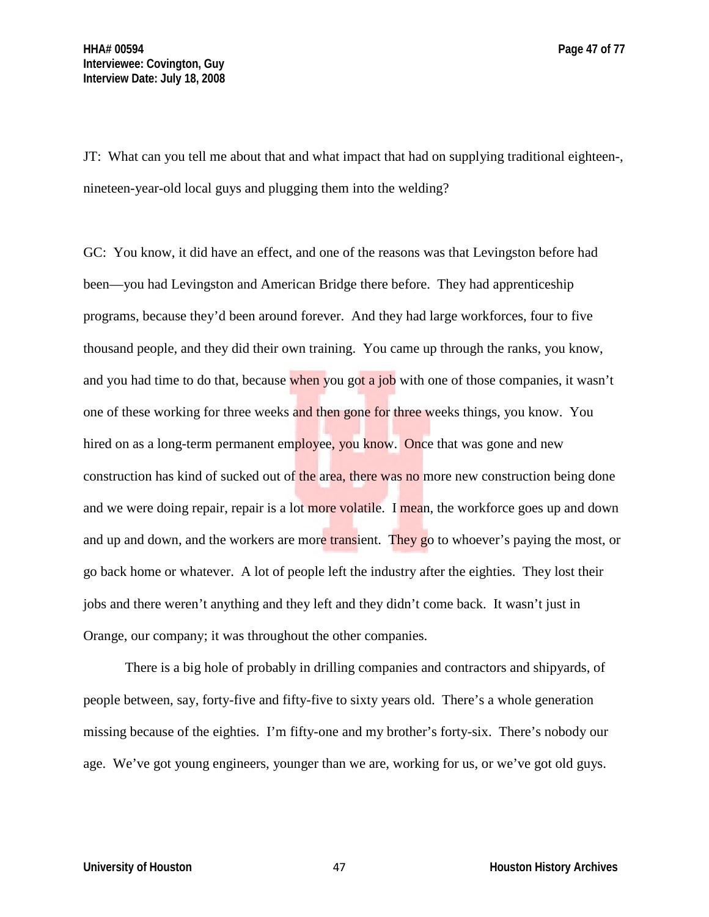JT: What can you tell me about that and what impact that had on supplying traditional eighteen-, nineteen-year-old local guys and plugging them into the welding?

GC: You know, it did have an effect, and one of the reasons was that Levingston before had been—you had Levingston and American Bridge there before. They had apprenticeship programs, because they'd been around forever. And they had large workforces, four to five thousand people, and they did their own training. You came up through the ranks, you know, and you had time to do that, because when you got a job with one of those companies, it wasn't one of these working for three weeks and then gone for three weeks things, you know. You hired on as a long-term permanent employee, you know. Once that was gone and new construction has kind of sucked out of the area, there was no more new construction being done and we were doing repair, repair is a lot more volatile. I mean, the workforce goes up and down and up and down, and the workers are more transient. They go to whoever's paying the most, or go back home or whatever. A lot of people left the industry after the eighties. They lost their jobs and there weren't anything and they left and they didn't come back. It wasn't just in Orange, our company; it was throughout the other companies.

There is a big hole of probably in drilling companies and contractors and shipyards, of people between, say, forty-five and fifty-five to sixty years old. There's a whole generation missing because of the eighties. I'm fifty-one and my brother's forty-six. There's nobody our age. We've got young engineers, younger than we are, working for us, or we've got old guys.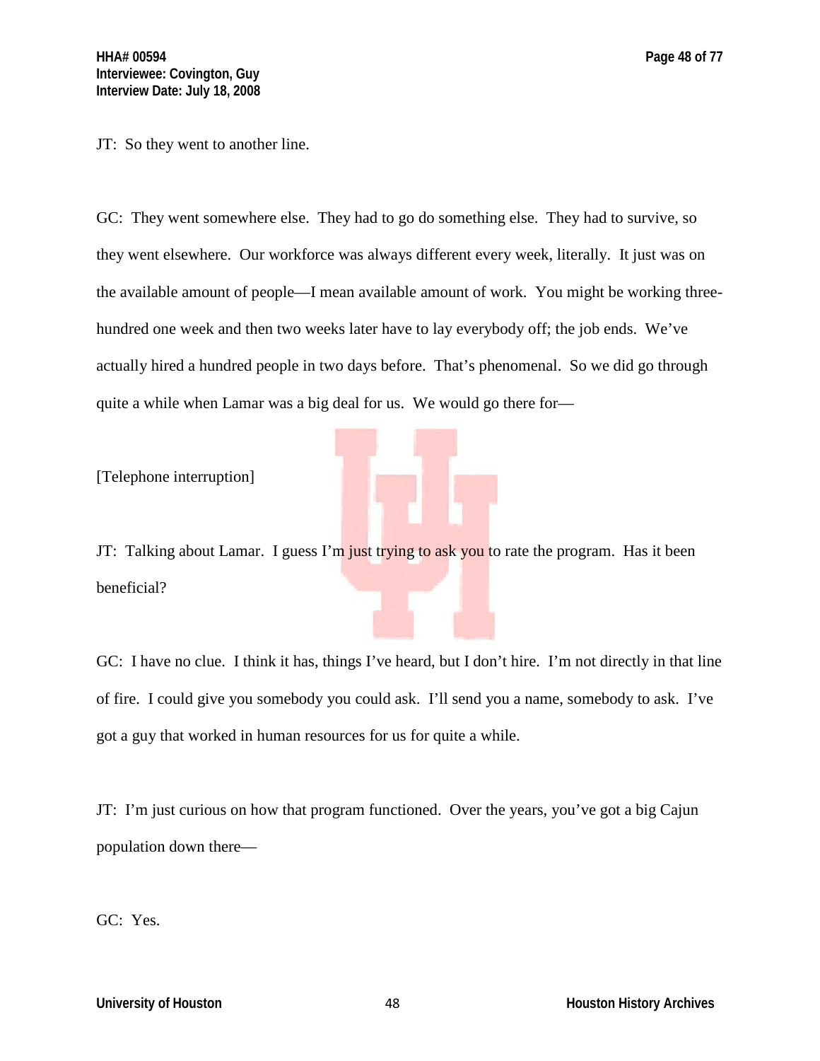JT: So they went to another line.

GC: They went somewhere else. They had to go do something else. They had to survive, so they went elsewhere. Our workforce was always different every week, literally. It just was on the available amount of people—I mean available amount of work. You might be working three-hundred one week and then two weeks later have to lay everybody off; the job ends. We've actually hired a hundred people in two days before. That's phenomenal. So we did go through quite a while when Lamar was a big deal for us. We would go there for—

[Telephone interruption]

JT: Talking about Lamar. I guess I'm just trying to ask you to rate the program. Has it been beneficial?

GC: I have no clue. I think it has, things I've heard, but I don't hire. I'm not directly in that line of fire. I could give you somebody you could ask. I'll send you a name, somebody to ask. I've got a guy that worked in human resources for us for quite a while.

JT: I'm just curious on how that program functioned. Over the years, you've got a big Cajun population down there—

GC: Yes.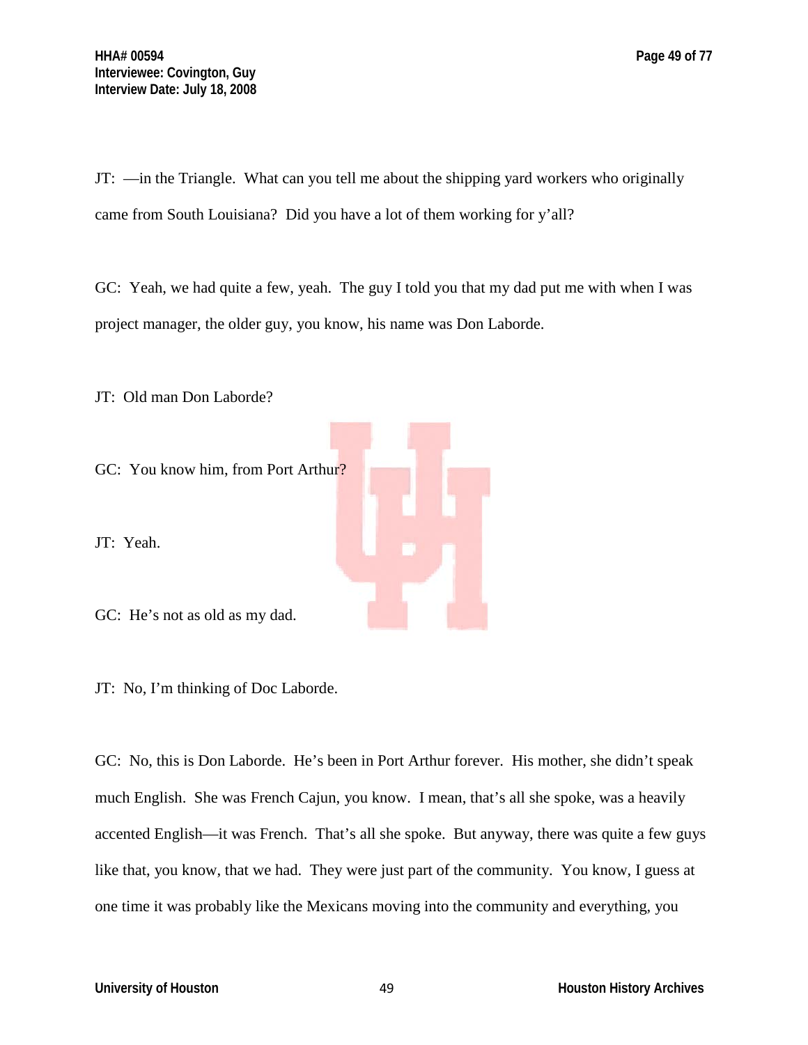JT: —in the Triangle. What can you tell me about the shipping yard workers who originally came from South Louisiana? Did you have a lot of them working for y'all?

GC: Yeah, we had quite a few, yeah. The guy I told you that my dad put me with when I was project manager, the older guy, you know, his name was Don Laborde.

JT: Old man Don Laborde?

GC: You know him, from Port Arthur?

JT: Yeah.

GC: He's not as old as my dad.

JT: No, I'm thinking of Doc Laborde.

GC: No, this is Don Laborde. He's been in Port Arthur forever. His mother, she didn't speak much English. She was French Cajun, you know. I mean, that's all she spoke, was a heavily accented English—it was French. That's all she spoke. But anyway, there was quite a few guys like that, you know, that we had. They were just part of the community. You know, I guess at one time it was probably like the Mexicans moving into the community and everything, you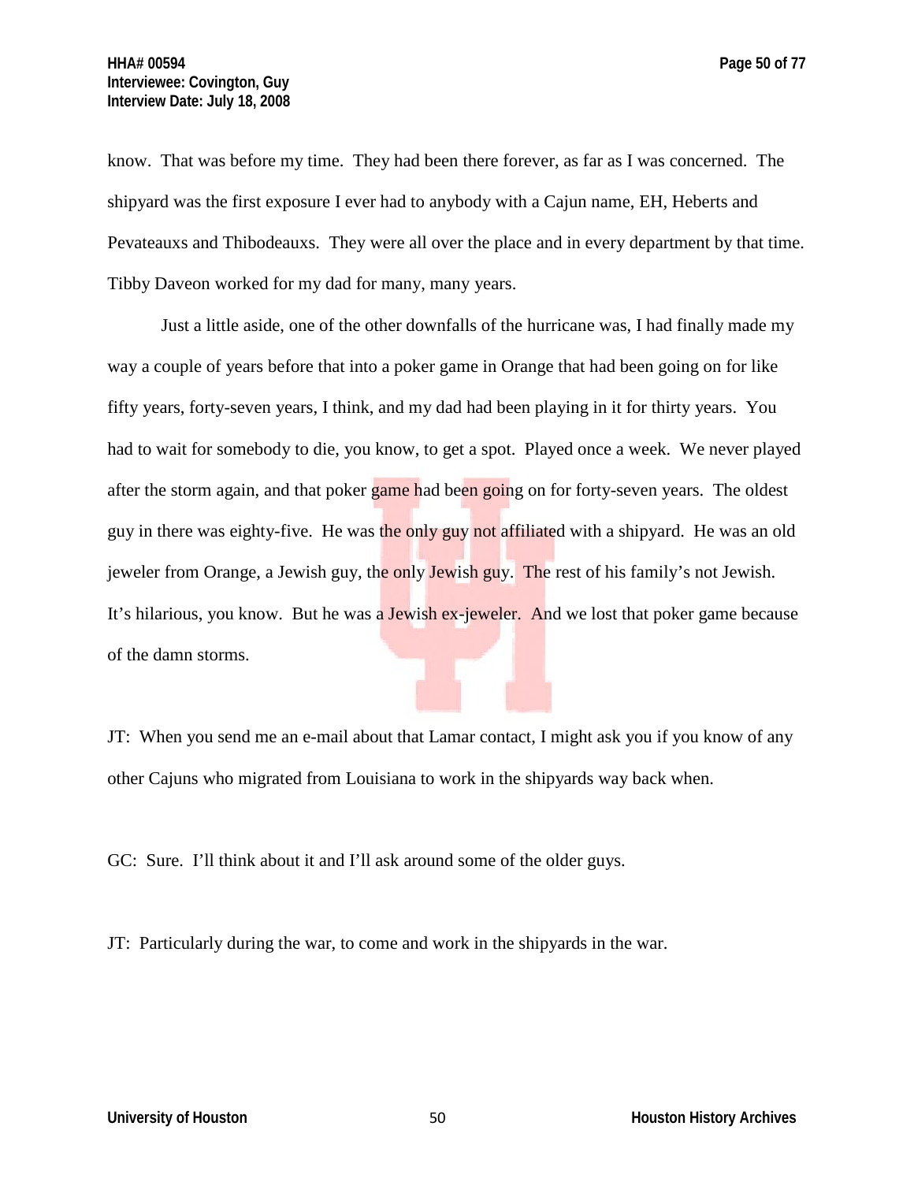know. That was before my time. They had been there forever, as far as I was concerned. The shipyard was the first exposure I ever had to anybody with a Cajun name, EH, Heberts and Pevateauxs and Thibodeauxs. They were all over the place and in every department by that time. Tibby Daveon worked for my dad for many, many years.

Just a little aside, one of the other downfalls of the hurricane was, I had finally made my way a couple of years before that into a poker game in Orange that had been going on for like fifty years, forty-seven years, I think, and my dad had been playing in it for thirty years. You had to wait for somebody to die, you know, to get a spot. Played once a week. We never played after the storm again, and that poker game had been going on for forty-seven years. The oldest guy in there was eighty-five. He was the only guy not affiliated with a shipyard. He was an old jeweler from Orange, a Jewish guy, the only Jewish guy. The rest of his family's not Jewish. It's hilarious, you know. But he was a Jewish ex-jeweler. And we lost that poker game because of the damn storms.

JT: When you send me an e-mail about that Lamar contact, I might ask you if you know of any other Cajuns who migrated from Louisiana to work in the shipyards way back when.

GC: Sure. I'll think about it and I'll ask around some of the older guys.

JT: Particularly during the war, to come and work in the shipyards in the war.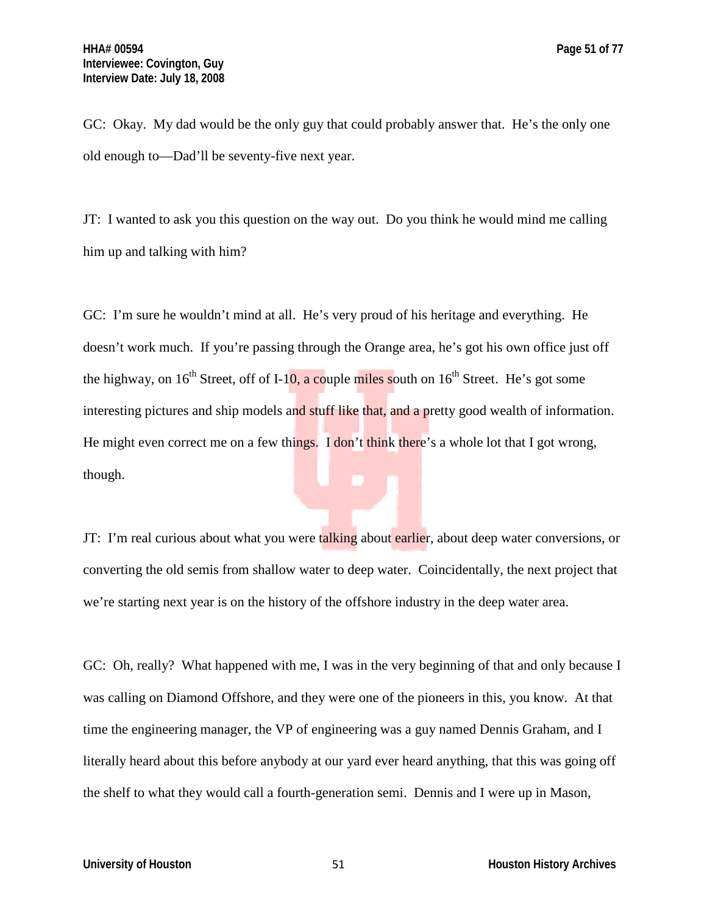GC: Okay. My dad would be the only guy that could probably answer that. He's the only one old enough to—Dad'll be seventy-five next year.

JT: I wanted to ask you this question on the way out. Do you think he would mind me calling him up and talking with him?

GC: I'm sure he wouldn't mind at all. He's very proud of his heritage and everything. He doesn't work much. If you're passing through the Orange area, he's got his own office just off the highway, on 16th Street, off of I-10, a couple miles south on 16th Street. He's got some interesting pictures and ship models and stuff like that, and a pretty good wealth of information. He might even correct me on a few things. I don't think there's a whole lot that I got wrong, though.

JT: I'm real curious about what you were talking about earlier, about deep water conversions, or converting the old semis from shallow water to deep water. Coincidentally, the next project that we're starting next year is on the history of the offshore industry in the deep water area.

GC: Oh, really? What happened with me, I was in the very beginning of that and only because I was calling on Diamond Offshore, and they were one of the pioneers in this, you know. At that time the engineering manager, the VP of engineering was a guy named Dennis Graham, and I literally heard about this before anybody at our yard ever heard anything, that this was going off the shelf to what they would call a fourth-generation semi. Dennis and I were up in Mason,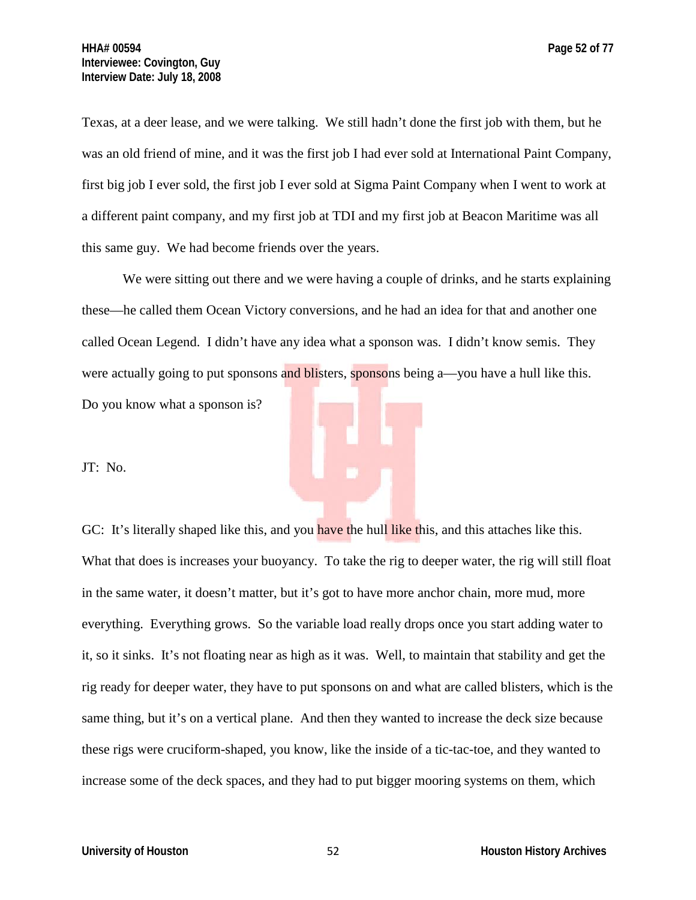Texas, at a deer lease, and we were talking. We still hadn't done the first job with them, but he was an old friend of mine, and it was the first job I had ever sold at International Paint Company, first big job I ever sold, the first job I ever sold at Sigma Paint Company when I went to work at a different paint company, and my first job at TDI and my first job at Beacon Maritime was all this same guy. We had become friends over the years.

We were sitting out there and we were having a couple of drinks, and he starts explaining these—he called them Ocean Victory conversions, and he had an idea for that and another one called Ocean Legend. I didn't have any idea what a sponson was. I didn't know semis. They were actually going to put sponsons and blisters, sponsons being a—you have a hull like this. Do you know what a sponson is?

JT: No.

GC: It's literally shaped like this, and you have the hull like this, and this attaches like this. What that does is increases your buoyancy. To take the rig to deeper water, the rig will still float in the same water, it doesn't matter, but it's got to have more anchor chain, more mud, more everything. Everything grows. So the variable load really drops once you start adding water to it, so it sinks. It's not floating near as high as it was. Well, to maintain that stability and get the rig ready for deeper water, they have to put sponsons on and what are called blisters, which is the same thing, but it's on a vertical plane. And then they wanted to increase the deck size because these rigs were cruciform-shaped, you know, like the inside of a tic-tac-toe, and they wanted to increase some of the deck spaces, and they had to put bigger mooring systems on them, which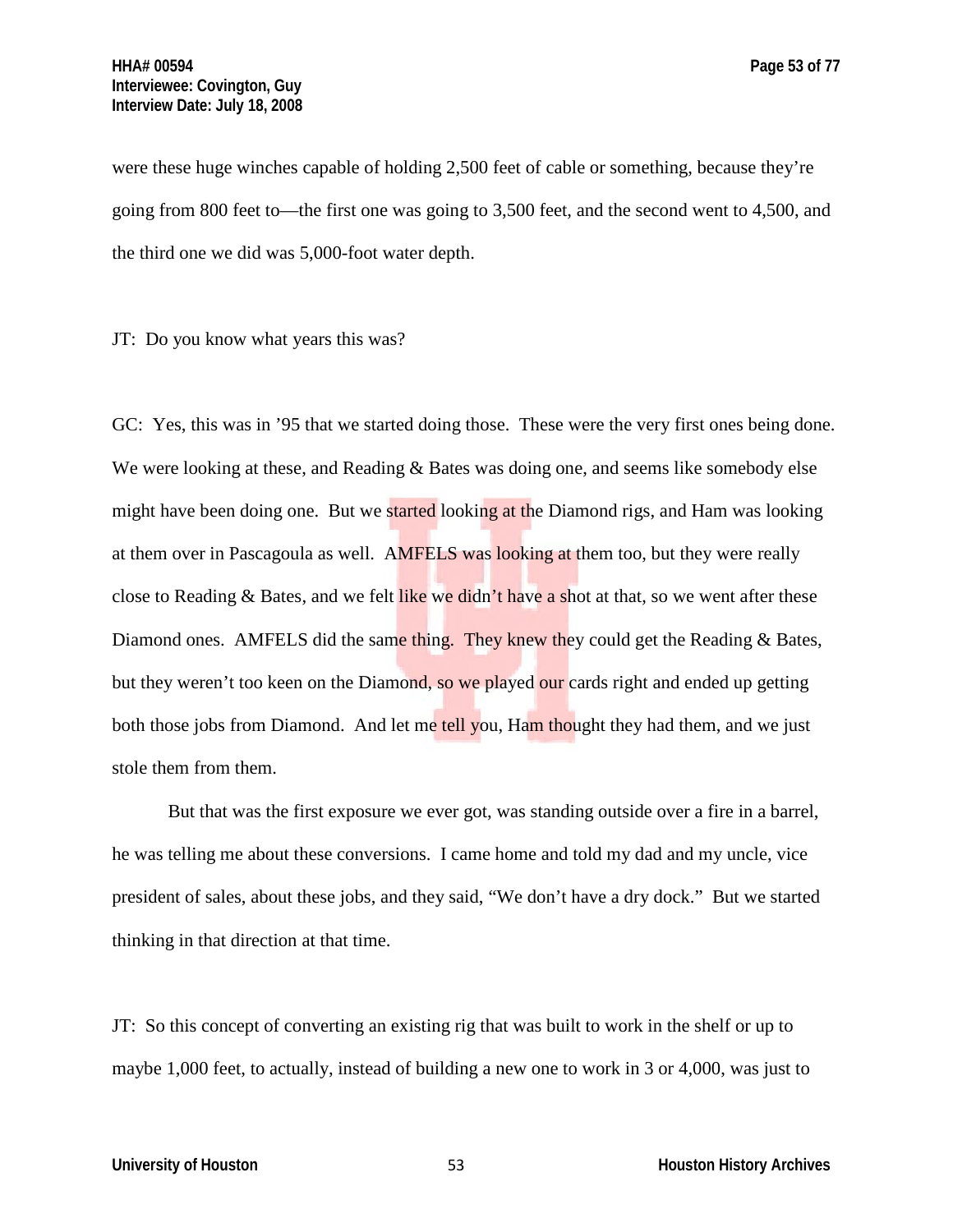were these huge winches capable of holding 2,500 feet of cable or something, because they're going from 800 feet to—the first one was going to 3,500 feet, and the second went to 4,500, and the third one we did was 5,000-foot water depth.

JT: Do you know what years this was?

GC: Yes, this was in '95 that we started doing those. These were the very first ones being done. We were looking at these, and Reading & Bates was doing one, and seems like somebody else might have been doing one. But we started looking at the Diamond rigs, and Ham was looking at them over in Pascagoula as well. AMFELS was looking at them too, but they were really close to Reading & Bates, and we felt like we didn't have a shot at that, so we went after these Diamond ones. AMFELS did the same thing. They knew they could get the Reading & Bates, but they weren't too keen on the Diamond, so we played our cards right and ended up getting both those jobs from Diamond. And let me tell you, Ham thought they had them, and we just stole them from them.

But that was the first exposure we ever got, was standing outside over a fire in a barrel, he was telling me about these conversions. I came home and told my dad and my uncle, vice president of sales, about these jobs, and they said, "We don't have a dry dock." But we started thinking in that direction at that time.

JT: So this concept of converting an existing rig that was built to work in the shelf or up to maybe 1,000 feet, to actually, instead of building a new one to work in 3 or 4,000, was just to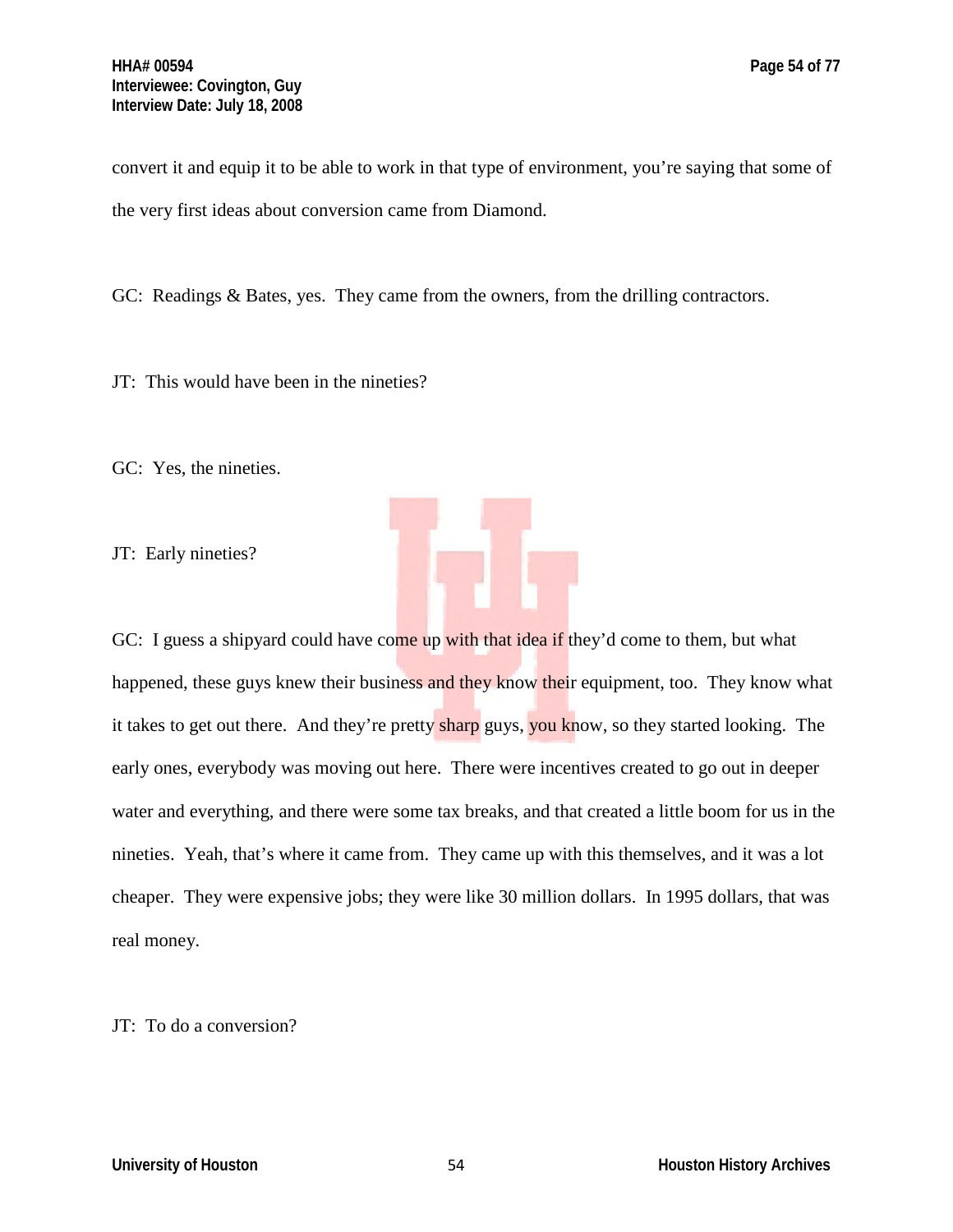convert it and equip it to be able to work in that type of environment, you're saying that some of the very first ideas about conversion came from Diamond.

GC: Readings & Bates, yes. They came from the owners, from the drilling contractors.

JT: This would have been in the nineties?

GC: Yes, the nineties.

JT: Early nineties?

GC: I guess a shipyard could have come up with that idea if they'd come to them, but what happened, these guys knew their business and they know their equipment, too. They know what it takes to get out there. And they're pretty sharp guys, you know, so they started looking. The early ones, everybody was moving out here. There were incentives created to go out in deeper water and everything, and there were some tax breaks, and that created a little boom for us in the nineties. Yeah, that's where it came from. They came up with this themselves, and it was a lot cheaper. They were expensive jobs; they were like 30 million dollars. In 1995 dollars, that was real money.

JT: To do a conversion?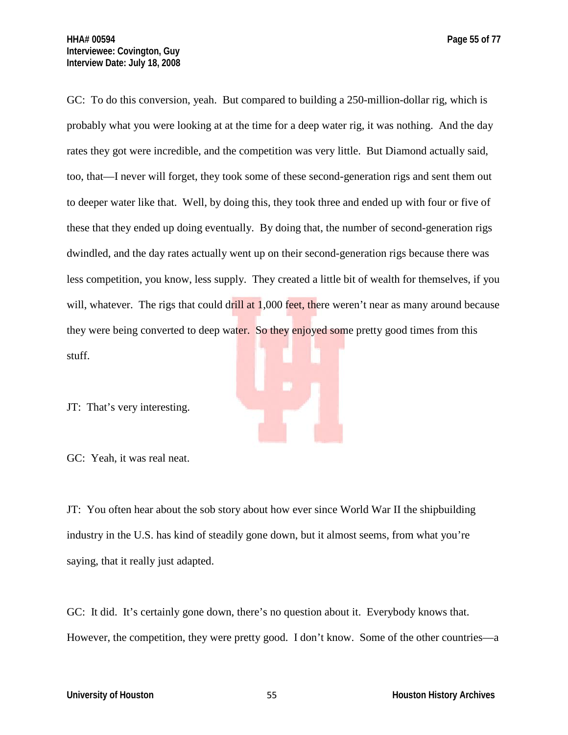GC: To do this conversion, yeah. But compared to building a 250-million-dollar rig, which is probably what you were looking at at the time for a deep water rig, it was nothing. And the day rates they got were incredible, and the competition was very little. But Diamond actually said, too, that—I never will forget, they took some of these second-generation rigs and sent them out to deeper water like that. Well, by doing this, they took three and ended up with four or five of these that they ended up doing eventually. By doing that, the number of second-generation rigs dwindled, and the day rates actually went up on their second-generation rigs because there was less competition, you know, less supply. They created a little bit of wealth for themselves, if you will, whatever. The rigs that could drill at 1,000 feet, there weren't near as many around because they were being converted to deep water. So they enjoyed some pretty good times from this stuff.

JT: That's very interesting.

GC: Yeah, it was real neat.

JT: You often hear about the sob story about how ever since World War II the shipbuilding industry in the U.S. has kind of steadily gone down, but it almost seems, from what you're saying, that it really just adapted.

GC: It did. It's certainly gone down, there's no question about it. Everybody knows that. However, the competition, they were pretty good. I don't know. Some of the other countries—a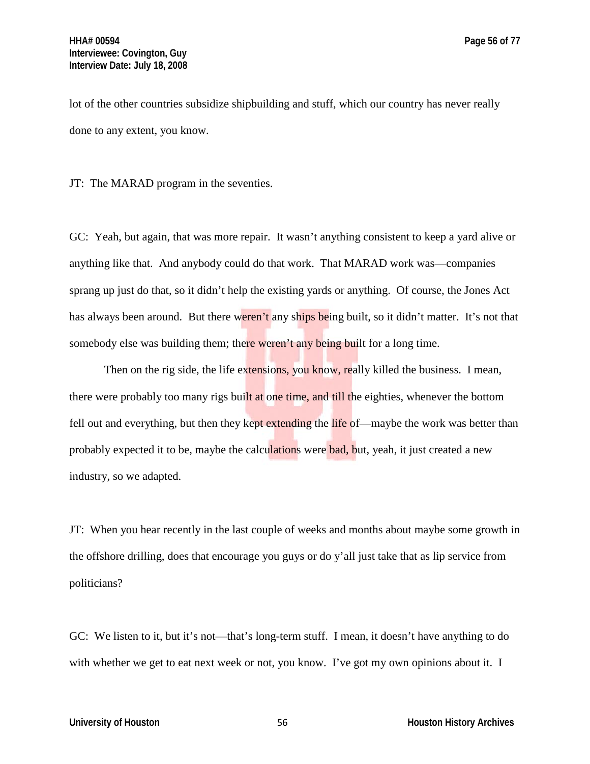lot of the other countries subsidize shipbuilding and stuff, which our country has never really done to any extent, you know.

JT: The MARAD program in the seventies.

GC: Yeah, but again, that was more repair. It wasn't anything consistent to keep a yard alive or anything like that. And anybody could do that work. That MARAD work was—companies sprang up just do that, so it didn't help the existing yards or anything. Of course, the Jones Act has always been around. But there weren't any ships being built, so it didn't matter. It's not that somebody else was building them; there weren't any being built for a long time.

Then on the rig side, the life extensions, you know, really killed the business. I mean, there were probably too many rigs built at one time, and till the eighties, whenever the bottom fell out and everything, but then they kept extending the life of—maybe the work was better than probably expected it to be, maybe the calculations were bad, but, yeah, it just created a new industry, so we adapted.

JT: When you hear recently in the last couple of weeks and months about maybe some growth in the offshore drilling, does that encourage you guys or do y'all just take that as lip service from politicians?

GC: We listen to it, but it's not—that's long-term stuff. I mean, it doesn't have anything to do with whether we get to eat next week or not, you know. I've got my own opinions about it. I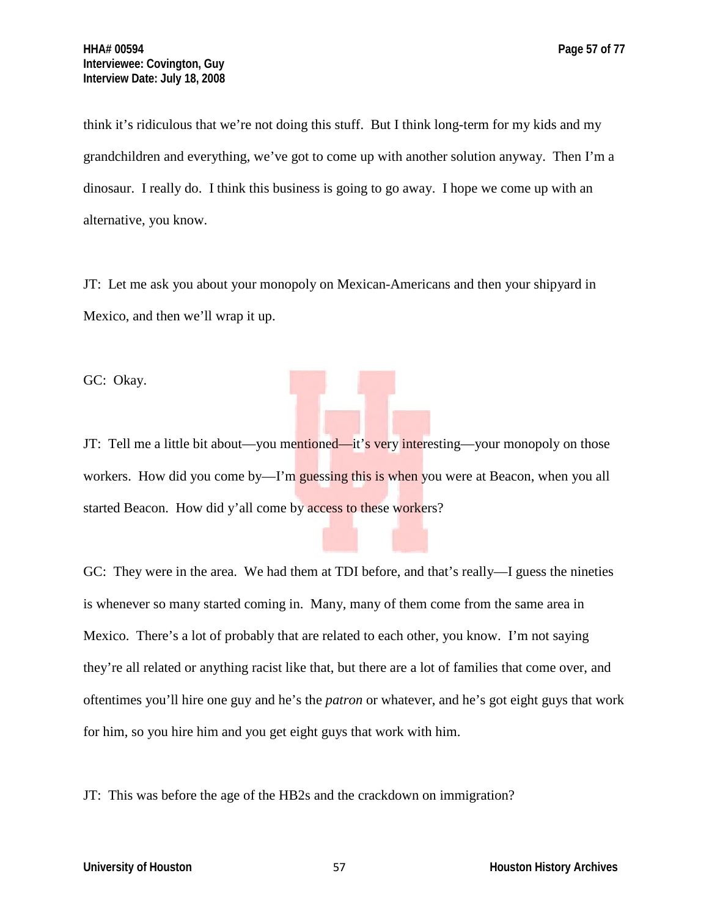think it's ridiculous that we're not doing this stuff. But I think long-term for my kids and my grandchildren and everything, we've got to come up with another solution anyway. Then I'm a dinosaur. I really do. I think this business is going to go away. I hope we come up with an alternative, you know.

JT: Let me ask you about your monopoly on Mexican-Americans and then your shipyard in Mexico, and then we'll wrap it up.

GC: Okay.

JT: Tell me a little bit about—you mentioned—it's very interesting—your monopoly on those workers. How did you come by—I'm guessing this is when you were at Beacon, when you all started Beacon. How did y'all come by access to these workers?

GC: They were in the area. We had them at TDI before, and that's really—I guess the nineties is whenever so many started coming in. Many, many of them come from the same area in Mexico. There's a lot of probably that are related to each other, you know. I'm not saying they're all related or anything racist like that, but there are a lot of families that come over, and oftentimes you'll hire one guy and he's the *patron* or whatever, and he's got eight guys that work for him, so you hire him and you get eight guys that work with him.

JT: This was before the age of the HB2s and the crackdown on immigration?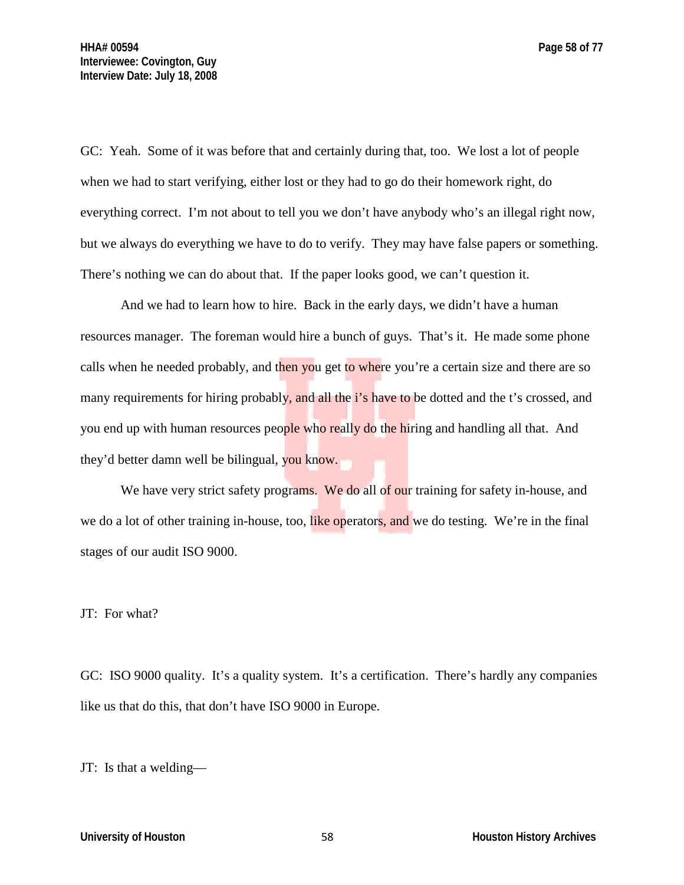GC: Yeah. Some of it was before that and certainly during that, too. We lost a lot of people when we had to start verifying, either lost or they had to go do their homework right, do everything correct. I'm not about to tell you we don't have anybody who's an illegal right now, but we always do everything we have to do to verify. They may have false papers or something. There's nothing we can do about that. If the paper looks good, we can't question it.

And we had to learn how to hire. Back in the early days, we didn't have a human resources manager. The foreman would hire a bunch of guys. That's it. He made some phone calls when he needed probably, and then you get to where you're a certain size and there are so many requirements for hiring probably, and all the i's have to be dotted and the t's crossed, and you end up with human resources people who really do the hiring and handling all that. And they'd better damn well be bilingual, you know.

We have very strict safety programs. We do all of our training for safety in-house, and we do a lot of other training in-house, too, like operators, and we do testing. We're in the final stages of our audit ISO 9000.

JT: For what?

GC: ISO 9000 quality. It's a quality system. It's a certification. There's hardly any companies like us that do this, that don't have ISO 9000 in Europe.

JT: Is that a welding—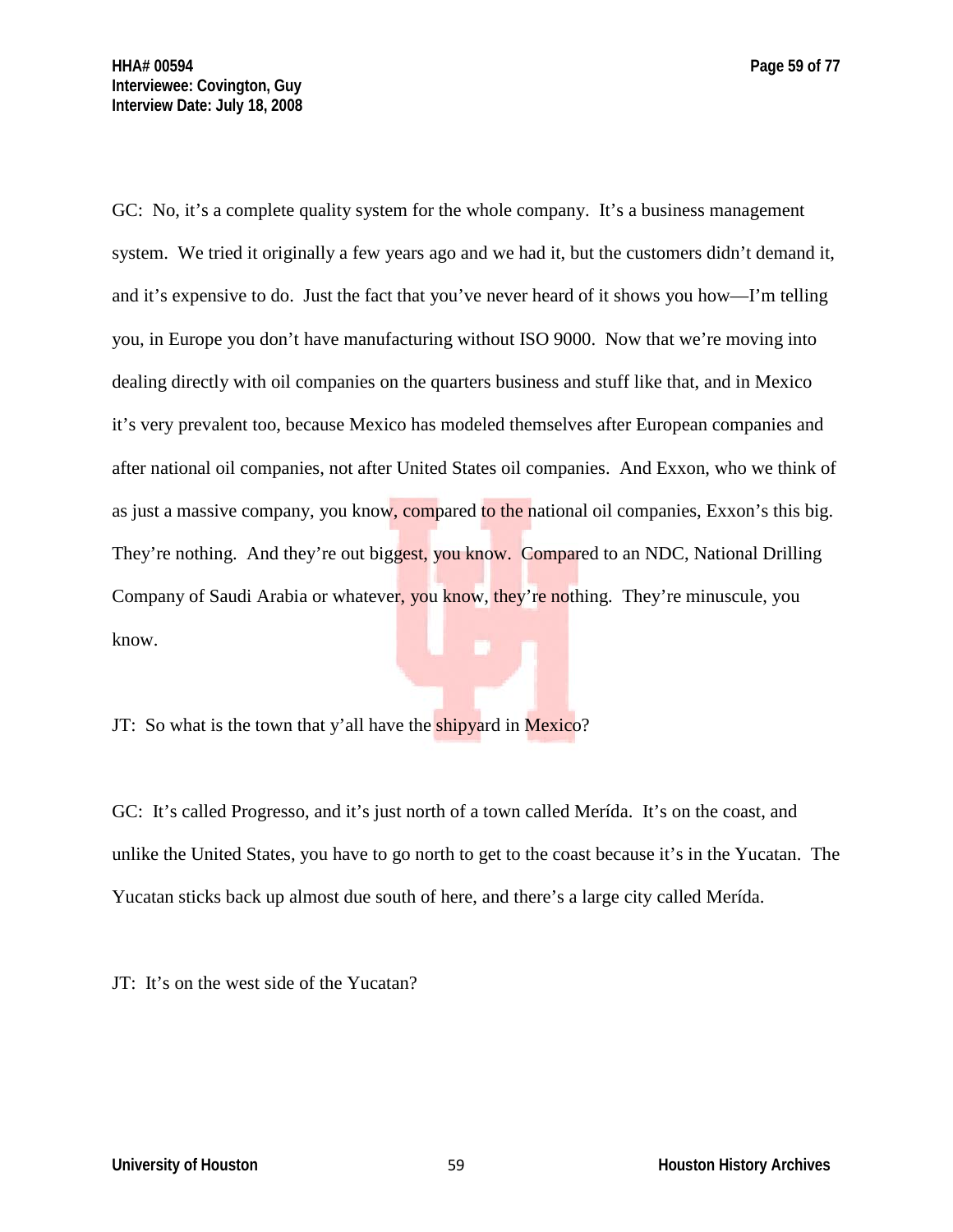GC: No, it's a complete quality system for the whole company. It's a business management system. We tried it originally a few years ago and we had it, but the customers didn't demand it, and it's expensive to do. Just the fact that you've never heard of it shows you how—I'm telling you, in Europe you don't have manufacturing without ISO 9000. Now that we're moving into dealing directly with oil companies on the quarters business and stuff like that, and in Mexico it's very prevalent too, because Mexico has modeled themselves after European companies and after national oil companies, not after United States oil companies. And Exxon, who we think of as just a massive company, you know, compared to the national oil companies, Exxon's this big. They're nothing. And they're out biggest, you know. Compared to an NDC, National Drilling Company of Saudi Arabia or whatever, you know, they're nothing. They're minuscule, you know.

JT: So what is the town that y'all have the shipyard in Mexico?

GC: It's called Progresso, and it's just north of a town called Merída. It's on the coast, and unlike the United States, you have to go north to get to the coast because it's in the Yucatan. The Yucatan sticks back up almost due south of here, and there's a large city called Merída.

JT: It's on the west side of the Yucatan?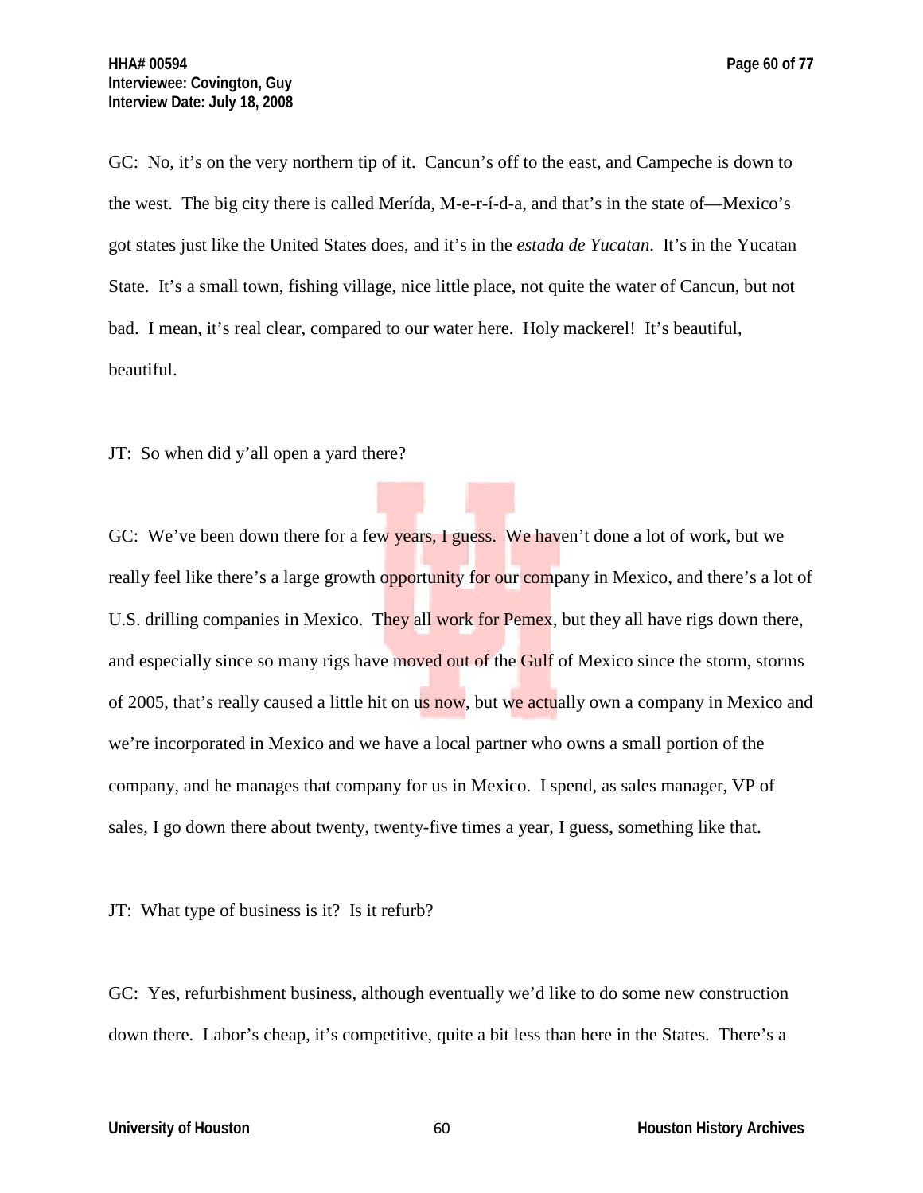GC: No, it's on the very northern tip of it. Cancun's off to the east, and Campeche is down to the west. The big city there is called Merída, M-e-r-í-d-a, and that's in the state of—Mexico's got states just like the United States does, and it's in the *estada de Yucatan*. It's in the Yucatan State. It's a small town, fishing village, nice little place, not quite the water of Cancun, but not bad. I mean, it's real clear, compared to our water here. Holy mackerel! It's beautiful, beautiful.

JT: So when did y'all open a yard there?

GC: We've been down there for a few years, I guess. We haven't done a lot of work, but we really feel like there's a large growth opportunity for our company in Mexico, and there's a lot of U.S. drilling companies in Mexico. They all work for Pemex, but they all have rigs down there, and especially since so many rigs have moved out of the Gulf of Mexico since the storm, storms of 2005, that's really caused a little hit on us now, but we actually own a company in Mexico and we're incorporated in Mexico and we have a local partner who owns a small portion of the company, and he manages that company for us in Mexico. I spend, as sales manager, VP of sales, I go down there about twenty, twenty-five times a year, I guess, something like that.

JT: What type of business is it? Is it refurb?

GC: Yes, refurbishment business, although eventually we'd like to do some new construction down there. Labor's cheap, it's competitive, quite a bit less than here in the States. There's a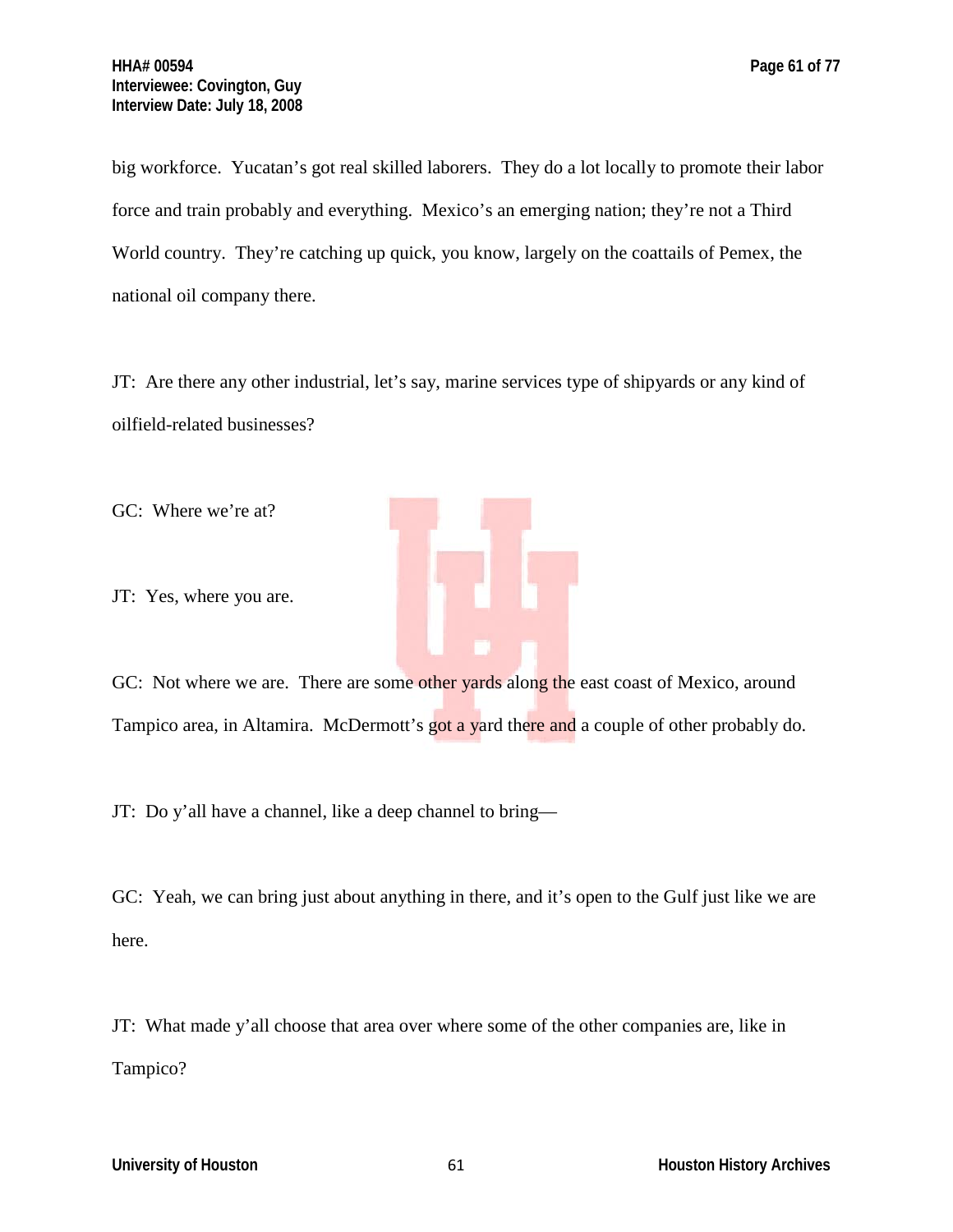big workforce. Yucatan's got real skilled laborers. They do a lot locally to promote their labor force and train probably and everything. Mexico's an emerging nation; they're not a Third World country. They're catching up quick, you know, largely on the coattails of Pemex, the national oil company there.

JT: Are there any other industrial, let's say, marine services type of shipyards or any kind of oilfield-related businesses?

GC: Where we're at?

JT: Yes, where you are.

GC: Not where we are. There are some other yards along the east coast of Mexico, around Tampico area, in Altamira. McDermott's got a yard there and a couple of other probably do.

JT: Do y'all have a channel, like a deep channel to bring—

GC: Yeah, we can bring just about anything in there, and it's open to the Gulf just like we are here.

JT: What made y'all choose that area over where some of the other companies are, like in Tampico?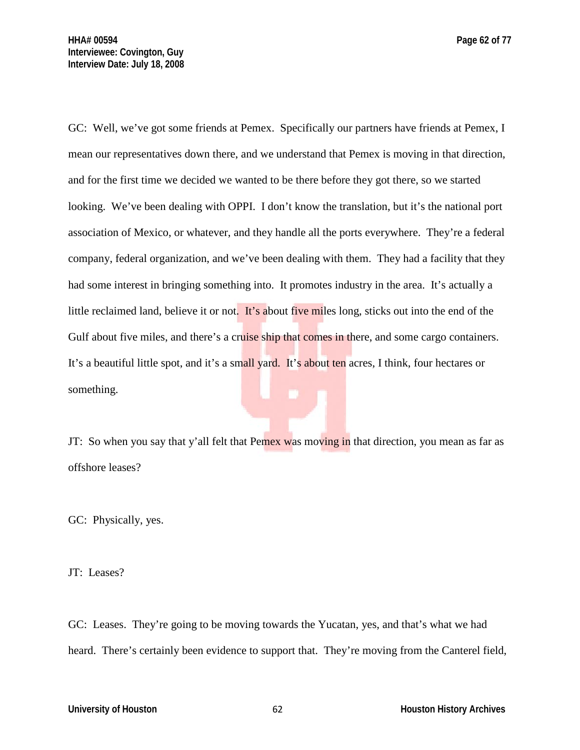GC: Well, we've got some friends at Pemex. Specifically our partners have friends at Pemex, I mean our representatives down there, and we understand that Pemex is moving in that direction, and for the first time we decided we wanted to be there before they got there, so we started looking. We've been dealing with OPPI. I don't know the translation, but it's the national port association of Mexico, or whatever, and they handle all the ports everywhere. They're a federal company, federal organization, and we've been dealing with them. They had a facility that they had some interest in bringing something into. It promotes industry in the area. It's actually a little reclaimed land, believe it or not. It's about five miles long, sticks out into the end of the Gulf about five miles, and there's a cruise ship that comes in there, and some cargo containers. It's a beautiful little spot, and it's a small yard. It's about ten acres, I think, four hectares or something.

JT: So when you say that y'all felt that Pemex was moving in that direction, you mean as far as offshore leases?

GC: Physically, yes.

JT: Leases?

GC: Leases. They're going to be moving towards the Yucatan, yes, and that's what we had heard. There's certainly been evidence to support that. They're moving from the Canterel field,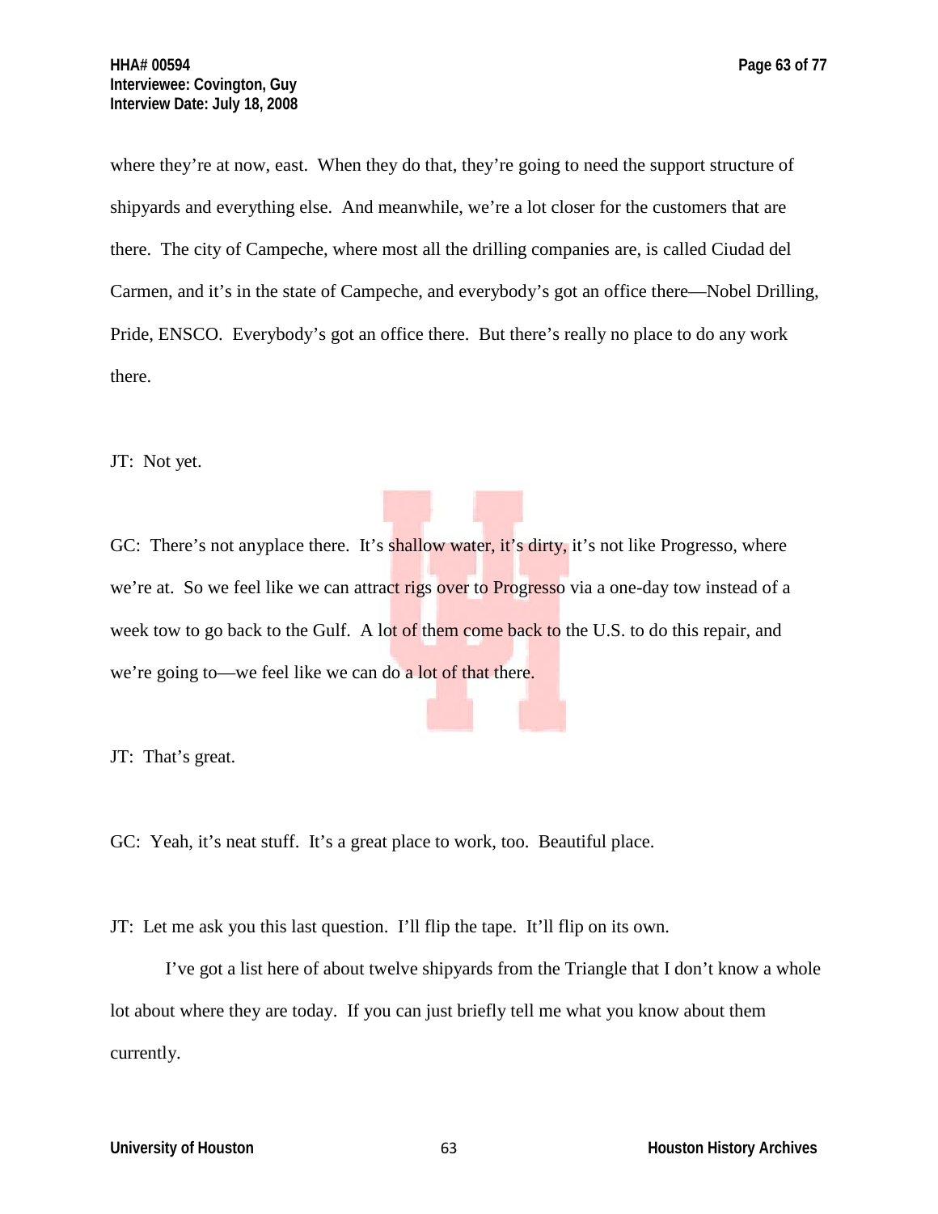where they're at now, east. When they do that, they're going to need the support structure of shipyards and everything else. And meanwhile, we're a lot closer for the customers that are there. The city of Campeche, where most all the drilling companies are, is called Ciudad del Carmen, and it's in the state of Campeche, and everybody's got an office there—Nobel Drilling, Pride, ENSCO. Everybody's got an office there. But there's really no place to do any work there.

JT: Not yet.

GC: There's not anyplace there. It's shallow water, it's dirty, it's not like Progresso, where we're at. So we feel like we can attract rigs over to Progresso via a one-day tow instead of a week tow to go back to the Gulf. A lot of them come back to the U.S. to do this repair, and we're going to—we feel like we can do a lot of that there.

JT: That's great.

GC: Yeah, it's neat stuff. It's a great place to work, too. Beautiful place.

JT: Let me ask you this last question. I'll flip the tape. It'll flip on its own.

I've got a list here of about twelve shipyards from the Triangle that I don't know a whole lot about where they are today. If you can just briefly tell me what you know about them currently.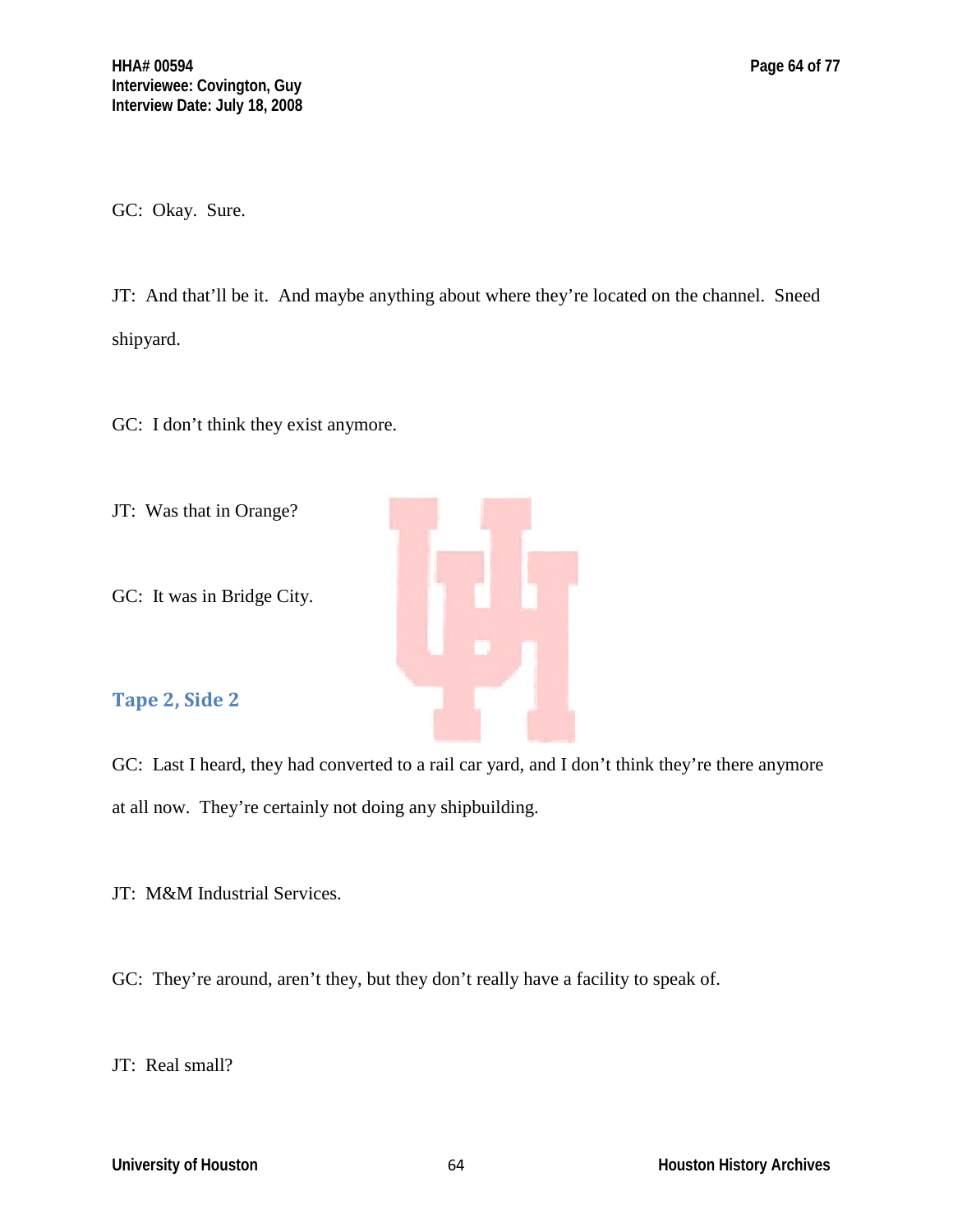GC: Okay. Sure.

JT: And that'll be it. And maybe anything about where they're located on the channel. Sneed shipyard.

GC: I don't think they exist anymore.

JT: Was that in Orange?

GC: It was in Bridge City.

## Tape 2, Side 2

GC: Last I heard, they had converted to a rail car yard, and I don't think they're there anymore at all now. They're certainly not doing any shipbuilding.

JT: M&M Industrial Services.

GC: They're around, aren't they, but they don't really have a facility to speak of.

JT: Real small?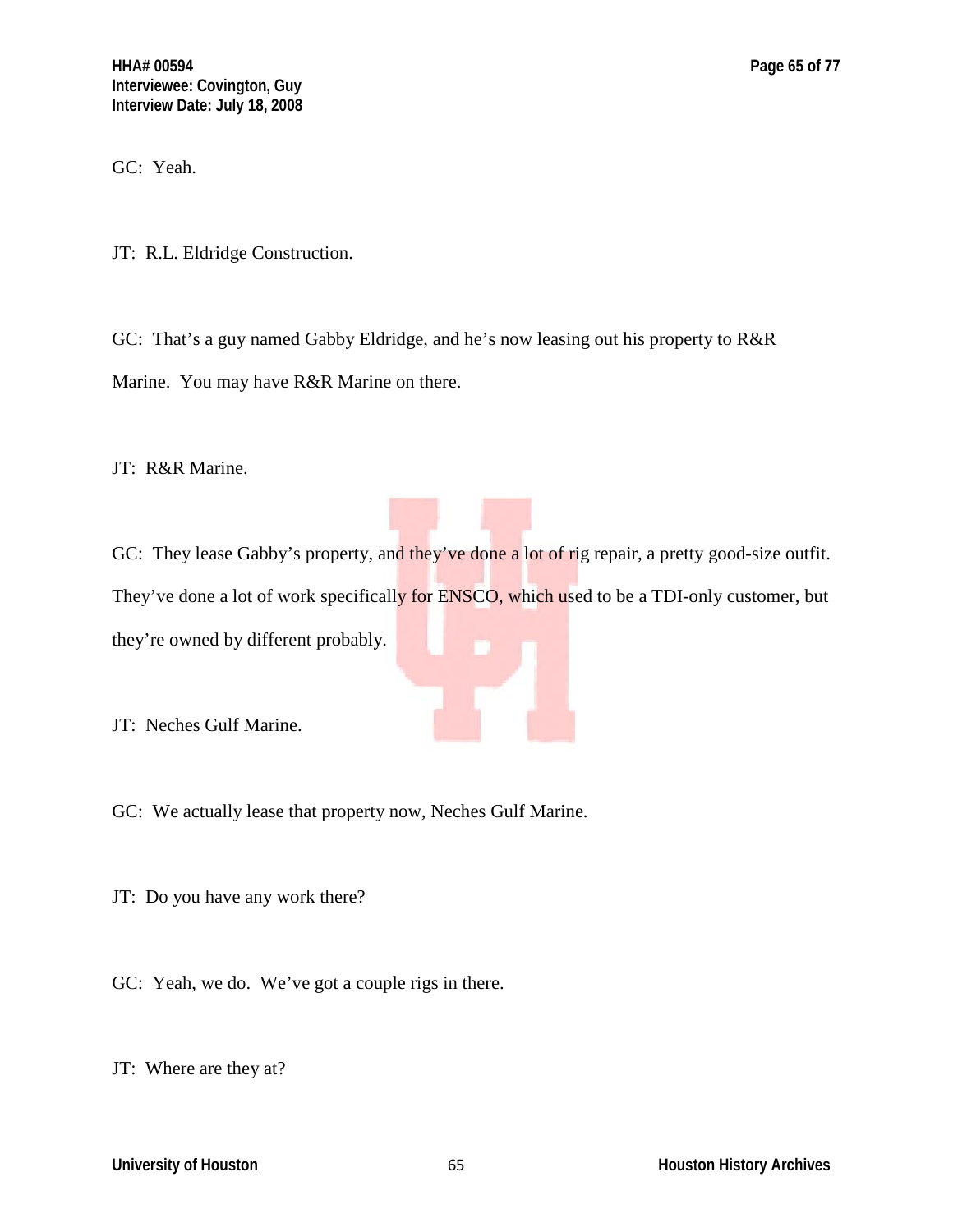GC: Yeah.

JT: R.L. Eldridge Construction.

GC: That's a guy named Gabby Eldridge, and he's now leasing out his property to R&R Marine. You may have R&R Marine on there.

JT: R&R Marine.

GC: They lease Gabby's property, and they've done a lot of rig repair, a pretty good-size outfit. They've done a lot of work specifically for ENSCO, which used to be a TDI-only customer, but they're owned by different probably.

JT: Neches Gulf Marine.

GC: We actually lease that property now, Neches Gulf Marine.

JT: Do you have any work there?

GC: Yeah, we do. We've got a couple rigs in there.

JT: Where are they at?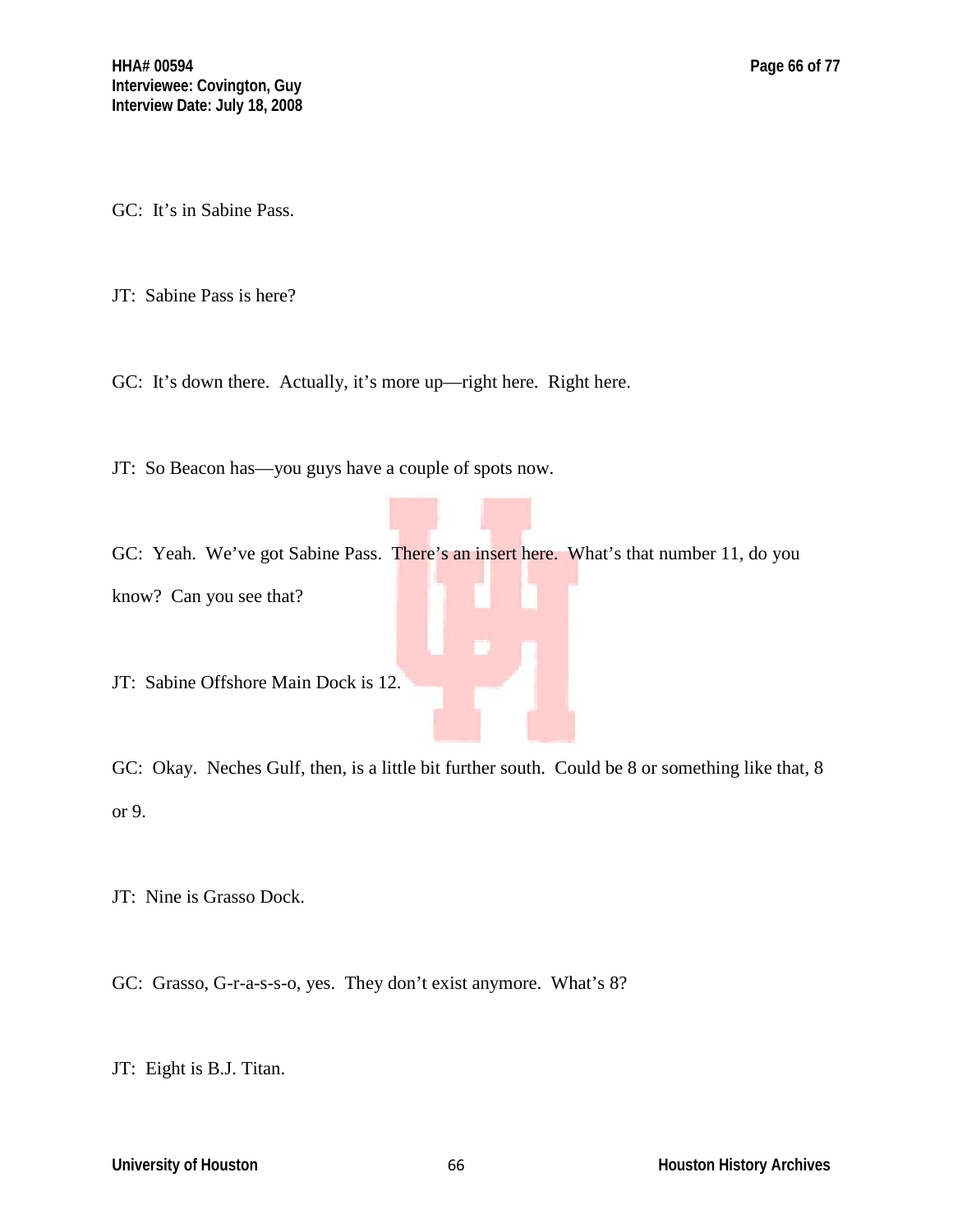GC: It's in Sabine Pass.

JT: Sabine Pass is here?

GC: It's down there. Actually, it's more up—right here. Right here.

JT: So Beacon has—you guys have a couple of spots now.

GC: Yeah. We've got Sabine Pass. There's an insert here. What's that number 11, do you know? Can you see that?

JT: Sabine Offshore Main Dock is 12.

GC: Okay. Neches Gulf, then, is a little bit further south. Could be 8 or something like that, 8 or 9.

JT: Nine is Grasso Dock.

GC: Grasso, G-r-a-s-s-o, yes. They don't exist anymore. What's 8?

JT: Eight is B.J. Titan.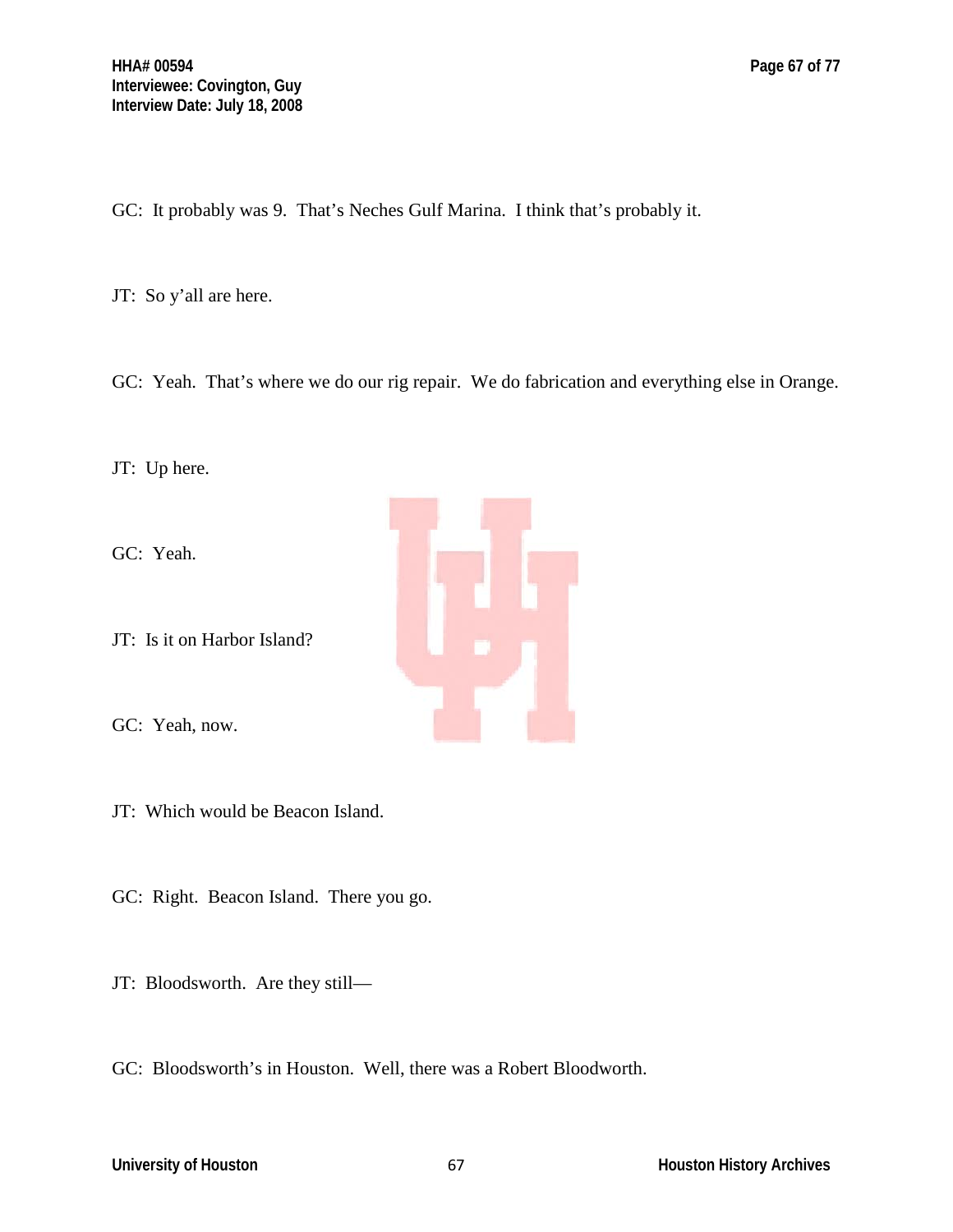GC: It probably was 9. That's Neches Gulf Marina. I think that's probably it.

JT: So y'all are here.

GC: Yeah. That's where we do our rig repair. We do fabrication and everything else in Orange.

JT: Up here.

GC: Yeah.

JT: Is it on Harbor Island?

GC: Yeah, now.

JT: Which would be Beacon Island.

GC: Right. Beacon Island. There you go.

JT: Bloodsworth. Are they still—

GC: Bloodsworth's in Houston. Well, there was a Robert Bloodworth.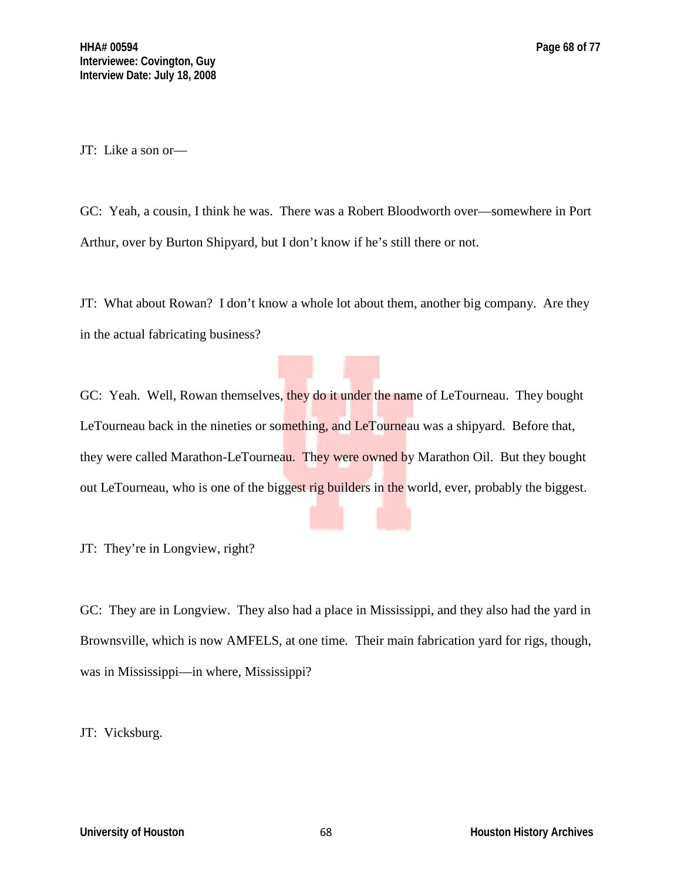JT: Like a son or—

GC: Yeah, a cousin, I think he was. There was a Robert Bloodworth over—somewhere in Port Arthur, over by Burton Shipyard, but I don't know if he's still there or not.

JT: What about Rowan? I don't know a whole lot about them, another big company. Are they in the actual fabricating business?

GC: Yeah. Well, Rowan themselves, they do it under the name of LeTourneau. They bought LeTourneau back in the nineties or something, and LeTourneau was a shipyard. Before that, they were called Marathon-LeTourneau. They were owned by Marathon Oil. But they bought out LeTourneau, who is one of the biggest rig builders in the world, ever, probably the biggest.

JT: They're in Longview, right?

GC: They are in Longview. They also had a place in Mississippi, and they also had the yard in Brownsville, which is now AMFELS, at one time. Their main fabrication yard for rigs, though, was in Mississippi—in where, Mississippi?

JT: Vicksburg.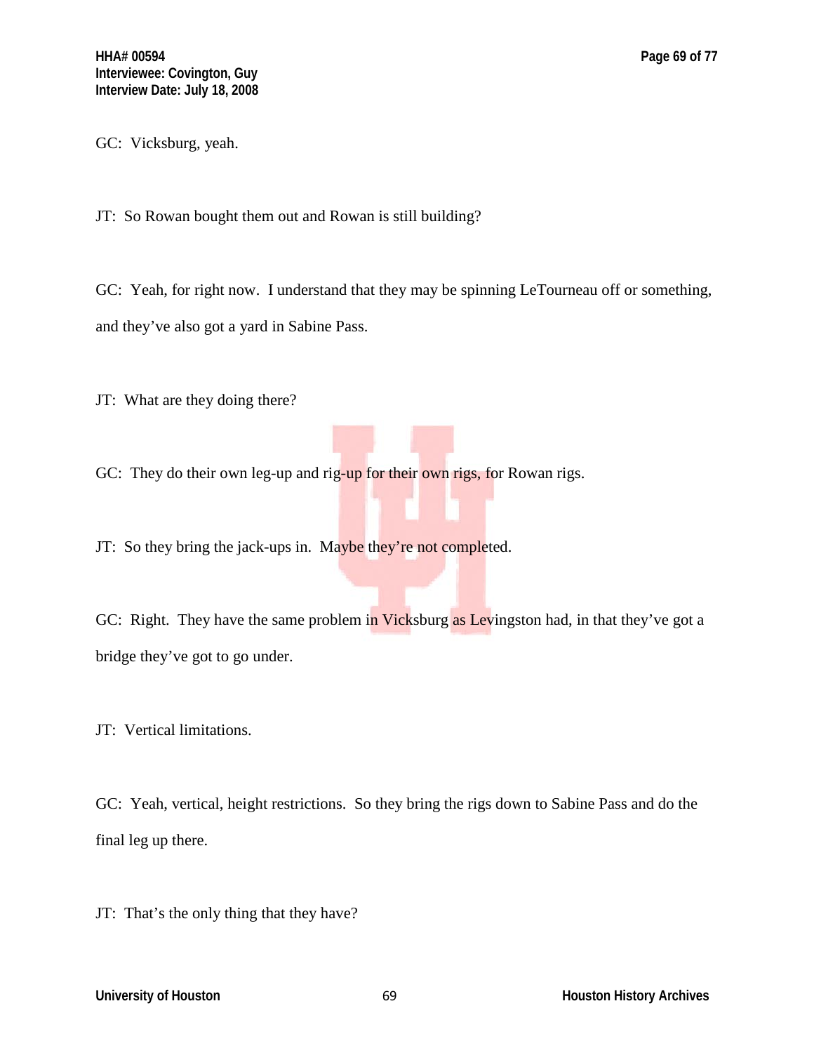GC: Vicksburg, yeah.

JT: So Rowan bought them out and Rowan is still building?

GC: Yeah, for right now. I understand that they may be spinning LeTourneau off or something, and they've also got a yard in Sabine Pass.

JT: What are they doing there?

GC: They do their own leg-up and rig-up for their own rigs, for Rowan rigs.

JT: So they bring the jack-ups in. Maybe they're not completed.

GC: Right. They have the same problem in Vicksburg as Levingston had, in that they've got a bridge they've got to go under.

JT: Vertical limitations.

GC: Yeah, vertical, height restrictions. So they bring the rigs down to Sabine Pass and do the final leg up there.

JT: That's the only thing that they have?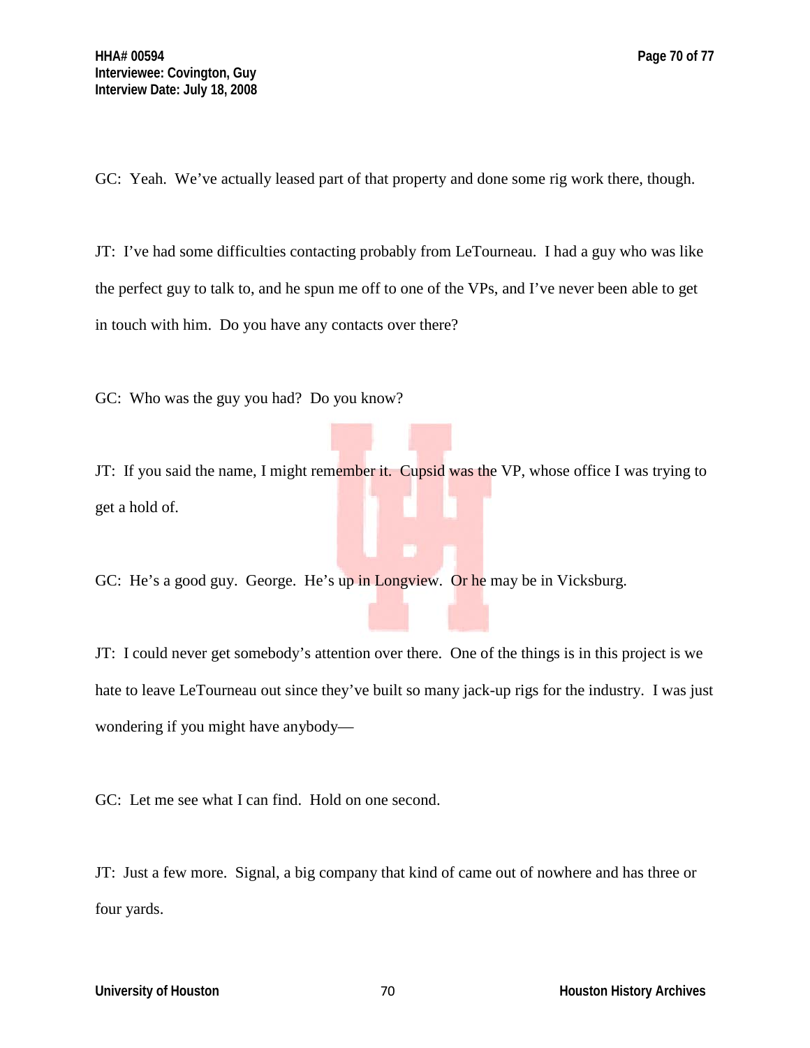GC: Yeah. We've actually leased part of that property and done some rig work there, though.

JT: I've had some difficulties contacting probably from LeTourneau. I had a guy who was like the perfect guy to talk to, and he spun me off to one of the VPs, and I've never been able to get in touch with him. Do you have any contacts over there?

GC: Who was the guy you had? Do you know?

JT: If you said the name, I might remember it. Cupsid was the VP, whose office I was trying to get a hold of.

GC: He's a good guy. George. He's up in Longview. Or he may be in Vicksburg.

JT: I could never get somebody's attention over there. One of the things is in this project is we hate to leave LeTourneau out since they've built so many jack-up rigs for the industry. I was just wondering if you might have anybody—

GC: Let me see what I can find. Hold on one second.

JT: Just a few more. Signal, a big company that kind of came out of nowhere and has three or four yards.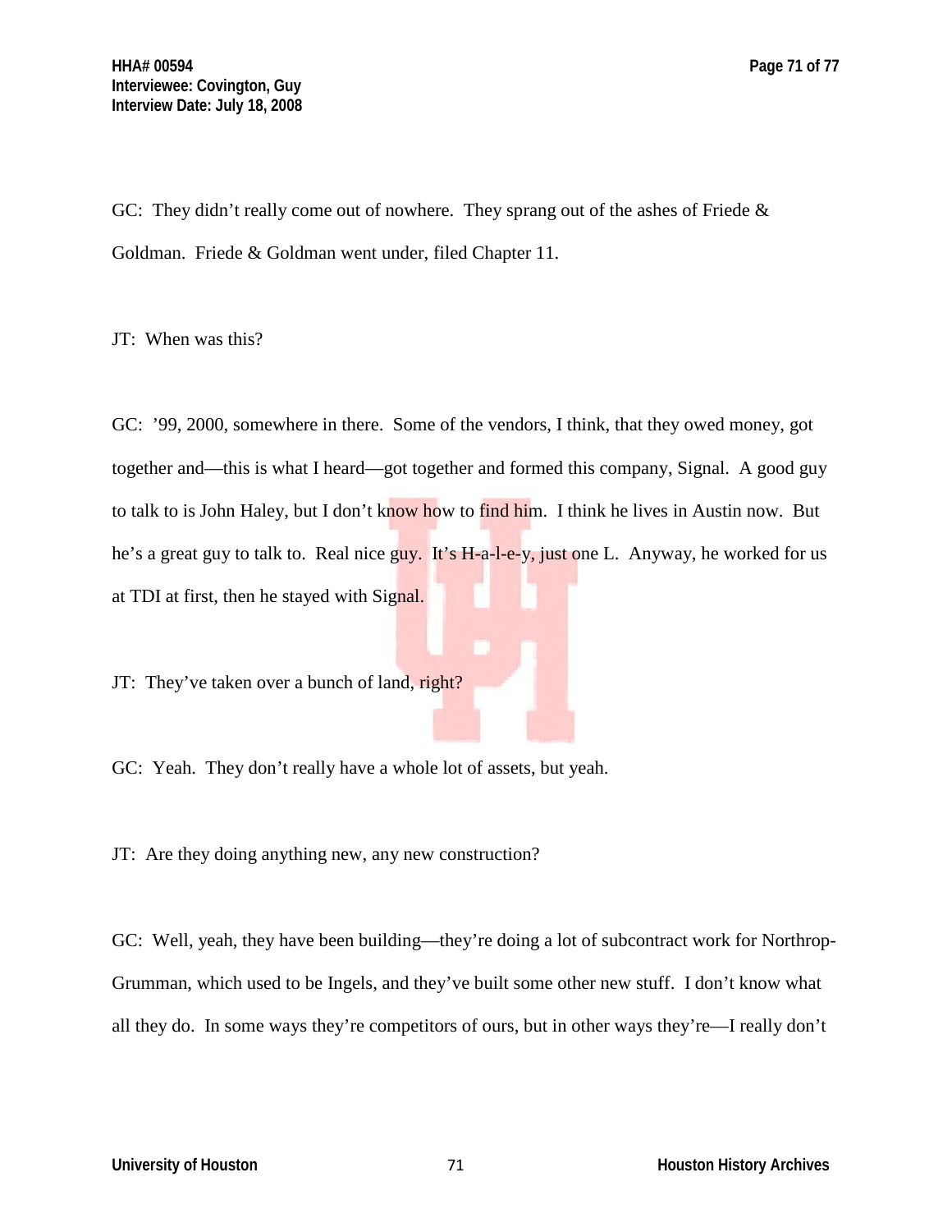GC: They didn't really come out of nowhere. They sprang out of the ashes of Friede & Goldman. Friede & Goldman went under, filed Chapter 11.

JT: When was this?

GC: '99, 2000, somewhere in there. Some of the vendors, I think, that they owed money, got together and—this is what I heard—got together and formed this company, Signal. A good guy to talk to is John Haley, but I don't know how to find him. I think he lives in Austin now. But he's a great guy to talk to. Real nice guy. It's H-a-l-e-y, just one L. Anyway, he worked for us at TDI at first, then he stayed with Signal.

JT: They've taken over a bunch of land, right?

GC: Yeah. They don't really have a whole lot of assets, but yeah.

JT: Are they doing anything new, any new construction?

GC: Well, yeah, they have been building—they're doing a lot of subcontract work for Northrop-Grumman, which used to be Ingels, and they've built some other new stuff. I don't know what all they do. In some ways they're competitors of ours, but in other ways they're—I really don't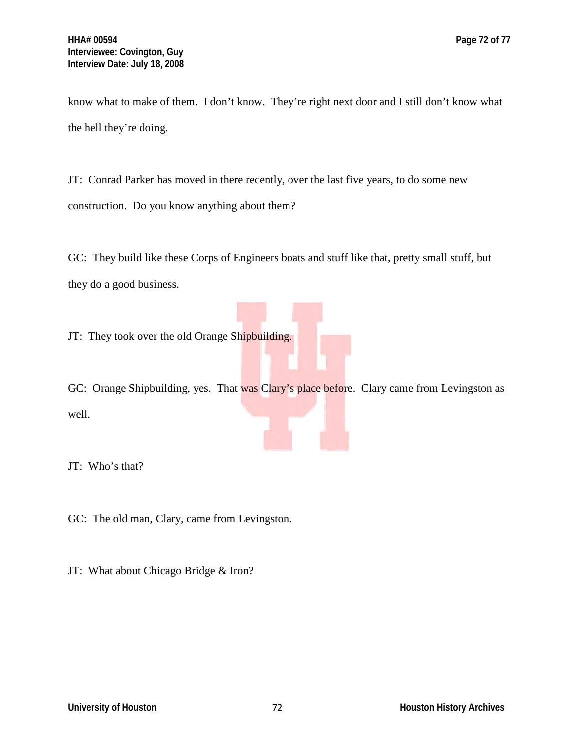know what to make of them. I don't know. They're right next door and I still don't know what the hell they're doing.

JT: Conrad Parker has moved in there recently, over the last five years, to do some new construction. Do you know anything about them?

GC: They build like these Corps of Engineers boats and stuff like that, pretty small stuff, but they do a good business.

JT: They took over the old Orange Shipbuilding.

GC: Orange Shipbuilding, yes. That was Clary's place before. Clary came from Levingston as well.

JT: Who's that?

GC: The old man, Clary, came from Levingston.

JT: What about Chicago Bridge & Iron?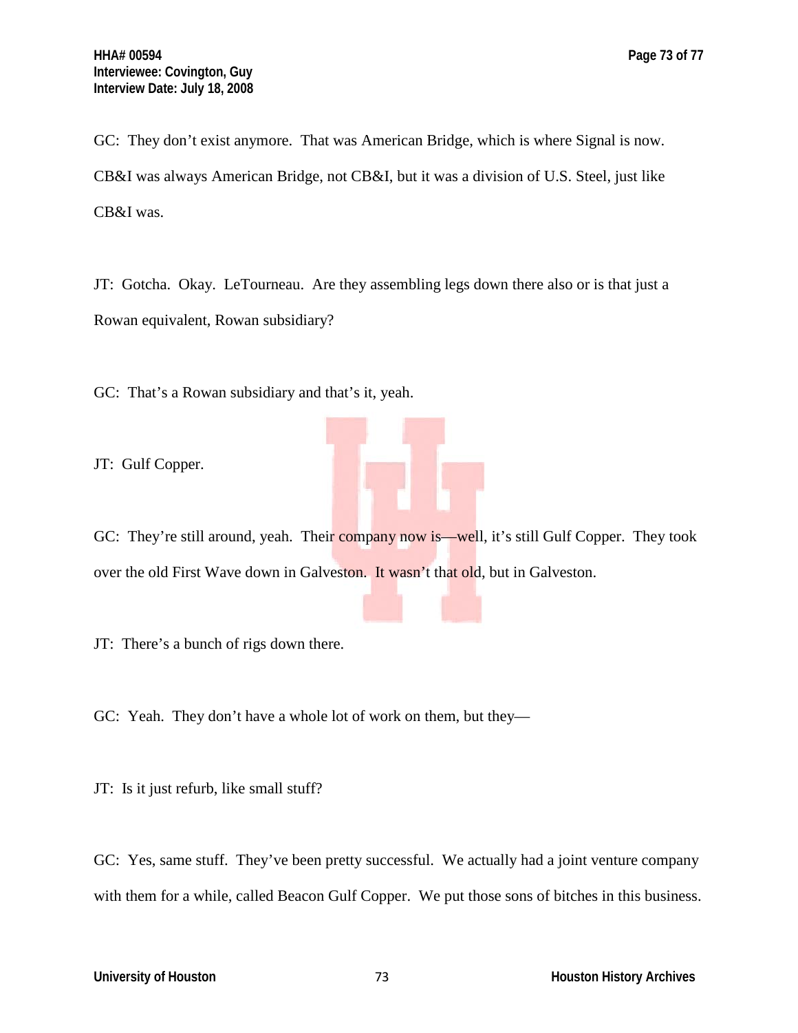GC: They don't exist anymore. That was American Bridge, which is where Signal is now. CB&I was always American Bridge, not CB&I, but it was a division of U.S. Steel, just like CB&I was.

JT: Gotcha. Okay. LeTourneau. Are they assembling legs down there also or is that just a Rowan equivalent, Rowan subsidiary?

GC: That's a Rowan subsidiary and that's it, yeah.

JT: Gulf Copper.

GC: They're still around, yeah. Their company now is—well, it's still Gulf Copper. They took over the old First Wave down in Galveston. It wasn't that old, but in Galveston.

JT: There's a bunch of rigs down there.

GC: Yeah. They don't have a whole lot of work on them, but they—

JT: Is it just refurb, like small stuff?

GC: Yes, same stuff. They've been pretty successful. We actually had a joint venture company with them for a while, called Beacon Gulf Copper. We put those sons of bitches in this business.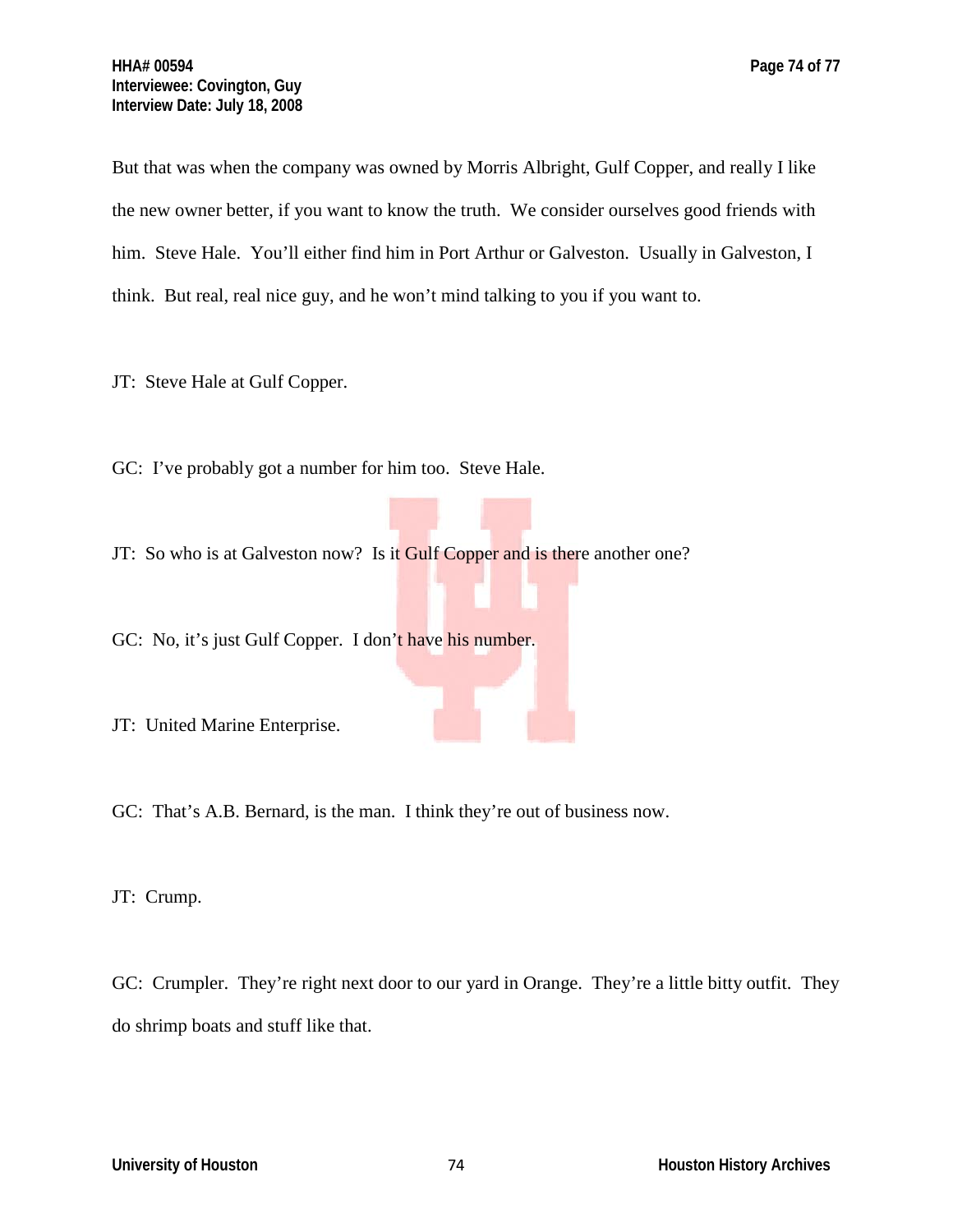But that was when the company was owned by Morris Albright, Gulf Copper, and really I like the new owner better, if you want to know the truth. We consider ourselves good friends with him. Steve Hale. You'll either find him in Port Arthur or Galveston. Usually in Galveston, I think. But real, real nice guy, and he won't mind talking to you if you want to.

JT: Steve Hale at Gulf Copper.

GC: I've probably got a number for him too. Steve Hale.

JT: So who is at Galveston now? Is it Gulf Copper and is there another one?

GC: No, it's just Gulf Copper. I don't have his number.

JT: United Marine Enterprise.

GC: That's A.B. Bernard, is the man. I think they're out of business now.

JT: Crump.

GC: Crumpler. They're right next door to our yard in Orange. They're a little bitty outfit. They do shrimp boats and stuff like that.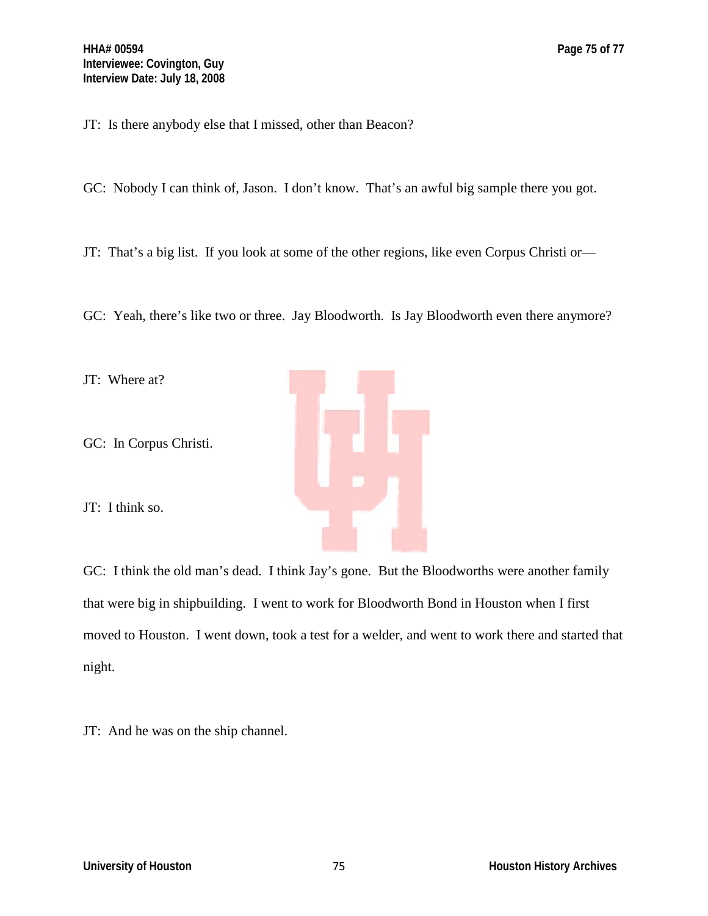JT: Is there anybody else that I missed, other than Beacon?

GC: Nobody I can think of, Jason. I don't know. That's an awful big sample there you got.

JT: That's a big list. If you look at some of the other regions, like even Corpus Christi or—

GC: Yeah, there's like two or three. Jay Bloodworth. Is Jay Bloodworth even there anymore?

JT: Where at?

GC: In Corpus Christi.

JT: I think so.

GC: I think the old man's dead. I think Jay's gone. But the Bloodworths were another family that were big in shipbuilding. I went to work for Bloodworth Bond in Houston when I first moved to Houston. I went down, took a test for a welder, and went to work there and started that night.

JT: And he was on the ship channel.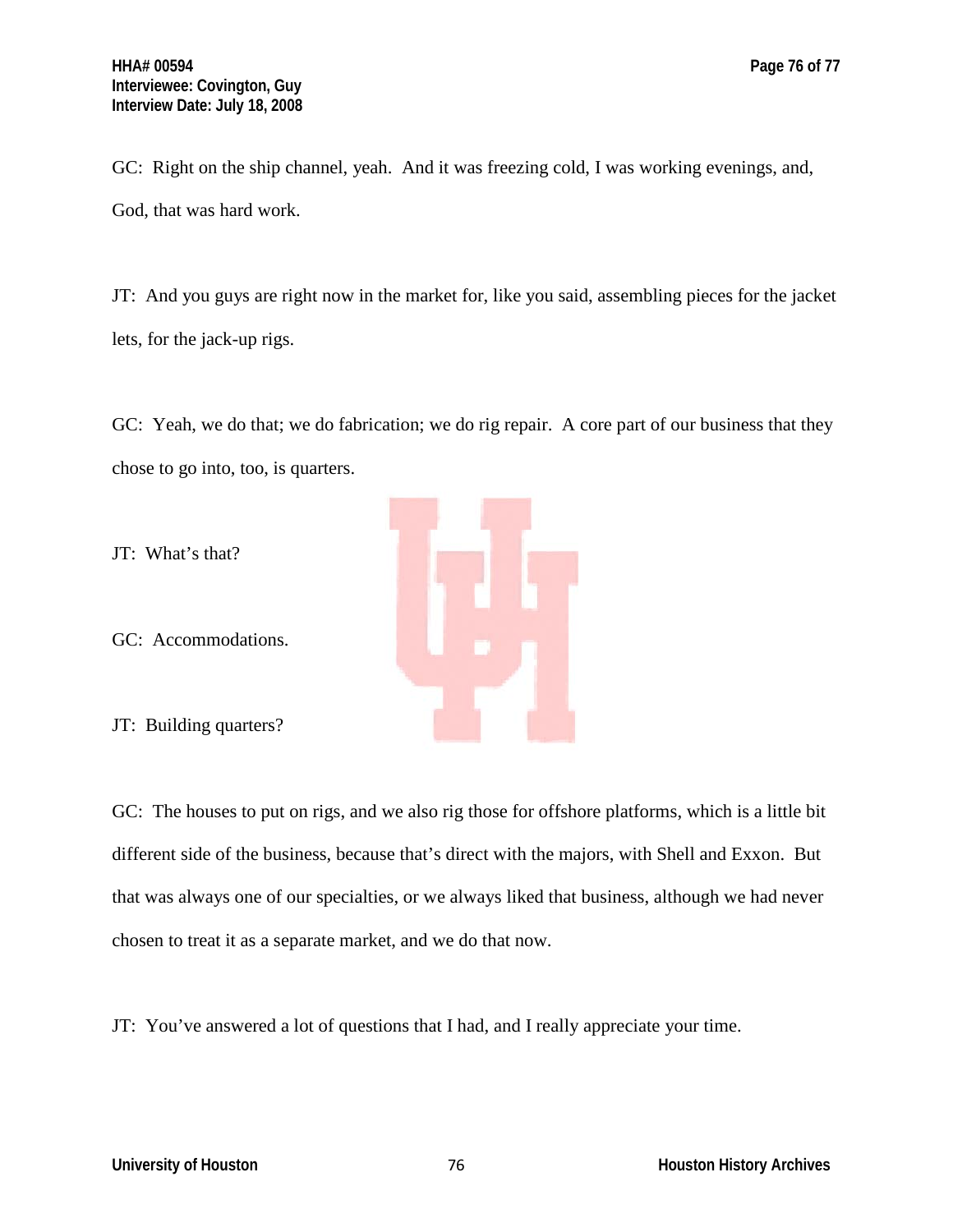GC: Right on the ship channel, yeah. And it was freezing cold, I was working evenings, and, God, that was hard work.

JT: And you guys are right now in the market for, like you said, assembling pieces for the jacket lets, for the jack-up rigs.

GC: Yeah, we do that; we do fabrication; we do rig repair. A core part of our business that they chose to go into, too, is quarters.

JT: What's that?

GC: Accommodations.

JT: Building quarters?

GC: The houses to put on rigs, and we also rig those for offshore platforms, which is a little bit different side of the business, because that's direct with the majors, with Shell and Exxon. But that was always one of our specialties, or we always liked that business, although we had never chosen to treat it as a separate market, and we do that now.

JT: You've answered a lot of questions that I had, and I really appreciate your time.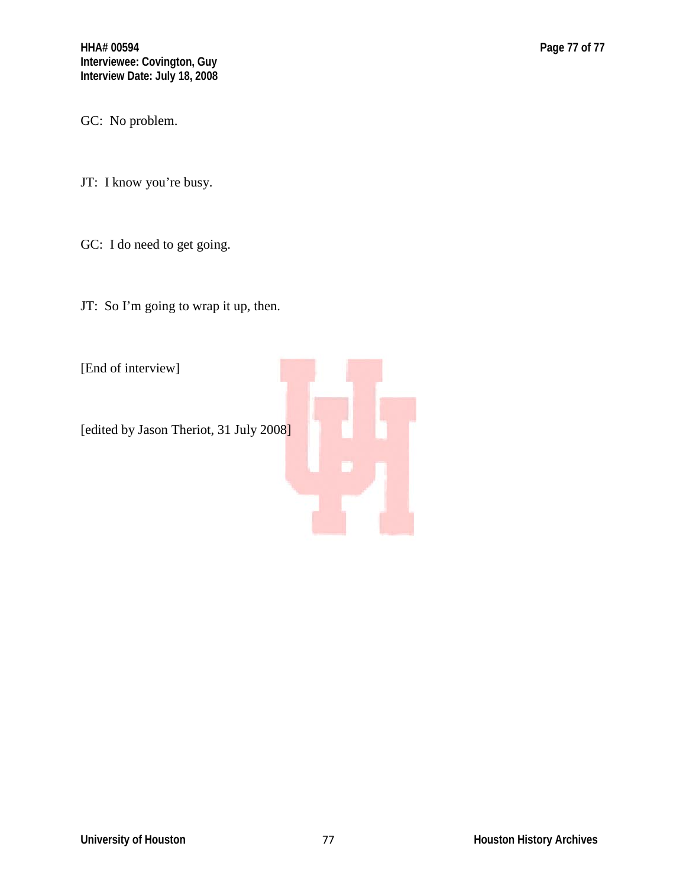GC: No problem.

JT: I know you're busy.

GC: I do need to get going.

JT: So I'm going to wrap it up, then.

[End of interview]

[edited by Jason Theriot, 31 July 2008]